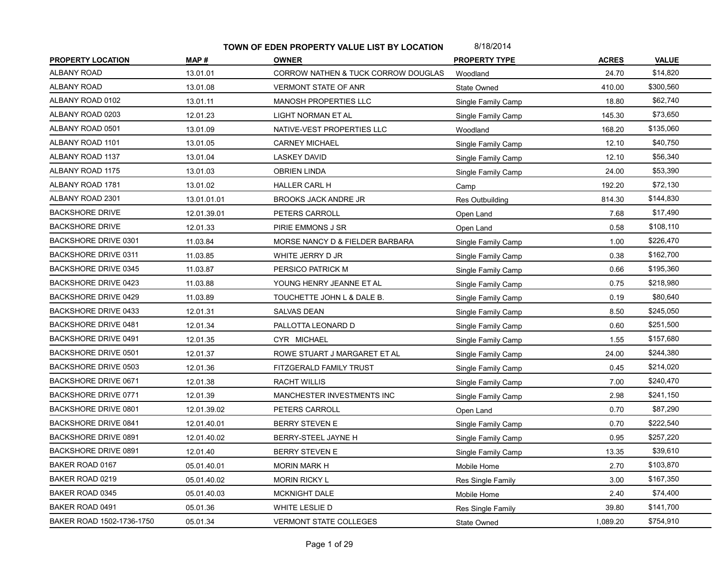# TOWN OF EDEN PROPERTY VALUE LIST BY LOCATION

8/18/2014

| PROPERTY LOCATION | MAP # | OWNER | PROPERTY TYPE | ACRES | VALUE |
|---|---|---|---|---|---|
| ALBANY ROAD | 13.01.01 | CORROW NATHEN & TUCK CORROW DOUGLAS | Woodland | 24.70 | $14,820 |
| ALBANY ROAD | 13.01.08 | VERMONT STATE OF ANR | State Owned | 410.00 | $300,560 |
| ALBANY ROAD 0102 | 13.01.11 | MANOSH PROPERTIES LLC | Single Family Camp | 18.80 | $62,740 |
| ALBANY ROAD 0203 | 12.01.23 | LIGHT NORMAN ET AL | Single Family Camp | 145.30 | $73,650 |
| ALBANY ROAD 0501 | 13.01.09 | NATIVE-VEST PROPERTIES LLC | Woodland | 168.20 | $135,060 |
| ALBANY ROAD 1101 | 13.01.05 | CARNEY MICHAEL | Single Family Camp | 12.10 | $40,750 |
| ALBANY ROAD 1137 | 13.01.04 | LASKEY DAVID | Single Family Camp | 12.10 | $56,340 |
| ALBANY ROAD 1175 | 13.01.03 | OBRIEN LINDA | Single Family Camp | 24.00 | $53,390 |
| ALBANY ROAD 1781 | 13.01.02 | HALLER CARL H | Camp | 192.20 | $72,130 |
| ALBANY ROAD 2301 | 13.01.01.01 | BROOKS JACK ANDRE JR | Res Outbuilding | 814.30 | $144,830 |
| BACKSHORE DRIVE | 12.01.39.01 | PETERS CARROLL | Open Land | 7.68 | $17,490 |
| BACKSHORE DRIVE | 12.01.33 | PIRIE EMMONS J SR | Open Land | 0.58 | $108,110 |
| BACKSHORE DRIVE 0301 | 11.03.84 | MORSE NANCY D & FIELDER BARBARA | Single Family Camp | 1.00 | $226,470 |
| BACKSHORE DRIVE 0311 | 11.03.85 | WHITE JERRY D JR | Single Family Camp | 0.38 | $162,700 |
| BACKSHORE DRIVE 0345 | 11.03.87 | PERSICO PATRICK M | Single Family Camp | 0.66 | $195,360 |
| BACKSHORE DRIVE 0423 | 11.03.88 | YOUNG HENRY JEANNE ET AL | Single Family Camp | 0.75 | $218,980 |
| BACKSHORE DRIVE 0429 | 11.03.89 | TOUCHETTE JOHN L & DALE B. | Single Family Camp | 0.19 | $80,640 |
| BACKSHORE DRIVE 0433 | 12.01.31 | SALVAS DEAN | Single Family Camp | 8.50 | $245,050 |
| BACKSHORE DRIVE 0481 | 12.01.34 | PALLOTTA LEONARD D | Single Family Camp | 0.60 | $251,500 |
| BACKSHORE DRIVE 0491 | 12.01.35 | CYR MICHAEL | Single Family Camp | 1.55 | $157,680 |
| BACKSHORE DRIVE 0501 | 12.01.37 | ROWE STUART J MARGARET ET AL | Single Family Camp | 24.00 | $244,380 |
| BACKSHORE DRIVE 0503 | 12.01.36 | FITZGERALD FAMILY TRUST | Single Family Camp | 0.45 | $214,020 |
| BACKSHORE DRIVE 0671 | 12.01.38 | RACHT WILLIS | Single Family Camp | 7.00 | $240,470 |
| BACKSHORE DRIVE 0771 | 12.01.39 | MANCHESTER INVESTMENTS INC | Single Family Camp | 2.98 | $241,150 |
| BACKSHORE DRIVE 0801 | 12.01.39.02 | PETERS CARROLL | Open Land | 0.70 | $87,290 |
| BACKSHORE DRIVE 0841 | 12.01.40.01 | BERRY STEVEN E | Single Family Camp | 0.70 | $222,540 |
| BACKSHORE DRIVE 0891 | 12.01.40.02 | BERRY-STEEL JAYNE H | Single Family Camp | 0.95 | $257,220 |
| BACKSHORE DRIVE 0891 | 12.01.40 | BERRY STEVEN E | Single Family Camp | 13.35 | $39,610 |
| BAKER ROAD 0167 | 05.01.40.01 | MORIN MARK H | Mobile Home | 2.70 | $103,870 |
| BAKER ROAD 0219 | 05.01.40.02 | MORIN RICKY L | Res Single Family | 3.00 | $167,350 |
| BAKER ROAD 0345 | 05.01.40.03 | MCKNIGHT DALE | Mobile Home | 2.40 | $74,400 |
| BAKER ROAD 0491 | 05.01.36 | WHITE LESLIE D | Res Single Family | 39.80 | $141,700 |
| BAKER ROAD 1502-1736-1750 | 05.01.34 | VERMONT STATE COLLEGES | State Owned | 1,089.20 | $754,910 |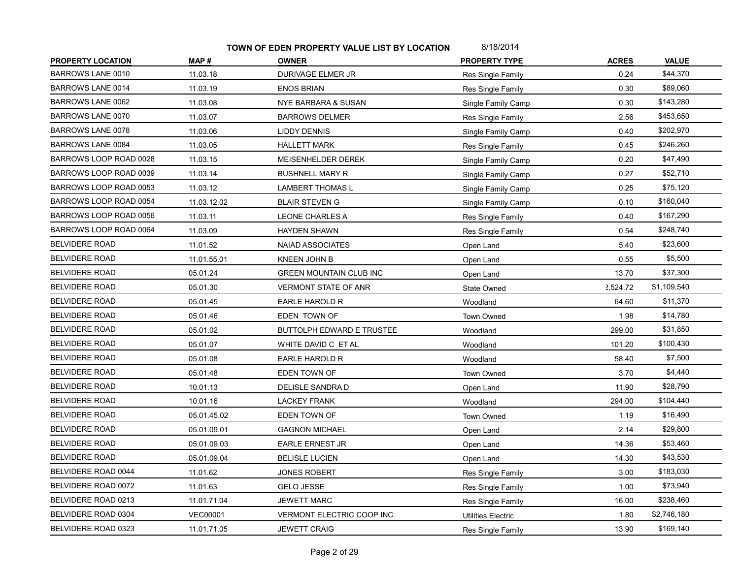**TOWN OF EDEN PROPERTY VALUE LIST BY LOCATION** 8/18/2014

| PROPERTY LOCATION | MAP # | OWNER | PROPERTY TYPE | ACRES | VALUE |
|---|---|---|---|---|---|
| BARROWS LANE 0010 | 11.03.18 | DURIVAGE ELMER JR | Res Single Family | 0.24 | $44,370 |
| BARROWS LANE 0014 | 11.03.19 | ENOS BRIAN | Res Single Family | 0.30 | $89,060 |
| BARROWS LANE 0062 | 11.03.08 | NYE BARBARA & SUSAN | Single Family Camp | 0.30 | $143,280 |
| BARROWS LANE 0070 | 11.03.07 | BARROWS DELMER | Res Single Family | 2.56 | $453,650 |
| BARROWS LANE 0078 | 11.03.06 | LIDDY DENNIS | Single Family Camp | 0.40 | $202,970 |
| BARROWS LANE 0084 | 11.03.05 | HALLETT MARK | Res Single Family | 0.45 | $246,260 |
| BARROWS LOOP ROAD 0028 | 11.03.15 | MEISENHELDER DEREK | Single Family Camp | 0.20 | $47,490 |
| BARROWS LOOP ROAD 0039 | 11.03.14 | BUSHNELL MARY R | Single Family Camp | 0.27 | $52,710 |
| BARROWS LOOP ROAD 0053 | 11.03.12 | LAMBERT THOMAS L | Single Family Camp | 0.25 | $75,120 |
| BARROWS LOOP ROAD 0054 | 11.03.12.02 | BLAIR STEVEN G | Single Family Camp | 0.10 | $160,040 |
| BARROWS LOOP ROAD 0056 | 11.03.11 | LEONE CHARLES A | Res Single Family | 0.40 | $167,290 |
| BARROWS LOOP ROAD 0064 | 11.03.09 | HAYDEN SHAWN | Res Single Family | 0.54 | $248,740 |
| BELVIDERE ROAD | 11.01.52 | NAIAD ASSOCIATES | Open Land | 5.40 | $23,600 |
| BELVIDERE ROAD | 11.01.55.01 | KNEEN JOHN B | Open Land | 0.55 | $5,500 |
| BELVIDERE ROAD | 05.01.24 | GREEN MOUNTAIN CLUB INC | Open Land | 13.70 | $37,300 |
| BELVIDERE ROAD | 05.01.30 | VERMONT STATE OF ANR | State Owned | 2,524.72 | $1,109,540 |
| BELVIDERE ROAD | 05.01.45 | EARLE HAROLD R | Woodland | 64.60 | $11,370 |
| BELVIDERE ROAD | 05.01.46 | EDEN TOWN OF | Town Owned | 1.98 | $14,780 |
| BELVIDERE ROAD | 05.01.02 | BUTTOLPH EDWARD E TRUSTEE | Woodland | 299.00 | $31,850 |
| BELVIDERE ROAD | 05.01.07 | WHITE DAVID C ET AL | Woodland | 101.20 | $100,430 |
| BELVIDERE ROAD | 05.01.08 | EARLE HAROLD R | Woodland | 58.40 | $7,500 |
| BELVIDERE ROAD | 05.01.48 | EDEN TOWN OF | Town Owned | 3.70 | $4,440 |
| BELVIDERE ROAD | 10.01.13 | DELISLE SANDRA D | Open Land | 11.90 | $28,790 |
| BELVIDERE ROAD | 10.01.16 | LACKEY FRANK | Woodland | 294.00 | $104,440 |
| BELVIDERE ROAD | 05.01.45.02 | EDEN TOWN OF | Town Owned | 1.19 | $16,490 |
| BELVIDERE ROAD | 05.01.09.01 | GAGNON MICHAEL | Open Land | 2.14 | $29,800 |
| BELVIDERE ROAD | 05.01.09.03 | EARLE ERNEST JR | Open Land | 14.36 | $53,460 |
| BELVIDERE ROAD | 05.01.09.04 | BELISLE LUCIEN | Open Land | 14.30 | $43,530 |
| BELVIDERE ROAD 0044 | 11.01.62 | JONES ROBERT | Res Single Family | 3.00 | $183,030 |
| BELVIDERE ROAD 0072 | 11.01.63 | GELO JESSE | Res Single Family | 1.00 | $73,940 |
| BELVIDERE ROAD 0213 | 11.01.71.04 | JEWETT MARC | Res Single Family | 16.00 | $238,460 |
| BELVIDERE ROAD 0304 | VEC00001 | VERMONT ELECTRIC COOP INC | Utilities Electric | 1.80 | $2,746,180 |
| BELVIDERE ROAD 0323 | 11.01.71.05 | JEWETT CRAIG | Res Single Family | 13.90 | $169,140 |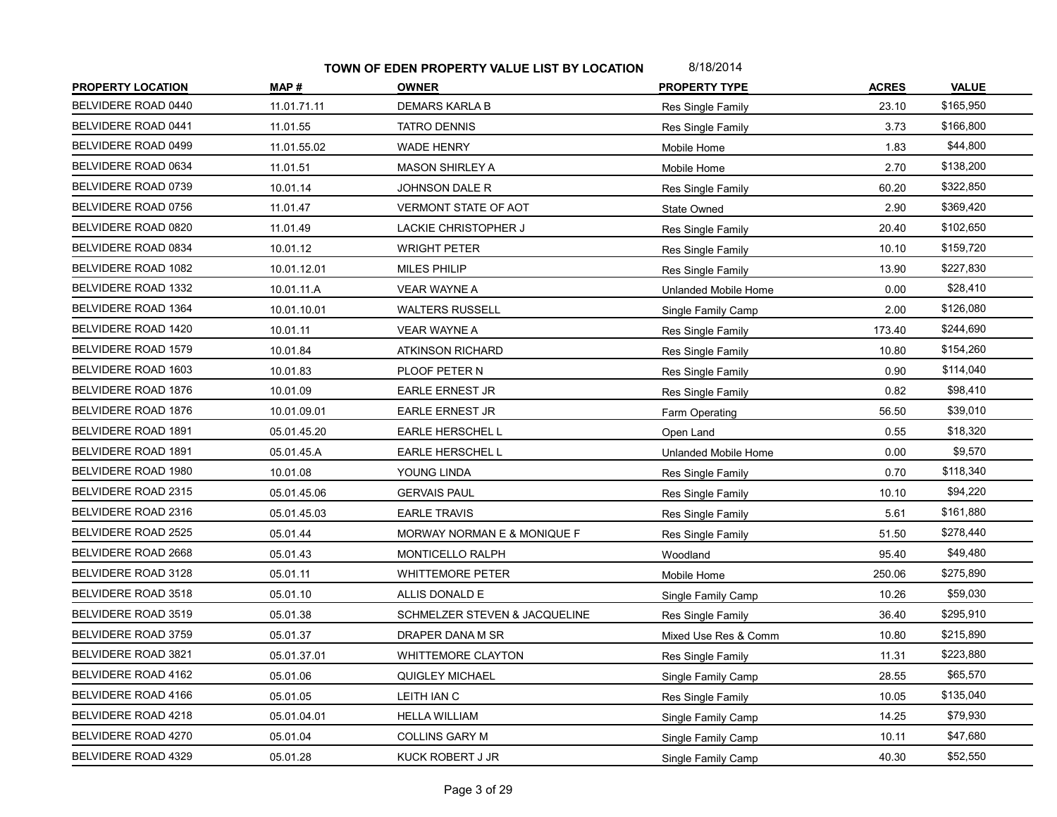**TOWN OF EDEN PROPERTY VALUE LIST BY LOCATION** 8/18/2014

| PROPERTY LOCATION | MAP # | OWNER | PROPERTY TYPE | ACRES | VALUE |
|---|---|---|---|---|---|
| BELVIDERE ROAD 0440 | 11.01.71.11 | DEMARS KARLA B | Res Single Family | 23.10 | $165,950 |
| BELVIDERE ROAD 0441 | 11.01.55 | TATRO DENNIS | Res Single Family | 3.73 | $166,800 |
| BELVIDERE ROAD 0499 | 11.01.55.02 | WADE HENRY | Mobile Home | 1.83 | $44,800 |
| BELVIDERE ROAD 0634 | 11.01.51 | MASON SHIRLEY A | Mobile Home | 2.70 | $138,200 |
| BELVIDERE ROAD 0739 | 10.01.14 | JOHNSON DALE R | Res Single Family | 60.20 | $322,850 |
| BELVIDERE ROAD 0756 | 11.01.47 | VERMONT STATE OF AOT | State Owned | 2.90 | $369,420 |
| BELVIDERE ROAD 0820 | 11.01.49 | LACKIE CHRISTOPHER J | Res Single Family | 20.40 | $102,650 |
| BELVIDERE ROAD 0834 | 10.01.12 | WRIGHT PETER | Res Single Family | 10.10 | $159,720 |
| BELVIDERE ROAD 1082 | 10.01.12.01 | MILES PHILIP | Res Single Family | 13.90 | $227,830 |
| BELVIDERE ROAD 1332 | 10.01.11.A | VEAR WAYNE A | Unlanded Mobile Home | 0.00 | $28,410 |
| BELVIDERE ROAD 1364 | 10.01.10.01 | WALTERS RUSSELL | Single Family Camp | 2.00 | $126,080 |
| BELVIDERE ROAD 1420 | 10.01.11 | VEAR WAYNE A | Res Single Family | 173.40 | $244,690 |
| BELVIDERE ROAD 1579 | 10.01.84 | ATKINSON RICHARD | Res Single Family | 10.80 | $154,260 |
| BELVIDERE ROAD 1603 | 10.01.83 | PLOOF PETER N | Res Single Family | 0.90 | $114,040 |
| BELVIDERE ROAD 1876 | 10.01.09 | EARLE ERNEST JR | Res Single Family | 0.82 | $98,410 |
| BELVIDERE ROAD 1876 | 10.01.09.01 | EARLE ERNEST JR | Farm Operating | 56.50 | $39,010 |
| BELVIDERE ROAD 1891 | 05.01.45.20 | EARLE HERSCHEL L | Open Land | 0.55 | $18,320 |
| BELVIDERE ROAD 1891 | 05.01.45.A | EARLE HERSCHEL L | Unlanded Mobile Home | 0.00 | $9,570 |
| BELVIDERE ROAD 1980 | 10.01.08 | YOUNG LINDA | Res Single Family | 0.70 | $118,340 |
| BELVIDERE ROAD 2315 | 05.01.45.06 | GERVAIS PAUL | Res Single Family | 10.10 | $94,220 |
| BELVIDERE ROAD 2316 | 05.01.45.03 | EARLE TRAVIS | Res Single Family | 5.61 | $161,880 |
| BELVIDERE ROAD 2525 | 05.01.44 | MORWAY NORMAN E & MONIQUE F | Res Single Family | 51.50 | $278,440 |
| BELVIDERE ROAD 2668 | 05.01.43 | MONTICELLO RALPH | Woodland | 95.40 | $49,480 |
| BELVIDERE ROAD 3128 | 05.01.11 | WHITTEMORE PETER | Mobile Home | 250.06 | $275,890 |
| BELVIDERE ROAD 3518 | 05.01.10 | ALLIS DONALD E | Single Family Camp | 10.26 | $59,030 |
| BELVIDERE ROAD 3519 | 05.01.38 | SCHMELZER STEVEN & JACQUELINE | Res Single Family | 36.40 | $295,910 |
| BELVIDERE ROAD 3759 | 05.01.37 | DRAPER DANA M SR | Mixed Use Res & Comm | 10.80 | $215,890 |
| BELVIDERE ROAD 3821 | 05.01.37.01 | WHITTEMORE CLAYTON | Res Single Family | 11.31 | $223,880 |
| BELVIDERE ROAD 4162 | 05.01.06 | QUIGLEY MICHAEL | Single Family Camp | 28.55 | $65,570 |
| BELVIDERE ROAD 4166 | 05.01.05 | LEITH IAN C | Res Single Family | 10.05 | $135,040 |
| BELVIDERE ROAD 4218 | 05.01.04.01 | HELLA WILLIAM | Single Family Camp | 14.25 | $79,930 |
| BELVIDERE ROAD 4270 | 05.01.04 | COLLINS GARY M | Single Family Camp | 10.11 | $47,680 |
| BELVIDERE ROAD 4329 | 05.01.28 | KUCK ROBERT J JR | Single Family Camp | 40.30 | $52,550 |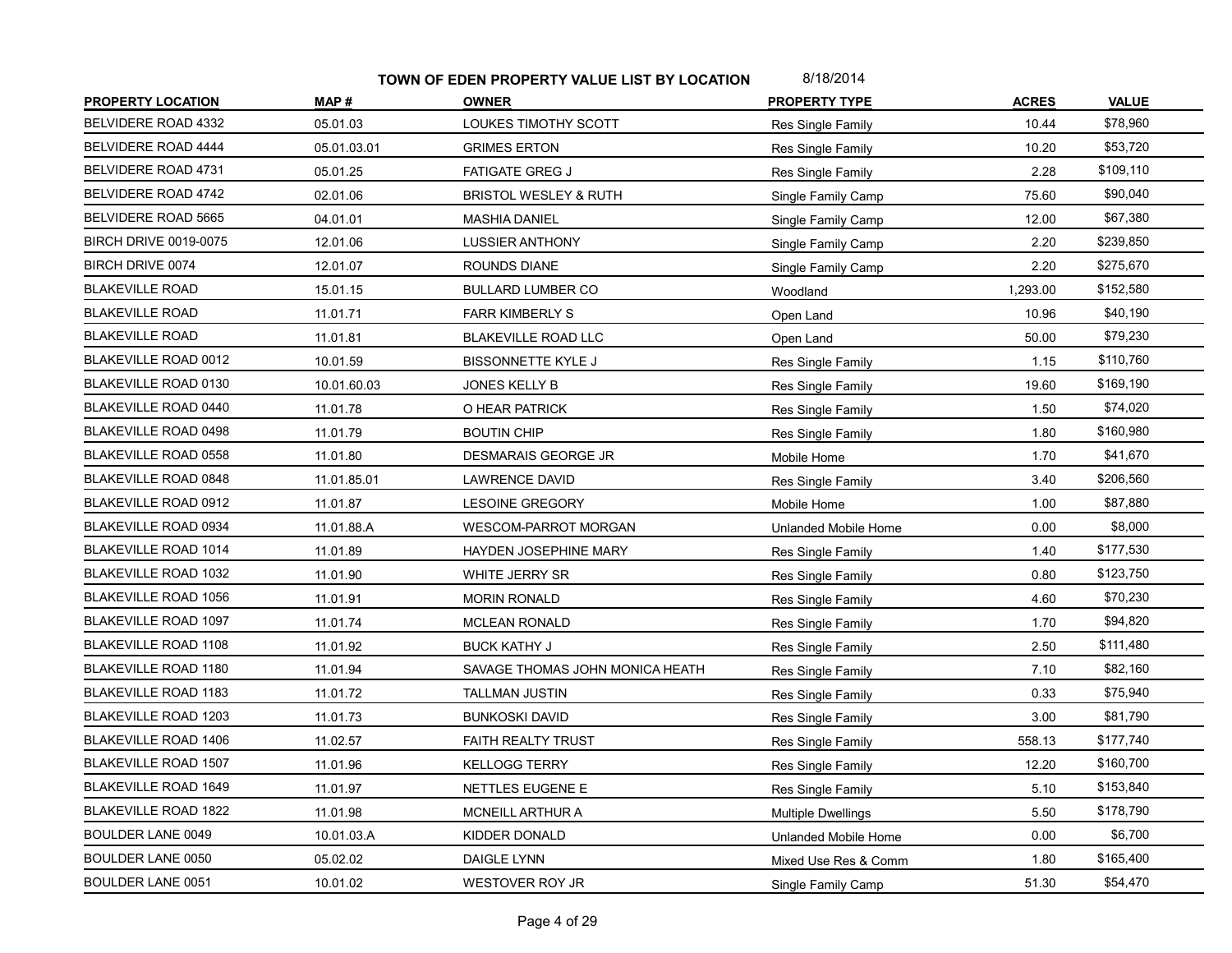**TOWN OF EDEN PROPERTY VALUE LIST BY LOCATION** 8/18/2014

| PROPERTY LOCATION | MAP # | OWNER | PROPERTY TYPE | ACRES | VALUE |
|---|---|---|---|---|---|
| BELVIDERE ROAD 4332 | 05.01.03 | LOUKES TIMOTHY SCOTT | Res Single Family | 10.44 | $78,960 |
| BELVIDERE ROAD 4444 | 05.01.03.01 | GRIMES ERTON | Res Single Family | 10.20 | $53,720 |
| BELVIDERE ROAD 4731 | 05.01.25 | FATIGATE GREG J | Res Single Family | 2.28 | $109,110 |
| BELVIDERE ROAD 4742 | 02.01.06 | BRISTOL WESLEY & RUTH | Single Family Camp | 75.60 | $90,040 |
| BELVIDERE ROAD 5665 | 04.01.01 | MASHIA DANIEL | Single Family Camp | 12.00 | $67,380 |
| BIRCH DRIVE 0019-0075 | 12.01.06 | LUSSIER ANTHONY | Single Family Camp | 2.20 | $239,850 |
| BIRCH DRIVE 0074 | 12.01.07 | ROUNDS DIANE | Single Family Camp | 2.20 | $275,670 |
| BLAKEVILLE ROAD | 15.01.15 | BULLARD LUMBER CO | Woodland | 1,293.00 | $152,580 |
| BLAKEVILLE ROAD | 11.01.71 | FARR KIMBERLY S | Open Land | 10.96 | $40,190 |
| BLAKEVILLE ROAD | 11.01.81 | BLAKEVILLE ROAD LLC | Open Land | 50.00 | $79,230 |
| BLAKEVILLE ROAD 0012 | 10.01.59 | BISSONNETTE KYLE J | Res Single Family | 1.15 | $110,760 |
| BLAKEVILLE ROAD 0130 | 10.01.60.03 | JONES KELLY B | Res Single Family | 19.60 | $169,190 |
| BLAKEVILLE ROAD 0440 | 11.01.78 | O HEAR PATRICK | Res Single Family | 1.50 | $74,020 |
| BLAKEVILLE ROAD 0498 | 11.01.79 | BOUTIN CHIP | Res Single Family | 1.80 | $160,980 |
| BLAKEVILLE ROAD 0558 | 11.01.80 | DESMARAIS GEORGE JR | Mobile Home | 1.70 | $41,670 |
| BLAKEVILLE ROAD 0848 | 11.01.85.01 | LAWRENCE DAVID | Res Single Family | 3.40 | $206,560 |
| BLAKEVILLE ROAD 0912 | 11.01.87 | LESOINE GREGORY | Mobile Home | 1.00 | $87,880 |
| BLAKEVILLE ROAD 0934 | 11.01.88.A | WESCOM-PARROT MORGAN | Unlanded Mobile Home | 0.00 | $8,000 |
| BLAKEVILLE ROAD 1014 | 11.01.89 | HAYDEN JOSEPHINE MARY | Res Single Family | 1.40 | $177,530 |
| BLAKEVILLE ROAD 1032 | 11.01.90 | WHITE JERRY SR | Res Single Family | 0.80 | $123,750 |
| BLAKEVILLE ROAD 1056 | 11.01.91 | MORIN RONALD | Res Single Family | 4.60 | $70,230 |
| BLAKEVILLE ROAD 1097 | 11.01.74 | MCLEAN RONALD | Res Single Family | 1.70 | $94,820 |
| BLAKEVILLE ROAD 1108 | 11.01.92 | BUCK KATHY J | Res Single Family | 2.50 | $111,480 |
| BLAKEVILLE ROAD 1180 | 11.01.94 | SAVAGE THOMAS JOHN MONICA HEATH | Res Single Family | 7.10 | $82,160 |
| BLAKEVILLE ROAD 1183 | 11.01.72 | TALLMAN JUSTIN | Res Single Family | 0.33 | $75,940 |
| BLAKEVILLE ROAD 1203 | 11.01.73 | BUNKOSKI DAVID | Res Single Family | 3.00 | $81,790 |
| BLAKEVILLE ROAD 1406 | 11.02.57 | FAITH REALTY TRUST | Res Single Family | 558.13 | $177,740 |
| BLAKEVILLE ROAD 1507 | 11.01.96 | KELLOGG TERRY | Res Single Family | 12.20 | $160,700 |
| BLAKEVILLE ROAD 1649 | 11.01.97 | NETTLES EUGENE E | Res Single Family | 5.10 | $153,840 |
| BLAKEVILLE ROAD 1822 | 11.01.98 | MCNEILL ARTHUR A | Multiple Dwellings | 5.50 | $178,790 |
| BOULDER LANE 0049 | 10.01.03.A | KIDDER DONALD | Unlanded Mobile Home | 0.00 | $6,700 |
| BOULDER LANE 0050 | 05.02.02 | DAIGLE LYNN | Mixed Use Res & Comm | 1.80 | $165,400 |
| BOULDER LANE 0051 | 10.01.02 | WESTOVER ROY JR | Single Family Camp | 51.30 | $54,470 |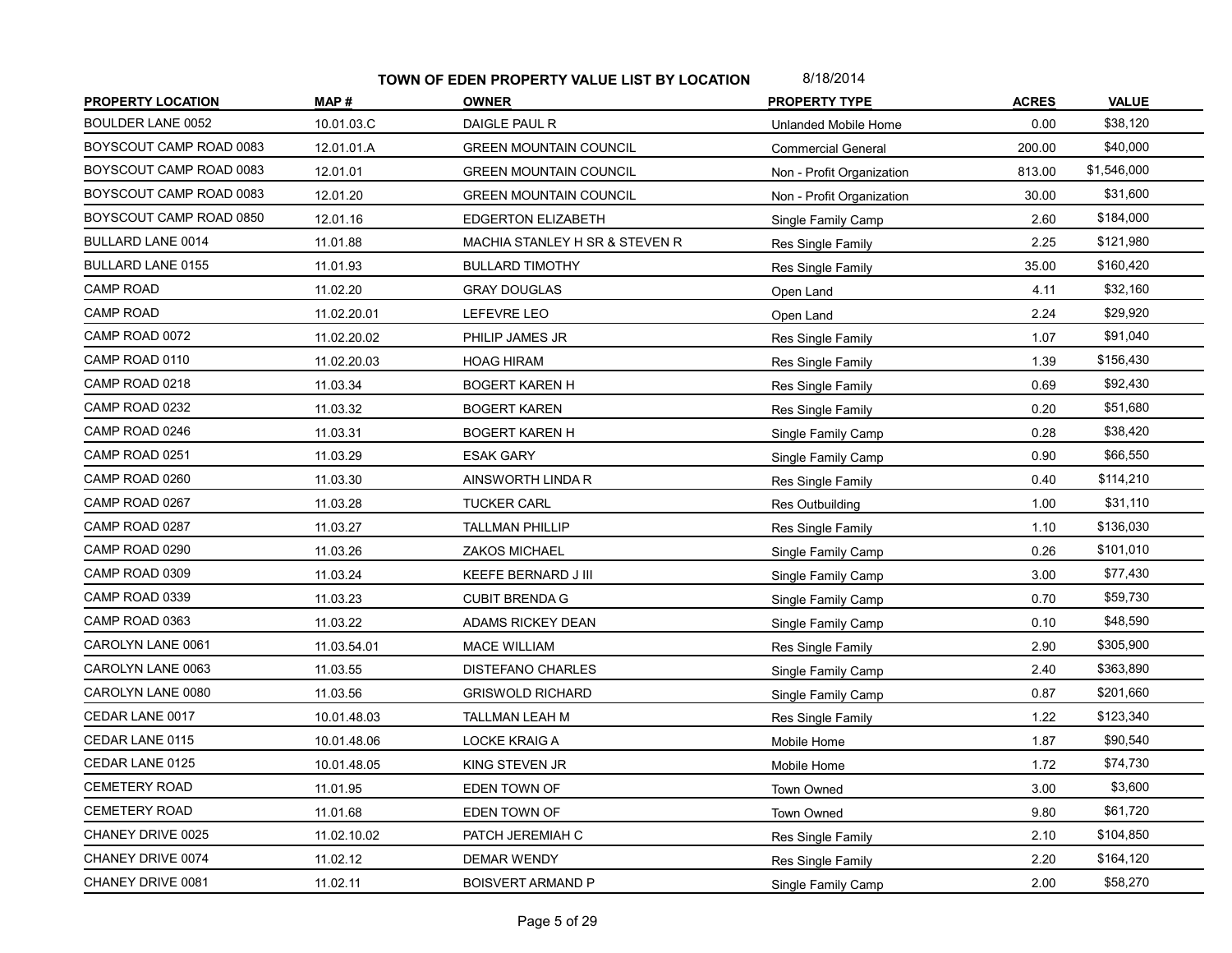**TOWN OF EDEN PROPERTY VALUE LIST BY LOCATION** 8/18/2014

| PROPERTY LOCATION | MAP # | OWNER | PROPERTY TYPE | ACRES | VALUE |
|---|---|---|---|---|---|
| BOULDER LANE 0052 | 10.01.03.C | DAIGLE PAUL R | Unlanded Mobile Home | 0.00 | $38,120 |
| BOYSCOUT CAMP ROAD 0083 | 12.01.01.A | GREEN MOUNTAIN COUNCIL | Commercial General | 200.00 | $40,000 |
| BOYSCOUT CAMP ROAD 0083 | 12.01.01 | GREEN MOUNTAIN COUNCIL | Non - Profit Organization | 813.00 | $1,546,000 |
| BOYSCOUT CAMP ROAD 0083 | 12.01.20 | GREEN MOUNTAIN COUNCIL | Non - Profit Organization | 30.00 | $31,600 |
| BOYSCOUT CAMP ROAD 0850 | 12.01.16 | EDGERTON ELIZABETH | Single Family Camp | 2.60 | $184,000 |
| BULLARD LANE 0014 | 11.01.88 | MACHIA STANLEY H SR & STEVEN R | Res Single Family | 2.25 | $121,980 |
| BULLARD LANE 0155 | 11.01.93 | BULLARD TIMOTHY | Res Single Family | 35.00 | $160,420 |
| CAMP ROAD | 11.02.20 | GRAY DOUGLAS | Open Land | 4.11 | $32,160 |
| CAMP ROAD | 11.02.20.01 | LEFEVRE LEO | Open Land | 2.24 | $29,920 |
| CAMP ROAD 0072 | 11.02.20.02 | PHILIP JAMES JR | Res Single Family | 1.07 | $91,040 |
| CAMP ROAD 0110 | 11.02.20.03 | HOAG HIRAM | Res Single Family | 1.39 | $156,430 |
| CAMP ROAD 0218 | 11.03.34 | BOGERT KAREN H | Res Single Family | 0.69 | $92,430 |
| CAMP ROAD 0232 | 11.03.32 | BOGERT KAREN | Res Single Family | 0.20 | $51,680 |
| CAMP ROAD 0246 | 11.03.31 | BOGERT KAREN H | Single Family Camp | 0.28 | $38,420 |
| CAMP ROAD 0251 | 11.03.29 | ESAK GARY | Single Family Camp | 0.90 | $66,550 |
| CAMP ROAD 0260 | 11.03.30 | AINSWORTH LINDA R | Res Single Family | 0.40 | $114,210 |
| CAMP ROAD 0267 | 11.03.28 | TUCKER CARL | Res Outbuilding | 1.00 | $31,110 |
| CAMP ROAD 0287 | 11.03.27 | TALLMAN PHILLIP | Res Single Family | 1.10 | $136,030 |
| CAMP ROAD 0290 | 11.03.26 | ZAKOS MICHAEL | Single Family Camp | 0.26 | $101,010 |
| CAMP ROAD 0309 | 11.03.24 | KEEFE BERNARD J III | Single Family Camp | 3.00 | $77,430 |
| CAMP ROAD 0339 | 11.03.23 | CUBIT BRENDA G | Single Family Camp | 0.70 | $59,730 |
| CAMP ROAD 0363 | 11.03.22 | ADAMS RICKEY DEAN | Single Family Camp | 0.10 | $48,590 |
| CAROLYN LANE 0061 | 11.03.54.01 | MACE WILLIAM | Res Single Family | 2.90 | $305,900 |
| CAROLYN LANE 0063 | 11.03.55 | DISTEFANO CHARLES | Single Family Camp | 2.40 | $363,890 |
| CAROLYN LANE 0080 | 11.03.56 | GRISWOLD RICHARD | Single Family Camp | 0.87 | $201,660 |
| CEDAR LANE 0017 | 10.01.48.03 | TALLMAN LEAH M | Res Single Family | 1.22 | $123,340 |
| CEDAR LANE 0115 | 10.01.48.06 | LOCKE KRAIG A | Mobile Home | 1.87 | $90,540 |
| CEDAR LANE 0125 | 10.01.48.05 | KING STEVEN JR | Mobile Home | 1.72 | $74,730 |
| CEMETERY ROAD | 11.01.95 | EDEN TOWN OF | Town Owned | 3.00 | $3,600 |
| CEMETERY ROAD | 11.01.68 | EDEN TOWN OF | Town Owned | 9.80 | $61,720 |
| CHANEY DRIVE 0025 | 11.02.10.02 | PATCH JEREMIAH C | Res Single Family | 2.10 | $104,850 |
| CHANEY DRIVE 0074 | 11.02.12 | DEMAR WENDY | Res Single Family | 2.20 | $164,120 |
| CHANEY DRIVE 0081 | 11.02.11 | BOISVERT ARMAND P | Single Family Camp | 2.00 | $58,270 |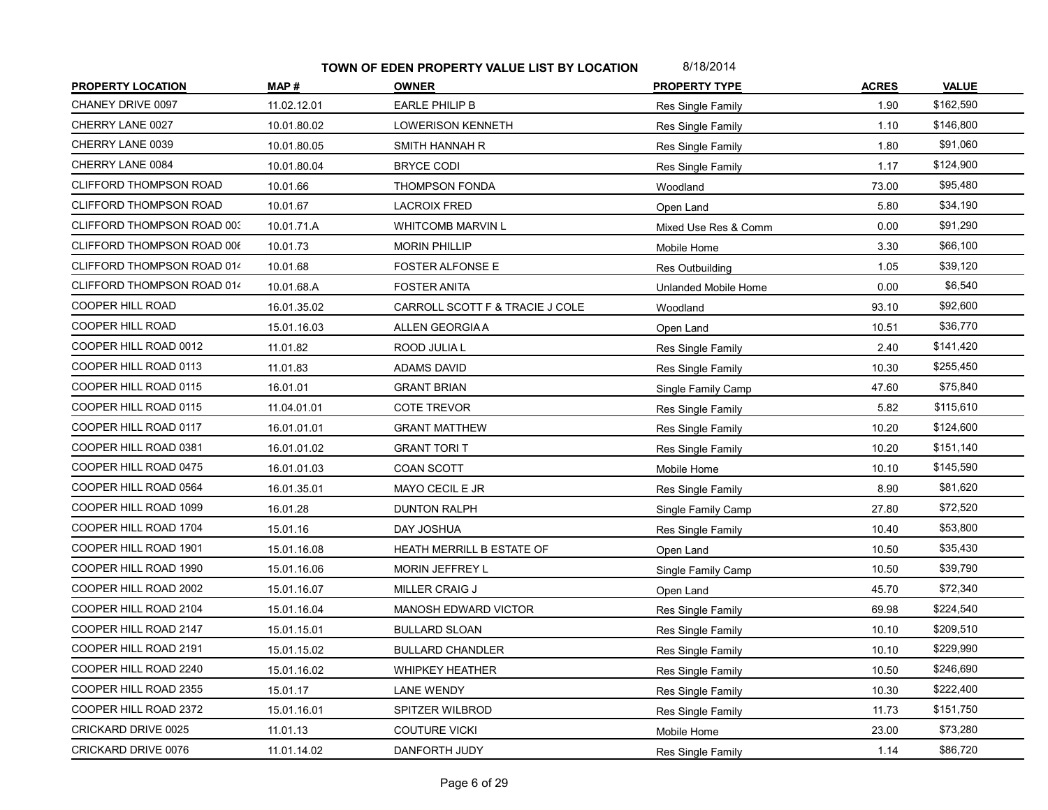**TOWN OF EDEN PROPERTY VALUE LIST BY LOCATION** 8/18/2014

| PROPERTY LOCATION | MAP # | OWNER | PROPERTY TYPE | ACRES | VALUE |
|---|---|---|---|---|---|
| CHANEY DRIVE 0097 | 11.02.12.01 | EARLE PHILIP B | Res Single Family | 1.90 | $162,590 |
| CHERRY LANE 0027 | 10.01.80.02 | LOWERISON KENNETH | Res Single Family | 1.10 | $146,800 |
| CHERRY LANE 0039 | 10.01.80.05 | SMITH HANNAH R | Res Single Family | 1.80 | $91,060 |
| CHERRY LANE 0084 | 10.01.80.04 | BRYCE CODI | Res Single Family | 1.17 | $124,900 |
| CLIFFORD THOMPSON ROAD | 10.01.66 | THOMPSON FONDA | Woodland | 73.00 | $95,480 |
| CLIFFORD THOMPSON ROAD | 10.01.67 | LACROIX FRED | Open Land | 5.80 | $34,190 |
| CLIFFORD THOMPSON ROAD 003 | 10.01.71.A | WHITCOMB MARVIN L | Mixed Use Res & Comm | 0.00 | $91,290 |
| CLIFFORD THOMPSON ROAD 006 | 10.01.73 | MORIN PHILLIP | Mobile Home | 3.30 | $66,100 |
| CLIFFORD THOMPSON ROAD 014 | 10.01.68 | FOSTER ALFONSE E | Res Outbuilding | 1.05 | $39,120 |
| CLIFFORD THOMPSON ROAD 014 | 10.01.68.A | FOSTER ANITA | Unlanded Mobile Home | 0.00 | $6,540 |
| COOPER HILL ROAD | 16.01.35.02 | CARROLL SCOTT F & TRACIE J COLE | Woodland | 93.10 | $92,600 |
| COOPER HILL ROAD | 15.01.16.03 | ALLEN GEORGIA A | Open Land | 10.51 | $36,770 |
| COOPER HILL ROAD 0012 | 11.01.82 | ROOD JULIA L | Res Single Family | 2.40 | $141,420 |
| COOPER HILL ROAD 0113 | 11.01.83 | ADAMS DAVID | Res Single Family | 10.30 | $255,450 |
| COOPER HILL ROAD 0115 | 16.01.01 | GRANT BRIAN | Single Family Camp | 47.60 | $75,840 |
| COOPER HILL ROAD 0115 | 11.04.01.01 | COTE TREVOR | Res Single Family | 5.82 | $115,610 |
| COOPER HILL ROAD 0117 | 16.01.01.01 | GRANT MATTHEW | Res Single Family | 10.20 | $124,600 |
| COOPER HILL ROAD 0381 | 16.01.01.02 | GRANT TORI T | Res Single Family | 10.20 | $151,140 |
| COOPER HILL ROAD 0475 | 16.01.01.03 | COAN SCOTT | Mobile Home | 10.10 | $145,590 |
| COOPER HILL ROAD 0564 | 16.01.35.01 | MAYO CECIL E JR | Res Single Family | 8.90 | $81,620 |
| COOPER HILL ROAD 1099 | 16.01.28 | DUNTON RALPH | Single Family Camp | 27.80 | $72,520 |
| COOPER HILL ROAD 1704 | 15.01.16 | DAY JOSHUA | Res Single Family | 10.40 | $53,800 |
| COOPER HILL ROAD 1901 | 15.01.16.08 | HEATH MERRILL B ESTATE OF | Open Land | 10.50 | $35,430 |
| COOPER HILL ROAD 1990 | 15.01.16.06 | MORIN JEFFREY L | Single Family Camp | 10.50 | $39,790 |
| COOPER HILL ROAD 2002 | 15.01.16.07 | MILLER CRAIG J | Open Land | 45.70 | $72,340 |
| COOPER HILL ROAD 2104 | 15.01.16.04 | MANOSH EDWARD VICTOR | Res Single Family | 69.98 | $224,540 |
| COOPER HILL ROAD 2147 | 15.01.15.01 | BULLARD SLOAN | Res Single Family | 10.10 | $209,510 |
| COOPER HILL ROAD 2191 | 15.01.15.02 | BULLARD CHANDLER | Res Single Family | 10.10 | $229,990 |
| COOPER HILL ROAD 2240 | 15.01.16.02 | WHIPKEY HEATHER | Res Single Family | 10.50 | $246,690 |
| COOPER HILL ROAD 2355 | 15.01.17 | LANE WENDY | Res Single Family | 10.30 | $222,400 |
| COOPER HILL ROAD 2372 | 15.01.16.01 | SPITZER WILBROD | Res Single Family | 11.73 | $151,750 |
| CRICKARD DRIVE 0025 | 11.01.13 | COUTURE VICKI | Mobile Home | 23.00 | $73,280 |
| CRICKARD DRIVE 0076 | 11.01.14.02 | DANFORTH JUDY | Res Single Family | 1.14 | $86,720 |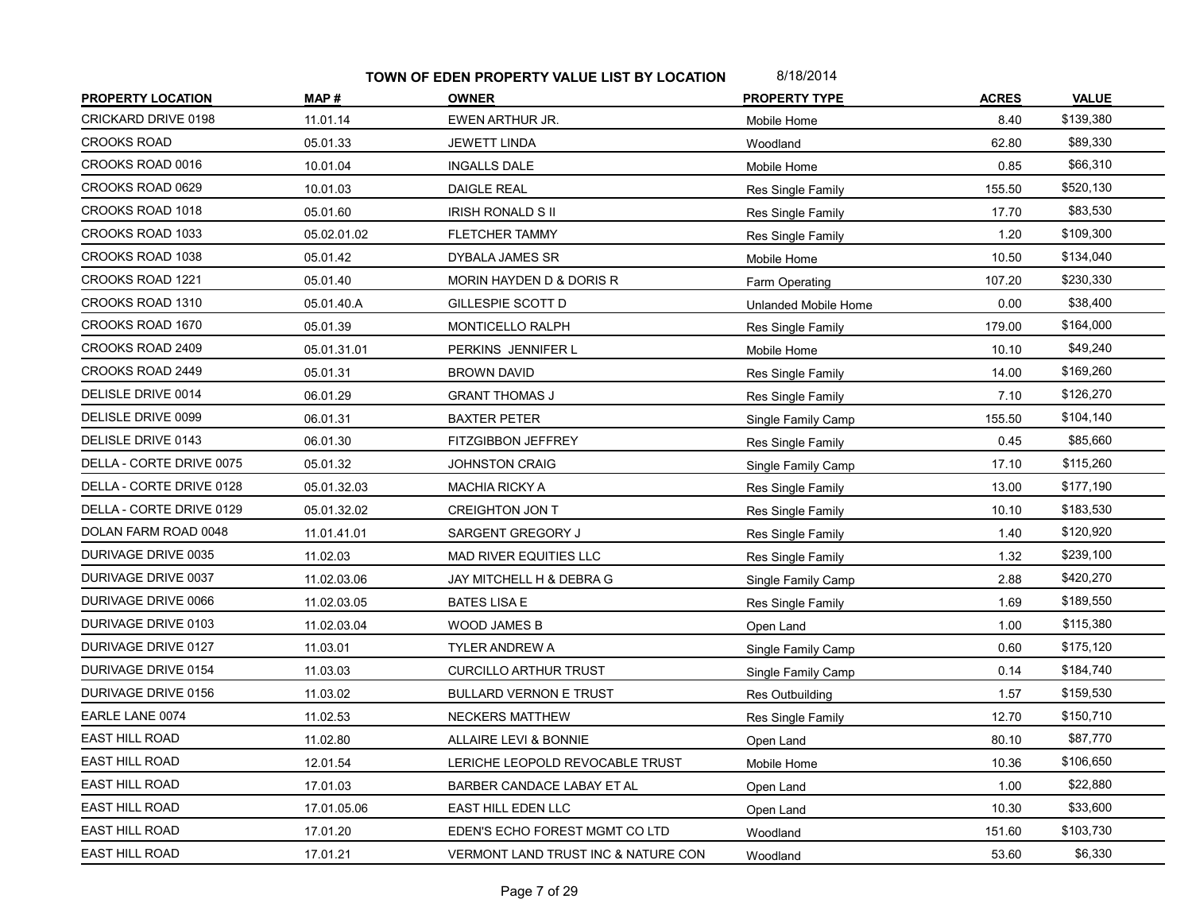**TOWN OF EDEN PROPERTY VALUE LIST BY LOCATION** 8/18/2014

| PROPERTY LOCATION | MAP # | OWNER | PROPERTY TYPE | ACRES | VALUE |
|---|---|---|---|---|---|
| CRICKARD DRIVE 0198 | 11.01.14 | EWEN ARTHUR JR. | Mobile Home | 8.40 | $139,380 |
| CROOKS ROAD | 05.01.33 | JEWETT LINDA | Woodland | 62.80 | $89,330 |
| CROOKS ROAD 0016 | 10.01.04 | INGALLS DALE | Mobile Home | 0.85 | $66,310 |
| CROOKS ROAD 0629 | 10.01.03 | DAIGLE REAL | Res Single Family | 155.50 | $520,130 |
| CROOKS ROAD 1018 | 05.01.60 | IRISH RONALD S II | Res Single Family | 17.70 | $83,530 |
| CROOKS ROAD 1033 | 05.02.01.02 | FLETCHER TAMMY | Res Single Family | 1.20 | $109,300 |
| CROOKS ROAD 1038 | 05.01.42 | DYBALA JAMES SR | Mobile Home | 10.50 | $134,040 |
| CROOKS ROAD 1221 | 05.01.40 | MORIN HAYDEN D & DORIS R | Farm Operating | 107.20 | $230,330 |
| CROOKS ROAD 1310 | 05.01.40.A | GILLESPIE SCOTT D | Unlanded Mobile Home | 0.00 | $38,400 |
| CROOKS ROAD 1670 | 05.01.39 | MONTICELLO RALPH | Res Single Family | 179.00 | $164,000 |
| CROOKS ROAD 2409 | 05.01.31.01 | PERKINS JENNIFER L | Mobile Home | 10.10 | $49,240 |
| CROOKS ROAD 2449 | 05.01.31 | BROWN DAVID | Res Single Family | 14.00 | $169,260 |
| DELISLE DRIVE 0014 | 06.01.29 | GRANT THOMAS J | Res Single Family | 7.10 | $126,270 |
| DELISLE DRIVE 0099 | 06.01.31 | BAXTER PETER | Single Family Camp | 155.50 | $104,140 |
| DELISLE DRIVE 0143 | 06.01.30 | FITZGIBBON JEFFREY | Res Single Family | 0.45 | $85,660 |
| DELLA - CORTE DRIVE 0075 | 05.01.32 | JOHNSTON CRAIG | Single Family Camp | 17.10 | $115,260 |
| DELLA - CORTE DRIVE 0128 | 05.01.32.03 | MACHIA RICKY A | Res Single Family | 13.00 | $177,190 |
| DELLA - CORTE DRIVE 0129 | 05.01.32.02 | CREIGHTON JON T | Res Single Family | 10.10 | $183,530 |
| DOLAN FARM ROAD 0048 | 11.01.41.01 | SARGENT GREGORY J | Res Single Family | 1.40 | $120,920 |
| DURIVAGE DRIVE 0035 | 11.02.03 | MAD RIVER EQUITIES LLC | Res Single Family | 1.32 | $239,100 |
| DURIVAGE DRIVE 0037 | 11.02.03.06 | JAY MITCHELL H & DEBRA G | Single Family Camp | 2.88 | $420,270 |
| DURIVAGE DRIVE 0066 | 11.02.03.05 | BATES LISA E | Res Single Family | 1.69 | $189,550 |
| DURIVAGE DRIVE 0103 | 11.02.03.04 | WOOD JAMES B | Open Land | 1.00 | $115,380 |
| DURIVAGE DRIVE 0127 | 11.03.01 | TYLER ANDREW A | Single Family Camp | 0.60 | $175,120 |
| DURIVAGE DRIVE 0154 | 11.03.03 | CURCILLO ARTHUR TRUST | Single Family Camp | 0.14 | $184,740 |
| DURIVAGE DRIVE 0156 | 11.03.02 | BULLARD VERNON E TRUST | Res Outbuilding | 1.57 | $159,530 |
| EARLE LANE 0074 | 11.02.53 | NECKERS MATTHEW | Res Single Family | 12.70 | $150,710 |
| EAST HILL ROAD | 11.02.80 | ALLAIRE LEVI & BONNIE | Open Land | 80.10 | $87,770 |
| EAST HILL ROAD | 12.01.54 | LERICHE LEOPOLD REVOCABLE TRUST | Mobile Home | 10.36 | $106,650 |
| EAST HILL ROAD | 17.01.03 | BARBER CANDACE LABAY ET AL | Open Land | 1.00 | $22,880 |
| EAST HILL ROAD | 17.01.05.06 | EAST HILL EDEN LLC | Open Land | 10.30 | $33,600 |
| EAST HILL ROAD | 17.01.20 | EDEN'S ECHO FOREST MGMT CO LTD | Woodland | 151.60 | $103,730 |
| EAST HILL ROAD | 17.01.21 | VERMONT LAND TRUST INC & NATURE CON | Woodland | 53.60 | $6,330 |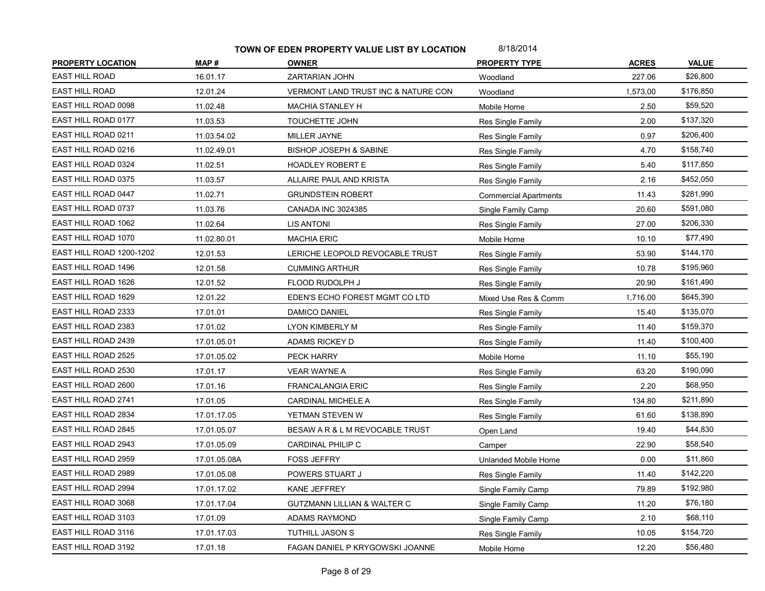**TOWN OF EDEN PROPERTY VALUE LIST BY LOCATION** 8/18/2014

| PROPERTY LOCATION | MAP # | OWNER | PROPERTY TYPE | ACRES | VALUE |
|---|---|---|---|---|---|
| EAST HILL ROAD | 16.01.17 | ZARTARIAN JOHN | Woodland | 227.06 | $26,800 |
| EAST HILL ROAD | 12.01.24 | VERMONT LAND TRUST INC & NATURE CON | Woodland | 1,573.00 | $176,850 |
| EAST HILL ROAD 0098 | 11.02.48 | MACHIA STANLEY H | Mobile Home | 2.50 | $59,520 |
| EAST HILL ROAD 0177 | 11.03.53 | TOUCHETTE JOHN | Res Single Family | 2.00 | $137,320 |
| EAST HILL ROAD 0211 | 11.03.54.02 | MILLER JAYNE | Res Single Family | 0.97 | $206,400 |
| EAST HILL ROAD 0216 | 11.02.49.01 | BISHOP JOSEPH & SABINE | Res Single Family | 4.70 | $158,740 |
| EAST HILL ROAD 0324 | 11.02.51 | HOADLEY ROBERT E | Res Single Family | 5.40 | $117,850 |
| EAST HILL ROAD 0375 | 11.03.57 | ALLAIRE PAUL AND KRISTA | Res Single Family | 2.16 | $452,050 |
| EAST HILL ROAD 0447 | 11.02.71 | GRUNDSTEIN ROBERT | Commercial Apartments | 11.43 | $281,990 |
| EAST HILL ROAD 0737 | 11.03.76 | CANADA INC 3024385 | Single Family Camp | 20.60 | $591,080 |
| EAST HILL ROAD 1062 | 11.02.64 | LIS ANTONI | Res Single Family | 27.00 | $206,330 |
| EAST HILL ROAD 1070 | 11.02.80.01 | MACHIA ERIC | Mobile Home | 10.10 | $77,490 |
| EAST HILL ROAD 1200-1202 | 12.01.53 | LERICHE LEOPOLD REVOCABLE TRUST | Res Single Family | 53.90 | $144,170 |
| EAST HILL ROAD 1496 | 12.01.58 | CUMMING ARTHUR | Res Single Family | 10.78 | $195,960 |
| EAST HILL ROAD 1626 | 12.01.52 | FLOOD RUDOLPH J | Res Single Family | 20.90 | $161,490 |
| EAST HILL ROAD 1629 | 12.01.22 | EDEN'S ECHO FOREST MGMT CO LTD | Mixed Use Res & Comm | 1,716.00 | $645,390 |
| EAST HILL ROAD 2333 | 17.01.01 | DAMICO DANIEL | Res Single Family | 15.40 | $135,070 |
| EAST HILL ROAD 2383 | 17.01.02 | LYON KIMBERLY M | Res Single Family | 11.40 | $159,370 |
| EAST HILL ROAD 2439 | 17.01.05.01 | ADAMS RICKEY D | Res Single Family | 11.40 | $100,400 |
| EAST HILL ROAD 2525 | 17.01.05.02 | PECK HARRY | Mobile Home | 11.10 | $55,190 |
| EAST HILL ROAD 2530 | 17.01.17 | VEAR WAYNE A | Res Single Family | 63.20 | $190,090 |
| EAST HILL ROAD 2600 | 17.01.16 | FRANCALANGIA ERIC | Res Single Family | 2.20 | $68,950 |
| EAST HILL ROAD 2741 | 17.01.05 | CARDINAL MICHELE A | Res Single Family | 134.80 | $211,890 |
| EAST HILL ROAD 2834 | 17.01.17.05 | YETMAN STEVEN W | Res Single Family | 61.60 | $138,890 |
| EAST HILL ROAD 2845 | 17.01.05.07 | BESAW A R & L M REVOCABLE TRUST | Open Land | 19.40 | $44,830 |
| EAST HILL ROAD 2943 | 17.01.05.09 | CARDINAL PHILIP C | Camper | 22.90 | $58,540 |
| EAST HILL ROAD 2959 | 17.01.05.08A | FOSS JEFFRY | Unlanded Mobile Home | 0.00 | $11,860 |
| EAST HILL ROAD 2989 | 17.01.05.08 | POWERS STUART J | Res Single Family | 11.40 | $142,220 |
| EAST HILL ROAD 2994 | 17.01.17.02 | KANE JEFFREY | Single Family Camp | 79.89 | $192,980 |
| EAST HILL ROAD 3068 | 17.01.17.04 | GUTZMANN LILLIAN & WALTER C | Single Family Camp | 11.20 | $76,180 |
| EAST HILL ROAD 3103 | 17.01.09 | ADAMS RAYMOND | Single Family Camp | 2.10 | $68,110 |
| EAST HILL ROAD 3116 | 17.01.17.03 | TUTHILL JASON S | Res Single Family | 10.05 | $154,720 |
| EAST HILL ROAD 3192 | 17.01.18 | FAGAN DANIEL P KRYGOWSKI JOANNE | Mobile Home | 12.20 | $56,480 |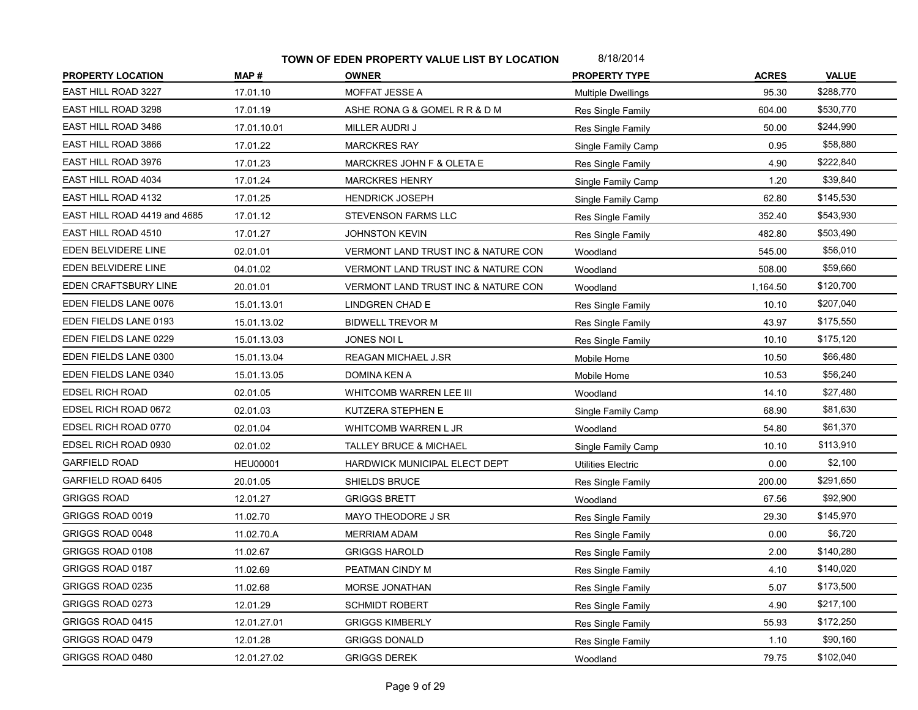**TOWN OF EDEN PROPERTY VALUE LIST BY LOCATION** 8/18/2014

| PROPERTY LOCATION | MAP # | OWNER | PROPERTY TYPE | ACRES | VALUE |
|---|---|---|---|---|---|
| EAST HILL ROAD 3227 | 17.01.10 | MOFFAT JESSE A | Multiple Dwellings | 95.30 | $288,770 |
| EAST HILL ROAD 3298 | 17.01.19 | ASHE RONA G & GOMEL R R & D M | Res Single Family | 604.00 | $530,770 |
| EAST HILL ROAD 3486 | 17.01.10.01 | MILLER AUDRI J | Res Single Family | 50.00 | $244,990 |
| EAST HILL ROAD 3866 | 17.01.22 | MARCKRES RAY | Single Family Camp | 0.95 | $58,880 |
| EAST HILL ROAD 3976 | 17.01.23 | MARCKRES JOHN F & OLETA E | Res Single Family | 4.90 | $222,840 |
| EAST HILL ROAD 4034 | 17.01.24 | MARCKRES HENRY | Single Family Camp | 1.20 | $39,840 |
| EAST HILL ROAD 4132 | 17.01.25 | HENDRICK JOSEPH | Single Family Camp | 62.80 | $145,530 |
| EAST HILL ROAD 4419 and 4685 | 17.01.12 | STEVENSON FARMS LLC | Res Single Family | 352.40 | $543,930 |
| EAST HILL ROAD 4510 | 17.01.27 | JOHNSTON KEVIN | Res Single Family | 482.80 | $503,490 |
| EDEN BELVIDERE LINE | 02.01.01 | VERMONT LAND TRUST INC & NATURE CON | Woodland | 545.00 | $56,010 |
| EDEN BELVIDERE LINE | 04.01.02 | VERMONT LAND TRUST INC & NATURE CON | Woodland | 508.00 | $59,660 |
| EDEN CRAFTSBURY LINE | 20.01.01 | VERMONT LAND TRUST INC & NATURE CON | Woodland | 1,164.50 | $120,700 |
| EDEN FIELDS LANE 0076 | 15.01.13.01 | LINDGREN CHAD E | Res Single Family | 10.10 | $207,040 |
| EDEN FIELDS LANE 0193 | 15.01.13.02 | BIDWELL TREVOR M | Res Single Family | 43.97 | $175,550 |
| EDEN FIELDS LANE 0229 | 15.01.13.03 | JONES NOI L | Res Single Family | 10.10 | $175,120 |
| EDEN FIELDS LANE 0300 | 15.01.13.04 | REAGAN MICHAEL J.SR | Mobile Home | 10.50 | $66,480 |
| EDEN FIELDS LANE 0340 | 15.01.13.05 | DOMINA KEN A | Mobile Home | 10.53 | $56,240 |
| EDSEL RICH ROAD | 02.01.05 | WHITCOMB WARREN LEE III | Woodland | 14.10 | $27,480 |
| EDSEL RICH ROAD 0672 | 02.01.03 | KUTZERA STEPHEN E | Single Family Camp | 68.90 | $81,630 |
| EDSEL RICH ROAD 0770 | 02.01.04 | WHITCOMB WARREN L JR | Woodland | 54.80 | $61,370 |
| EDSEL RICH ROAD 0930 | 02.01.02 | TALLEY BRUCE & MICHAEL | Single Family Camp | 10.10 | $113,910 |
| GARFIELD ROAD | HEU00001 | HARDWICK MUNICIPAL ELECT DEPT | Utilities Electric | 0.00 | $2,100 |
| GARFIELD ROAD 6405 | 20.01.05 | SHIELDS BRUCE | Res Single Family | 200.00 | $291,650 |
| GRIGGS ROAD | 12.01.27 | GRIGGS BRETT | Woodland | 67.56 | $92,900 |
| GRIGGS ROAD 0019 | 11.02.70 | MAYO THEODORE J SR | Res Single Family | 29.30 | $145,970 |
| GRIGGS ROAD 0048 | 11.02.70.A | MERRIAM ADAM | Res Single Family | 0.00 | $6,720 |
| GRIGGS ROAD 0108 | 11.02.67 | GRIGGS HAROLD | Res Single Family | 2.00 | $140,280 |
| GRIGGS ROAD 0187 | 11.02.69 | PEATMAN CINDY M | Res Single Family | 4.10 | $140,020 |
| GRIGGS ROAD 0235 | 11.02.68 | MORSE JONATHAN | Res Single Family | 5.07 | $173,500 |
| GRIGGS ROAD 0273 | 12.01.29 | SCHMIDT ROBERT | Res Single Family | 4.90 | $217,100 |
| GRIGGS ROAD 0415 | 12.01.27.01 | GRIGGS KIMBERLY | Res Single Family | 55.93 | $172,250 |
| GRIGGS ROAD 0479 | 12.01.28 | GRIGGS DONALD | Res Single Family | 1.10 | $90,160 |
| GRIGGS ROAD 0480 | 12.01.27.02 | GRIGGS DEREK | Woodland | 79.75 | $102,040 |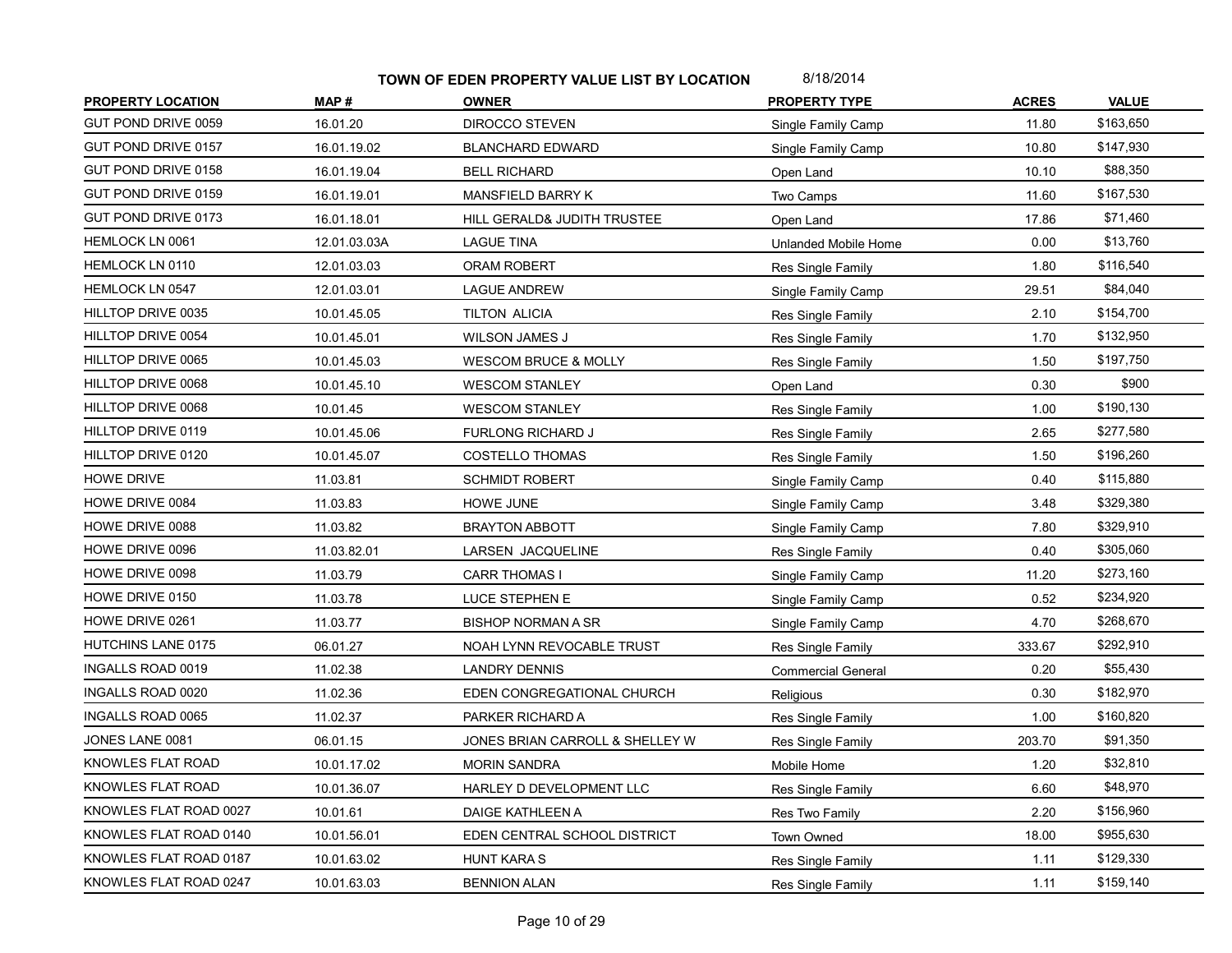# TOWN OF EDEN PROPERTY VALUE LIST BY LOCATION

8/18/2014

| PROPERTY LOCATION | MAP # | OWNER | PROPERTY TYPE | ACRES | VALUE |
|---|---|---|---|---|---|
| GUT POND DRIVE 0059 | 16.01.20 | DIROCCO STEVEN | Single Family Camp | 11.80 | $163,650 |
| GUT POND DRIVE 0157 | 16.01.19.02 | BLANCHARD EDWARD | Single Family Camp | 10.80 | $147,930 |
| GUT POND DRIVE 0158 | 16.01.19.04 | BELL RICHARD | Open Land | 10.10 | $88,350 |
| GUT POND DRIVE 0159 | 16.01.19.01 | MANSFIELD BARRY K | Two Camps | 11.60 | $167,530 |
| GUT POND DRIVE 0173 | 16.01.18.01 | HILL GERALD& JUDITH TRUSTEE | Open Land | 17.86 | $71,460 |
| HEMLOCK LN 0061 | 12.01.03.03A | LAGUE TINA | Unlanded Mobile Home | 0.00 | $13,760 |
| HEMLOCK LN 0110 | 12.01.03.03 | ORAM ROBERT | Res Single Family | 1.80 | $116,540 |
| HEMLOCK LN 0547 | 12.01.03.01 | LAGUE ANDREW | Single Family Camp | 29.51 | $84,040 |
| HILLTOP DRIVE 0035 | 10.01.45.05 | TILTON ALICIA | Res Single Family | 2.10 | $154,700 |
| HILLTOP DRIVE 0054 | 10.01.45.01 | WILSON JAMES J | Res Single Family | 1.70 | $132,950 |
| HILLTOP DRIVE 0065 | 10.01.45.03 | WESCOM BRUCE & MOLLY | Res Single Family | 1.50 | $197,750 |
| HILLTOP DRIVE 0068 | 10.01.45.10 | WESCOM STANLEY | Open Land | 0.30 | $900 |
| HILLTOP DRIVE 0068 | 10.01.45 | WESCOM STANLEY | Res Single Family | 1.00 | $190,130 |
| HILLTOP DRIVE 0119 | 10.01.45.06 | FURLONG RICHARD J | Res Single Family | 2.65 | $277,580 |
| HILLTOP DRIVE 0120 | 10.01.45.07 | COSTELLO THOMAS | Res Single Family | 1.50 | $196,260 |
| HOWE DRIVE | 11.03.81 | SCHMIDT ROBERT | Single Family Camp | 0.40 | $115,880 |
| HOWE DRIVE 0084 | 11.03.83 | HOWE JUNE | Single Family Camp | 3.48 | $329,380 |
| HOWE DRIVE 0088 | 11.03.82 | BRAYTON ABBOTT | Single Family Camp | 7.80 | $329,910 |
| HOWE DRIVE 0096 | 11.03.82.01 | LARSEN JACQUELINE | Res Single Family | 0.40 | $305,060 |
| HOWE DRIVE 0098 | 11.03.79 | CARR THOMAS I | Single Family Camp | 11.20 | $273,160 |
| HOWE DRIVE 0150 | 11.03.78 | LUCE STEPHEN E | Single Family Camp | 0.52 | $234,920 |
| HOWE DRIVE 0261 | 11.03.77 | BISHOP NORMAN A SR | Single Family Camp | 4.70 | $268,670 |
| HUTCHINS LANE 0175 | 06.01.27 | NOAH LYNN REVOCABLE TRUST | Res Single Family | 333.67 | $292,910 |
| INGALLS ROAD 0019 | 11.02.38 | LANDRY DENNIS | Commercial General | 0.20 | $55,430 |
| INGALLS ROAD 0020 | 11.02.36 | EDEN CONGREGATIONAL CHURCH | Religious | 0.30 | $182,970 |
| INGALLS ROAD 0065 | 11.02.37 | PARKER RICHARD A | Res Single Family | 1.00 | $160,820 |
| JONES LANE 0081 | 06.01.15 | JONES BRIAN CARROLL & SHELLEY W | Res Single Family | 203.70 | $91,350 |
| KNOWLES FLAT ROAD | 10.01.17.02 | MORIN SANDRA | Mobile Home | 1.20 | $32,810 |
| KNOWLES FLAT ROAD | 10.01.36.07 | HARLEY D DEVELOPMENT LLC | Res Single Family | 6.60 | $48,970 |
| KNOWLES FLAT ROAD 0027 | 10.01.61 | DAIGE KATHLEEN A | Res Two Family | 2.20 | $156,960 |
| KNOWLES FLAT ROAD 0140 | 10.01.56.01 | EDEN CENTRAL SCHOOL DISTRICT | Town Owned | 18.00 | $955,630 |
| KNOWLES FLAT ROAD 0187 | 10.01.63.02 | HUNT KARA S | Res Single Family | 1.11 | $129,330 |
| KNOWLES FLAT ROAD 0247 | 10.01.63.03 | BENNION ALAN | Res Single Family | 1.11 | $159,140 |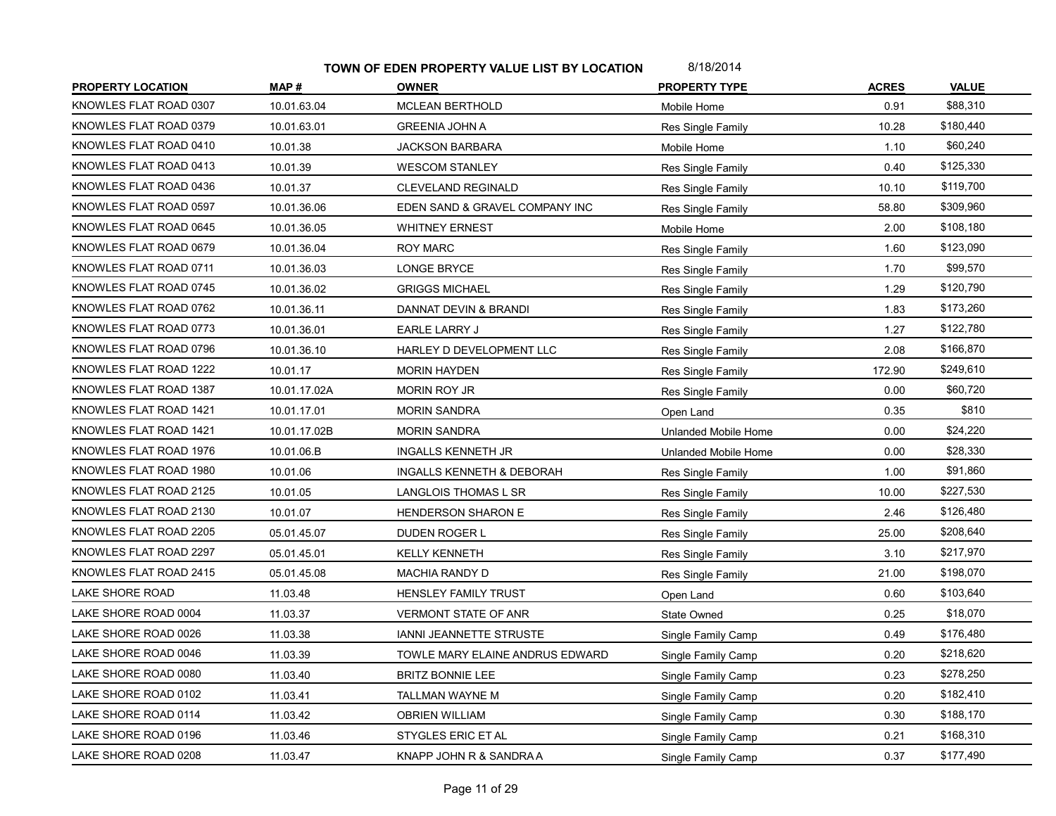**TOWN OF EDEN PROPERTY VALUE LIST BY LOCATION** 8/18/2014

| PROPERTY LOCATION | MAP # | OWNER | PROPERTY TYPE | ACRES | VALUE |
|---|---|---|---|---|---|
| KNOWLES FLAT ROAD 0307 | 10.01.63.04 | MCLEAN BERTHOLD | Mobile Home | 0.91 | $88,310 |
| KNOWLES FLAT ROAD 0379 | 10.01.63.01 | GREENIA JOHN A | Res Single Family | 10.28 | $180,440 |
| KNOWLES FLAT ROAD 0410 | 10.01.38 | JACKSON BARBARA | Mobile Home | 1.10 | $60,240 |
| KNOWLES FLAT ROAD 0413 | 10.01.39 | WESCOM STANLEY | Res Single Family | 0.40 | $125,330 |
| KNOWLES FLAT ROAD 0436 | 10.01.37 | CLEVELAND REGINALD | Res Single Family | 10.10 | $119,700 |
| KNOWLES FLAT ROAD 0597 | 10.01.36.06 | EDEN SAND & GRAVEL COMPANY INC | Res Single Family | 58.80 | $309,960 |
| KNOWLES FLAT ROAD 0645 | 10.01.36.05 | WHITNEY ERNEST | Mobile Home | 2.00 | $108,180 |
| KNOWLES FLAT ROAD 0679 | 10.01.36.04 | ROY MARC | Res Single Family | 1.60 | $123,090 |
| KNOWLES FLAT ROAD 0711 | 10.01.36.03 | LONGE BRYCE | Res Single Family | 1.70 | $99,570 |
| KNOWLES FLAT ROAD 0745 | 10.01.36.02 | GRIGGS MICHAEL | Res Single Family | 1.29 | $120,790 |
| KNOWLES FLAT ROAD 0762 | 10.01.36.11 | DANNAT DEVIN & BRANDI | Res Single Family | 1.83 | $173,260 |
| KNOWLES FLAT ROAD 0773 | 10.01.36.01 | EARLE LARRY J | Res Single Family | 1.27 | $122,780 |
| KNOWLES FLAT ROAD 0796 | 10.01.36.10 | HARLEY D DEVELOPMENT LLC | Res Single Family | 2.08 | $166,870 |
| KNOWLES FLAT ROAD 1222 | 10.01.17 | MORIN HAYDEN | Res Single Family | 172.90 | $249,610 |
| KNOWLES FLAT ROAD 1387 | 10.01.17.02A | MORIN ROY JR | Res Single Family | 0.00 | $60,720 |
| KNOWLES FLAT ROAD 1421 | 10.01.17.01 | MORIN SANDRA | Open Land | 0.35 | $810 |
| KNOWLES FLAT ROAD 1421 | 10.01.17.02B | MORIN SANDRA | Unlanded Mobile Home | 0.00 | $24,220 |
| KNOWLES FLAT ROAD 1976 | 10.01.06.B | INGALLS KENNETH JR | Unlanded Mobile Home | 0.00 | $28,330 |
| KNOWLES FLAT ROAD 1980 | 10.01.06 | INGALLS KENNETH & DEBORAH | Res Single Family | 1.00 | $91,860 |
| KNOWLES FLAT ROAD 2125 | 10.01.05 | LANGLOIS THOMAS L SR | Res Single Family | 10.00 | $227,530 |
| KNOWLES FLAT ROAD 2130 | 10.01.07 | HENDERSON SHARON E | Res Single Family | 2.46 | $126,480 |
| KNOWLES FLAT ROAD 2205 | 05.01.45.07 | DUDEN ROGER L | Res Single Family | 25.00 | $208,640 |
| KNOWLES FLAT ROAD 2297 | 05.01.45.01 | KELLY KENNETH | Res Single Family | 3.10 | $217,970 |
| KNOWLES FLAT ROAD 2415 | 05.01.45.08 | MACHIA RANDY D | Res Single Family | 21.00 | $198,070 |
| LAKE SHORE ROAD | 11.03.48 | HENSLEY FAMILY TRUST | Open Land | 0.60 | $103,640 |
| LAKE SHORE ROAD 0004 | 11.03.37 | VERMONT STATE OF ANR | State Owned | 0.25 | $18,070 |
| LAKE SHORE ROAD 0026 | 11.03.38 | IANNI JEANNETTE STRUSTE | Single Family Camp | 0.49 | $176,480 |
| LAKE SHORE ROAD 0046 | 11.03.39 | TOWLE MARY ELAINE ANDRUS EDWARD | Single Family Camp | 0.20 | $218,620 |
| LAKE SHORE ROAD 0080 | 11.03.40 | BRITZ BONNIE LEE | Single Family Camp | 0.23 | $278,250 |
| LAKE SHORE ROAD 0102 | 11.03.41 | TALLMAN WAYNE M | Single Family Camp | 0.20 | $182,410 |
| LAKE SHORE ROAD 0114 | 11.03.42 | OBRIEN WILLIAM | Single Family Camp | 0.30 | $188,170 |
| LAKE SHORE ROAD 0196 | 11.03.46 | STYGLES ERIC ET AL | Single Family Camp | 0.21 | $168,310 |
| LAKE SHORE ROAD 0208 | 11.03.47 | KNAPP JOHN R & SANDRA A | Single Family Camp | 0.37 | $177,490 |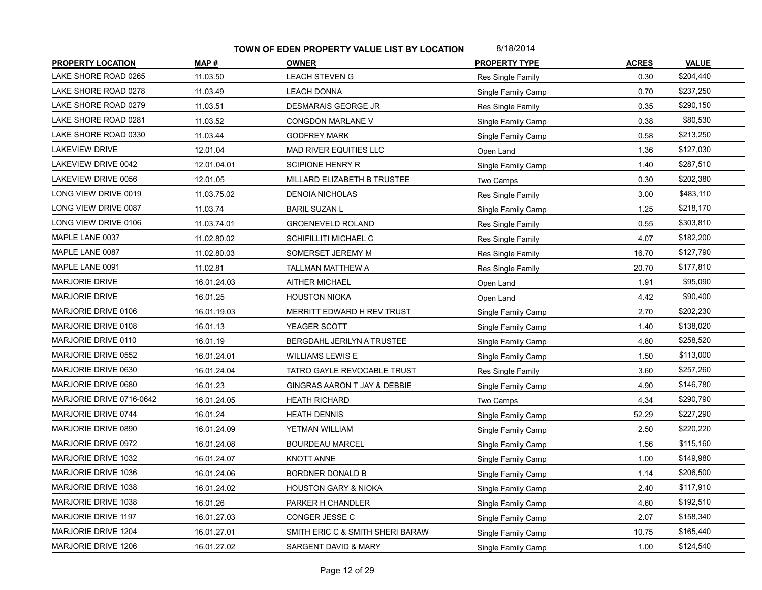**TOWN OF EDEN PROPERTY VALUE LIST BY LOCATION** 8/18/2014

| PROPERTY LOCATION | MAP # | OWNER | PROPERTY TYPE | ACRES | VALUE |
|---|---|---|---|---|---|
| LAKE SHORE ROAD 0265 | 11.03.50 | LEACH STEVEN G | Res Single Family | 0.30 | $204,440 |
| LAKE SHORE ROAD 0278 | 11.03.49 | LEACH DONNA | Single Family Camp | 0.70 | $237,250 |
| LAKE SHORE ROAD 0279 | 11.03.51 | DESMARAIS GEORGE JR | Res Single Family | 0.35 | $290,150 |
| LAKE SHORE ROAD 0281 | 11.03.52 | CONGDON MARLANE V | Single Family Camp | 0.38 | $80,530 |
| LAKE SHORE ROAD 0330 | 11.03.44 | GODFREY MARK | Single Family Camp | 0.58 | $213,250 |
| LAKEVIEW DRIVE | 12.01.04 | MAD RIVER EQUITIES LLC | Open Land | 1.36 | $127,030 |
| LAKEVIEW DRIVE 0042 | 12.01.04.01 | SCIPIONE HENRY R | Single Family Camp | 1.40 | $287,510 |
| LAKEVIEW DRIVE 0056 | 12.01.05 | MILLARD ELIZABETH B TRUSTEE | Two Camps | 0.30 | $202,380 |
| LONG VIEW DRIVE 0019 | 11.03.75.02 | DENOIA NICHOLAS | Res Single Family | 3.00 | $483,110 |
| LONG VIEW DRIVE 0087 | 11.03.74 | BARIL SUZAN L | Single Family Camp | 1.25 | $218,170 |
| LONG VIEW DRIVE 0106 | 11.03.74.01 | GROENEVELD ROLAND | Res Single Family | 0.55 | $303,810 |
| MAPLE LANE 0037 | 11.02.80.02 | SCHIFILLITI MICHAEL C | Res Single Family | 4.07 | $182,200 |
| MAPLE LANE 0087 | 11.02.80.03 | SOMERSET JEREMY M | Res Single Family | 16.70 | $127,790 |
| MAPLE LANE 0091 | 11.02.81 | TALLMAN MATTHEW A | Res Single Family | 20.70 | $177,810 |
| MARJORIE DRIVE | 16.01.24.03 | AITHER MICHAEL | Open Land | 1.91 | $95,090 |
| MARJORIE DRIVE | 16.01.25 | HOUSTON NIOKA | Open Land | 4.42 | $90,400 |
| MARJORIE DRIVE 0106 | 16.01.19.03 | MERRITT EDWARD H REV TRUST | Single Family Camp | 2.70 | $202,230 |
| MARJORIE DRIVE 0108 | 16.01.13 | YEAGER SCOTT | Single Family Camp | 1.40 | $138,020 |
| MARJORIE DRIVE 0110 | 16.01.19 | BERGDAHL JERILYN A TRUSTEE | Single Family Camp | 4.80 | $258,520 |
| MARJORIE DRIVE 0552 | 16.01.24.01 | WILLIAMS LEWIS E | Single Family Camp | 1.50 | $113,000 |
| MARJORIE DRIVE 0630 | 16.01.24.04 | TATRO GAYLE REVOCABLE TRUST | Res Single Family | 3.60 | $257,260 |
| MARJORIE DRIVE 0680 | 16.01.23 | GINGRAS AARON T JAY & DEBBIE | Single Family Camp | 4.90 | $146,780 |
| MARJORIE DRIVE 0716-0642 | 16.01.24.05 | HEATH RICHARD | Two Camps | 4.34 | $290,790 |
| MARJORIE DRIVE 0744 | 16.01.24 | HEATH DENNIS | Single Family Camp | 52.29 | $227,290 |
| MARJORIE DRIVE 0890 | 16.01.24.09 | YETMAN WILLIAM | Single Family Camp | 2.50 | $220,220 |
| MARJORIE DRIVE 0972 | 16.01.24.08 | BOURDEAU MARCEL | Single Family Camp | 1.56 | $115,160 |
| MARJORIE DRIVE 1032 | 16.01.24.07 | KNOTT ANNE | Single Family Camp | 1.00 | $149,980 |
| MARJORIE DRIVE 1036 | 16.01.24.06 | BORDNER DONALD B | Single Family Camp | 1.14 | $206,500 |
| MARJORIE DRIVE 1038 | 16.01.24.02 | HOUSTON GARY & NIOKA | Single Family Camp | 2.40 | $117,910 |
| MARJORIE DRIVE 1038 | 16.01.26 | PARKER H CHANDLER | Single Family Camp | 4.60 | $192,510 |
| MARJORIE DRIVE 1197 | 16.01.27.03 | CONGER JESSE C | Single Family Camp | 2.07 | $158,340 |
| MARJORIE DRIVE 1204 | 16.01.27.01 | SMITH ERIC C & SMITH SHERI BARAW | Single Family Camp | 10.75 | $165,440 |
| MARJORIE DRIVE 1206 | 16.01.27.02 | SARGENT DAVID & MARY | Single Family Camp | 1.00 | $124,540 |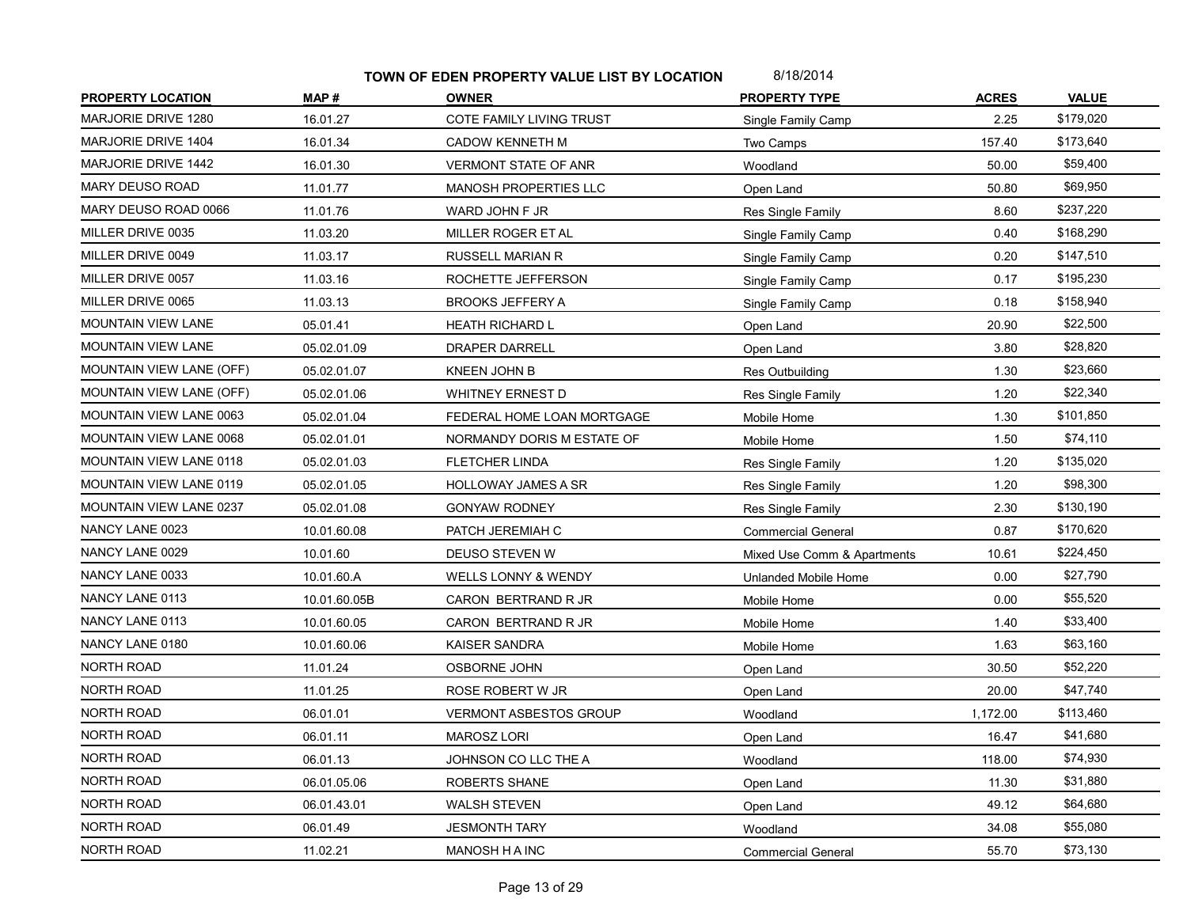**TOWN OF EDEN PROPERTY VALUE LIST BY LOCATION** 8/18/2014

| PROPERTY LOCATION | MAP # | OWNER | PROPERTY TYPE | ACRES | VALUE |
|---|---|---|---|---|---|
| MARJORIE DRIVE 1280 | 16.01.27 | COTE FAMILY LIVING TRUST | Single Family Camp | 2.25 | $179,020 |
| MARJORIE DRIVE 1404 | 16.01.34 | CADOW KENNETH M | Two Camps | 157.40 | $173,640 |
| MARJORIE DRIVE 1442 | 16.01.30 | VERMONT STATE OF ANR | Woodland | 50.00 | $59,400 |
| MARY DEUSO ROAD | 11.01.77 | MANOSH PROPERTIES LLC | Open Land | 50.80 | $69,950 |
| MARY DEUSO ROAD 0066 | 11.01.76 | WARD JOHN F JR | Res Single Family | 8.60 | $237,220 |
| MILLER DRIVE 0035 | 11.03.20 | MILLER ROGER ET AL | Single Family Camp | 0.40 | $168,290 |
| MILLER DRIVE 0049 | 11.03.17 | RUSSELL MARIAN R | Single Family Camp | 0.20 | $147,510 |
| MILLER DRIVE 0057 | 11.03.16 | ROCHETTE JEFFERSON | Single Family Camp | 0.17 | $195,230 |
| MILLER DRIVE 0065 | 11.03.13 | BROOKS JEFFERY A | Single Family Camp | 0.18 | $158,940 |
| MOUNTAIN VIEW LANE | 05.01.41 | HEATH RICHARD L | Open Land | 20.90 | $22,500 |
| MOUNTAIN VIEW LANE | 05.02.01.09 | DRAPER DARRELL | Open Land | 3.80 | $28,820 |
| MOUNTAIN VIEW LANE (OFF) | 05.02.01.07 | KNEEN JOHN B | Res Outbuilding | 1.30 | $23,660 |
| MOUNTAIN VIEW LANE (OFF) | 05.02.01.06 | WHITNEY ERNEST D | Res Single Family | 1.20 | $22,340 |
| MOUNTAIN VIEW LANE 0063 | 05.02.01.04 | FEDERAL HOME LOAN MORTGAGE | Mobile Home | 1.30 | $101,850 |
| MOUNTAIN VIEW LANE 0068 | 05.02.01.01 | NORMANDY DORIS M ESTATE OF | Mobile Home | 1.50 | $74,110 |
| MOUNTAIN VIEW LANE 0118 | 05.02.01.03 | FLETCHER LINDA | Res Single Family | 1.20 | $135,020 |
| MOUNTAIN VIEW LANE 0119 | 05.02.01.05 | HOLLOWAY JAMES A SR | Res Single Family | 1.20 | $98,300 |
| MOUNTAIN VIEW LANE 0237 | 05.02.01.08 | GONYAW RODNEY | Res Single Family | 2.30 | $130,190 |
| NANCY LANE 0023 | 10.01.60.08 | PATCH JEREMIAH C | Commercial General | 0.87 | $170,620 |
| NANCY LANE 0029 | 10.01.60 | DEUSO STEVEN W | Mixed Use Comm & Apartments | 10.61 | $224,450 |
| NANCY LANE 0033 | 10.01.60.A | WELLS LONNY & WENDY | Unlanded Mobile Home | 0.00 | $27,790 |
| NANCY LANE 0113 | 10.01.60.05B | CARON BERTRAND R JR | Mobile Home | 0.00 | $55,520 |
| NANCY LANE 0113 | 10.01.60.05 | CARON BERTRAND R JR | Mobile Home | 1.40 | $33,400 |
| NANCY LANE 0180 | 10.01.60.06 | KAISER SANDRA | Mobile Home | 1.63 | $63,160 |
| NORTH ROAD | 11.01.24 | OSBORNE JOHN | Open Land | 30.50 | $52,220 |
| NORTH ROAD | 11.01.25 | ROSE ROBERT W JR | Open Land | 20.00 | $47,740 |
| NORTH ROAD | 06.01.01 | VERMONT ASBESTOS GROUP | Woodland | 1,172.00 | $113,460 |
| NORTH ROAD | 06.01.11 | MAROSZ LORI | Open Land | 16.47 | $41,680 |
| NORTH ROAD | 06.01.13 | JOHNSON CO LLC THE A | Woodland | 118.00 | $74,930 |
| NORTH ROAD | 06.01.05.06 | ROBERTS SHANE | Open Land | 11.30 | $31,880 |
| NORTH ROAD | 06.01.43.01 | WALSH STEVEN | Open Land | 49.12 | $64,680 |
| NORTH ROAD | 06.01.49 | JESMONTH TARY | Woodland | 34.08 | $55,080 |
| NORTH ROAD | 11.02.21 | MANOSH H A INC | Commercial General | 55.70 | $73,130 |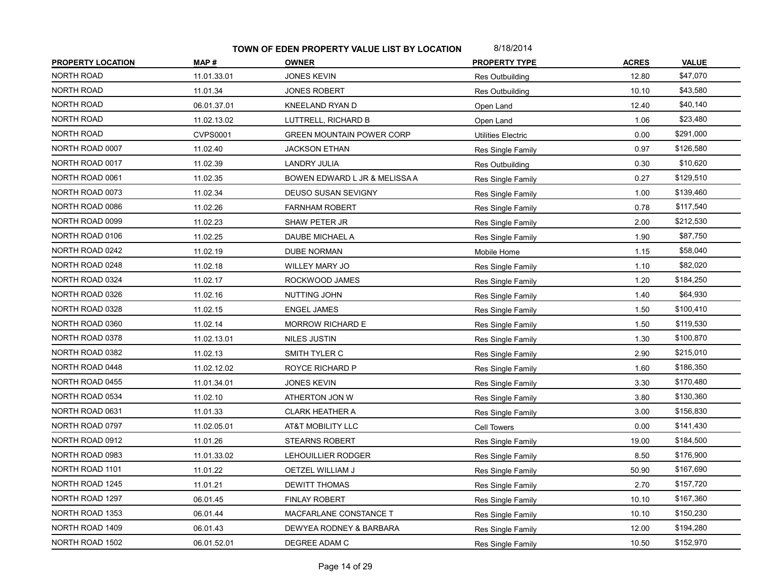**TOWN OF EDEN PROPERTY VALUE LIST BY LOCATION** 8/18/2014

| PROPERTY LOCATION | MAP # | OWNER | PROPERTY TYPE | ACRES | VALUE |
|---|---|---|---|---|---|
| NORTH ROAD | 11.01.33.01 | JONES KEVIN | Res Outbuilding | 12.80 | $47,070 |
| NORTH ROAD | 11.01.34 | JONES ROBERT | Res Outbuilding | 10.10 | $43,580 |
| NORTH ROAD | 06.01.37.01 | KNEELAND RYAN D | Open Land | 12.40 | $40,140 |
| NORTH ROAD | 11.02.13.02 | LUTTRELL, RICHARD B | Open Land | 1.06 | $23,480 |
| NORTH ROAD | CVPS0001 | GREEN MOUNTAIN POWER CORP | Utilities Electric | 0.00 | $291,000 |
| NORTH ROAD 0007 | 11.02.40 | JACKSON ETHAN | Res Single Family | 0.97 | $126,580 |
| NORTH ROAD 0017 | 11.02.39 | LANDRY JULIA | Res Outbuilding | 0.30 | $10,620 |
| NORTH ROAD 0061 | 11.02.35 | BOWEN EDWARD L JR & MELISSA A | Res Single Family | 0.27 | $129,510 |
| NORTH ROAD 0073 | 11.02.34 | DEUSO SUSAN SEVIGNY | Res Single Family | 1.00 | $139,460 |
| NORTH ROAD 0086 | 11.02.26 | FARNHAM ROBERT | Res Single Family | 0.78 | $117,540 |
| NORTH ROAD 0099 | 11.02.23 | SHAW PETER JR | Res Single Family | 2.00 | $212,530 |
| NORTH ROAD 0106 | 11.02.25 | DAUBE MICHAEL A | Res Single Family | 1.90 | $87,750 |
| NORTH ROAD 0242 | 11.02.19 | DUBE NORMAN | Mobile Home | 1.15 | $58,040 |
| NORTH ROAD 0248 | 11.02.18 | WILLEY MARY JO | Res Single Family | 1.10 | $82,020 |
| NORTH ROAD 0324 | 11.02.17 | ROCKWOOD JAMES | Res Single Family | 1.20 | $184,250 |
| NORTH ROAD 0326 | 11.02.16 | NUTTING JOHN | Res Single Family | 1.40 | $64,930 |
| NORTH ROAD 0328 | 11.02.15 | ENGEL JAMES | Res Single Family | 1.50 | $100,410 |
| NORTH ROAD 0360 | 11.02.14 | MORROW RICHARD E | Res Single Family | 1.50 | $119,530 |
| NORTH ROAD 0378 | 11.02.13.01 | NILES JUSTIN | Res Single Family | 1.30 | $100,870 |
| NORTH ROAD 0382 | 11.02.13 | SMITH TYLER C | Res Single Family | 2.90 | $215,010 |
| NORTH ROAD 0448 | 11.02.12.02 | ROYCE RICHARD P | Res Single Family | 1.60 | $186,350 |
| NORTH ROAD 0455 | 11.01.34.01 | JONES KEVIN | Res Single Family | 3.30 | $170,480 |
| NORTH ROAD 0534 | 11.02.10 | ATHERTON JON W | Res Single Family | 3.80 | $130,360 |
| NORTH ROAD 0631 | 11.01.33 | CLARK HEATHER A | Res Single Family | 3.00 | $156,830 |
| NORTH ROAD 0797 | 11.02.05.01 | AT&T MOBILITY LLC | Cell Towers | 0.00 | $141,430 |
| NORTH ROAD 0912 | 11.01.26 | STEARNS ROBERT | Res Single Family | 19.00 | $184,500 |
| NORTH ROAD 0983 | 11.01.33.02 | LEHOUILLIER RODGER | Res Single Family | 8.50 | $176,900 |
| NORTH ROAD 1101 | 11.01.22 | OETZEL WILLIAM J | Res Single Family | 50.90 | $167,690 |
| NORTH ROAD 1245 | 11.01.21 | DEWITT THOMAS | Res Single Family | 2.70 | $157,720 |
| NORTH ROAD 1297 | 06.01.45 | FINLAY ROBERT | Res Single Family | 10.10 | $167,360 |
| NORTH ROAD 1353 | 06.01.44 | MACFARLANE CONSTANCE T | Res Single Family | 10.10 | $150,230 |
| NORTH ROAD 1409 | 06.01.43 | DEWYEA RODNEY & BARBARA | Res Single Family | 12.00 | $194,280 |
| NORTH ROAD 1502 | 06.01.52.01 | DEGREE ADAM C | Res Single Family | 10.50 | $152,970 |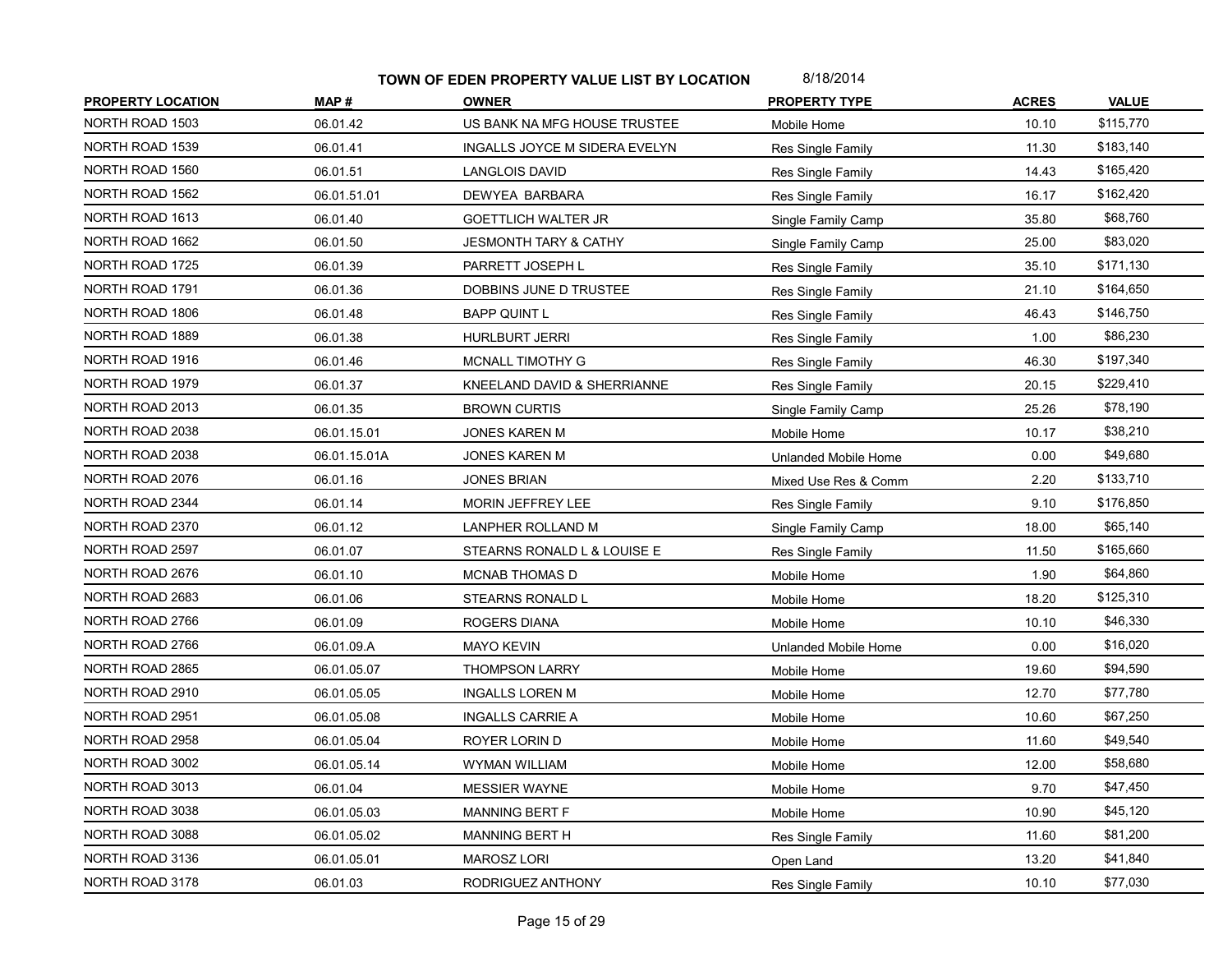# TOWN OF EDEN PROPERTY VALUE LIST BY LOCATION

8/18/2014

| PROPERTY LOCATION | MAP # | OWNER | PROPERTY TYPE | ACRES | VALUE |
|---|---|---|---|---|---|
| NORTH ROAD 1503 | 06.01.42 | US BANK NA MFG HOUSE TRUSTEE | Mobile Home | 10.10 | $115,770 |
| NORTH ROAD 1539 | 06.01.41 | INGALLS JOYCE M SIDERA EVELYN | Res Single Family | 11.30 | $183,140 |
| NORTH ROAD 1560 | 06.01.51 | LANGLOIS DAVID | Res Single Family | 14.43 | $165,420 |
| NORTH ROAD 1562 | 06.01.51.01 | DEWYEA BARBARA | Res Single Family | 16.17 | $162,420 |
| NORTH ROAD 1613 | 06.01.40 | GOETTLICH WALTER JR | Single Family Camp | 35.80 | $68,760 |
| NORTH ROAD 1662 | 06.01.50 | JESMONTH TARY & CATHY | Single Family Camp | 25.00 | $83,020 |
| NORTH ROAD 1725 | 06.01.39 | PARRETT JOSEPH L | Res Single Family | 35.10 | $171,130 |
| NORTH ROAD 1791 | 06.01.36 | DOBBINS JUNE D TRUSTEE | Res Single Family | 21.10 | $164,650 |
| NORTH ROAD 1806 | 06.01.48 | BAPP QUINT L | Res Single Family | 46.43 | $146,750 |
| NORTH ROAD 1889 | 06.01.38 | HURLBURT JERRI | Res Single Family | 1.00 | $86,230 |
| NORTH ROAD 1916 | 06.01.46 | MCNALL TIMOTHY G | Res Single Family | 46.30 | $197,340 |
| NORTH ROAD 1979 | 06.01.37 | KNEELAND DAVID & SHERRIANNE | Res Single Family | 20.15 | $229,410 |
| NORTH ROAD 2013 | 06.01.35 | BROWN CURTIS | Single Family Camp | 25.26 | $78,190 |
| NORTH ROAD 2038 | 06.01.15.01 | JONES KAREN M | Mobile Home | 10.17 | $38,210 |
| NORTH ROAD 2038 | 06.01.15.01A | JONES KAREN M | Unlanded Mobile Home | 0.00 | $49,680 |
| NORTH ROAD 2076 | 06.01.16 | JONES BRIAN | Mixed Use Res & Comm | 2.20 | $133,710 |
| NORTH ROAD 2344 | 06.01.14 | MORIN JEFFREY LEE | Res Single Family | 9.10 | $176,850 |
| NORTH ROAD 2370 | 06.01.12 | LANPHER ROLLAND M | Single Family Camp | 18.00 | $65,140 |
| NORTH ROAD 2597 | 06.01.07 | STEARNS RONALD L & LOUISE E | Res Single Family | 11.50 | $165,660 |
| NORTH ROAD 2676 | 06.01.10 | MCNAB THOMAS D | Mobile Home | 1.90 | $64,860 |
| NORTH ROAD 2683 | 06.01.06 | STEARNS RONALD L | Mobile Home | 18.20 | $125,310 |
| NORTH ROAD 2766 | 06.01.09 | ROGERS DIANA | Mobile Home | 10.10 | $46,330 |
| NORTH ROAD 2766 | 06.01.09.A | MAYO KEVIN | Unlanded Mobile Home | 0.00 | $16,020 |
| NORTH ROAD 2865 | 06.01.05.07 | THOMPSON LARRY | Mobile Home | 19.60 | $94,590 |
| NORTH ROAD 2910 | 06.01.05.05 | INGALLS LOREN M | Mobile Home | 12.70 | $77,780 |
| NORTH ROAD 2951 | 06.01.05.08 | INGALLS CARRIE A | Mobile Home | 10.60 | $67,250 |
| NORTH ROAD 2958 | 06.01.05.04 | ROYER LORIN D | Mobile Home | 11.60 | $49,540 |
| NORTH ROAD 3002 | 06.01.05.14 | WYMAN WILLIAM | Mobile Home | 12.00 | $58,680 |
| NORTH ROAD 3013 | 06.01.04 | MESSIER WAYNE | Mobile Home | 9.70 | $47,450 |
| NORTH ROAD 3038 | 06.01.05.03 | MANNING BERT F | Mobile Home | 10.90 | $45,120 |
| NORTH ROAD 3088 | 06.01.05.02 | MANNING BERT H | Res Single Family | 11.60 | $81,200 |
| NORTH ROAD 3136 | 06.01.05.01 | MAROSZ LORI | Open Land | 13.20 | $41,840 |
| NORTH ROAD 3178 | 06.01.03 | RODRIGUEZ ANTHONY | Res Single Family | 10.10 | $77,030 |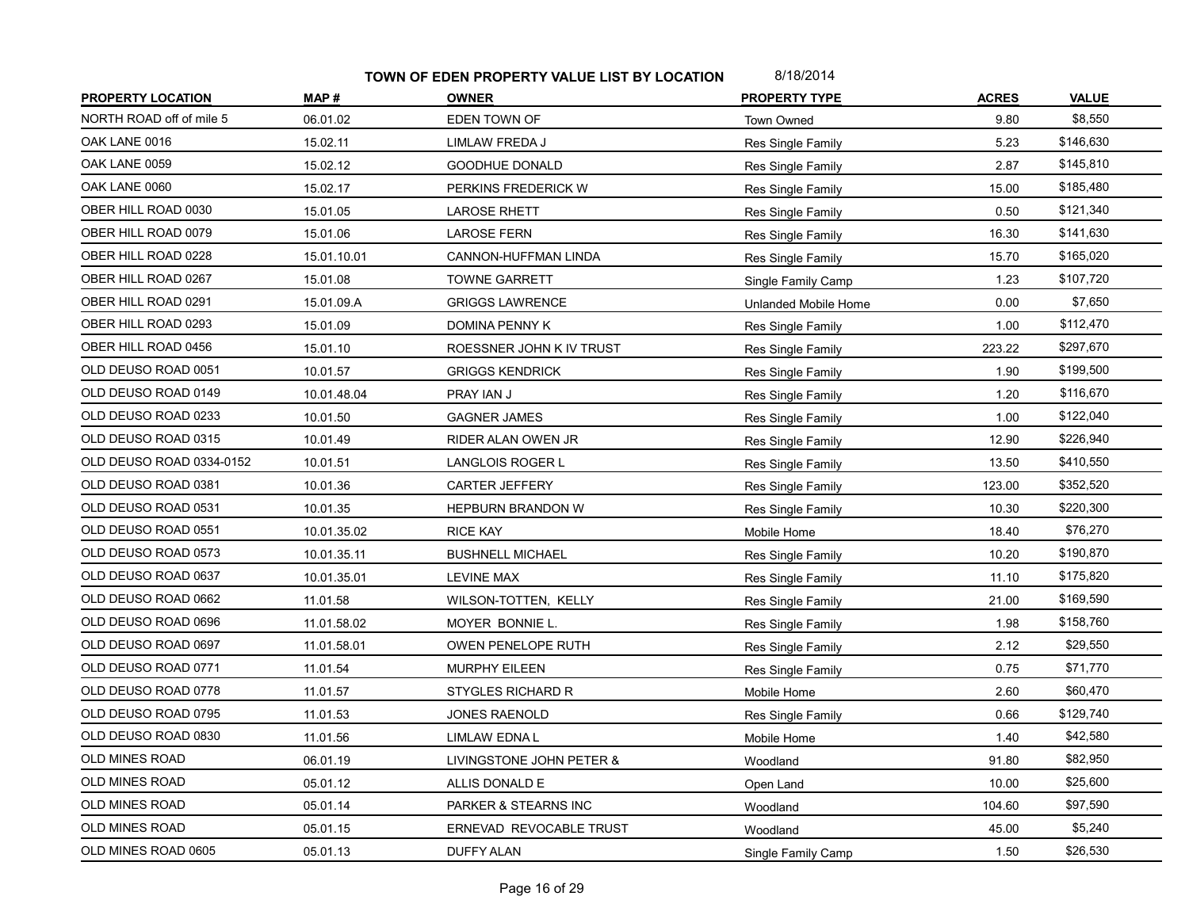# TOWN OF EDEN PROPERTY VALUE LIST BY LOCATION

8/18/2014

| PROPERTY LOCATION | MAP # | OWNER | PROPERTY TYPE | ACRES | VALUE |
|---|---|---|---|---|---|
| NORTH ROAD off of mile 5 | 06.01.02 | EDEN TOWN OF | Town Owned | 9.80 | $8,550 |
| OAK LANE 0016 | 15.02.11 | LIMLAW FREDA J | Res Single Family | 5.23 | $146,630 |
| OAK LANE 0059 | 15.02.12 | GOODHUE DONALD | Res Single Family | 2.87 | $145,810 |
| OAK LANE 0060 | 15.02.17 | PERKINS FREDERICK W | Res Single Family | 15.00 | $185,480 |
| OBER HILL ROAD 0030 | 15.01.05 | LAROSE RHETT | Res Single Family | 0.50 | $121,340 |
| OBER HILL ROAD 0079 | 15.01.06 | LAROSE FERN | Res Single Family | 16.30 | $141,630 |
| OBER HILL ROAD 0228 | 15.01.10.01 | CANNON-HUFFMAN LINDA | Res Single Family | 15.70 | $165,020 |
| OBER HILL ROAD 0267 | 15.01.08 | TOWNE GARRETT | Single Family Camp | 1.23 | $107,720 |
| OBER HILL ROAD 0291 | 15.01.09.A | GRIGGS LAWRENCE | Unlanded Mobile Home | 0.00 | $7,650 |
| OBER HILL ROAD 0293 | 15.01.09 | DOMINA PENNY K | Res Single Family | 1.00 | $112,470 |
| OBER HILL ROAD 0456 | 15.01.10 | ROESSNER JOHN K IV TRUST | Res Single Family | 223.22 | $297,670 |
| OLD DEUSO ROAD 0051 | 10.01.57 | GRIGGS KENDRICK | Res Single Family | 1.90 | $199,500 |
| OLD DEUSO ROAD 0149 | 10.01.48.04 | PRAY IAN J | Res Single Family | 1.20 | $116,670 |
| OLD DEUSO ROAD 0233 | 10.01.50 | GAGNER JAMES | Res Single Family | 1.00 | $122,040 |
| OLD DEUSO ROAD 0315 | 10.01.49 | RIDER ALAN OWEN JR | Res Single Family | 12.90 | $226,940 |
| OLD DEUSO ROAD 0334-0152 | 10.01.51 | LANGLOIS ROGER L | Res Single Family | 13.50 | $410,550 |
| OLD DEUSO ROAD 0381 | 10.01.36 | CARTER JEFFERY | Res Single Family | 123.00 | $352,520 |
| OLD DEUSO ROAD 0531 | 10.01.35 | HEPBURN BRANDON W | Res Single Family | 10.30 | $220,300 |
| OLD DEUSO ROAD 0551 | 10.01.35.02 | RICE KAY | Mobile Home | 18.40 | $76,270 |
| OLD DEUSO ROAD 0573 | 10.01.35.11 | BUSHNELL MICHAEL | Res Single Family | 10.20 | $190,870 |
| OLD DEUSO ROAD 0637 | 10.01.35.01 | LEVINE MAX | Res Single Family | 11.10 | $175,820 |
| OLD DEUSO ROAD 0662 | 11.01.58 | WILSON-TOTTEN, KELLY | Res Single Family | 21.00 | $169,590 |
| OLD DEUSO ROAD 0696 | 11.01.58.02 | MOYER BONNIE L. | Res Single Family | 1.98 | $158,760 |
| OLD DEUSO ROAD 0697 | 11.01.58.01 | OWEN PENELOPE RUTH | Res Single Family | 2.12 | $29,550 |
| OLD DEUSO ROAD 0771 | 11.01.54 | MURPHY EILEEN | Res Single Family | 0.75 | $71,770 |
| OLD DEUSO ROAD 0778 | 11.01.57 | STYGLES RICHARD R | Mobile Home | 2.60 | $60,470 |
| OLD DEUSO ROAD 0795 | 11.01.53 | JONES RAENOLD | Res Single Family | 0.66 | $129,740 |
| OLD DEUSO ROAD 0830 | 11.01.56 | LIMLAW EDNA L | Mobile Home | 1.40 | $42,580 |
| OLD MINES ROAD | 06.01.19 | LIVINGSTONE JOHN PETER & | Woodland | 91.80 | $82,950 |
| OLD MINES ROAD | 05.01.12 | ALLIS DONALD E | Open Land | 10.00 | $25,600 |
| OLD MINES ROAD | 05.01.14 | PARKER & STEARNS INC | Woodland | 104.60 | $97,590 |
| OLD MINES ROAD | 05.01.15 | ERNEVAD REVOCABLE TRUST | Woodland | 45.00 | $5,240 |
| OLD MINES ROAD 0605 | 05.01.13 | DUFFY ALAN | Single Family Camp | 1.50 | $26,530 |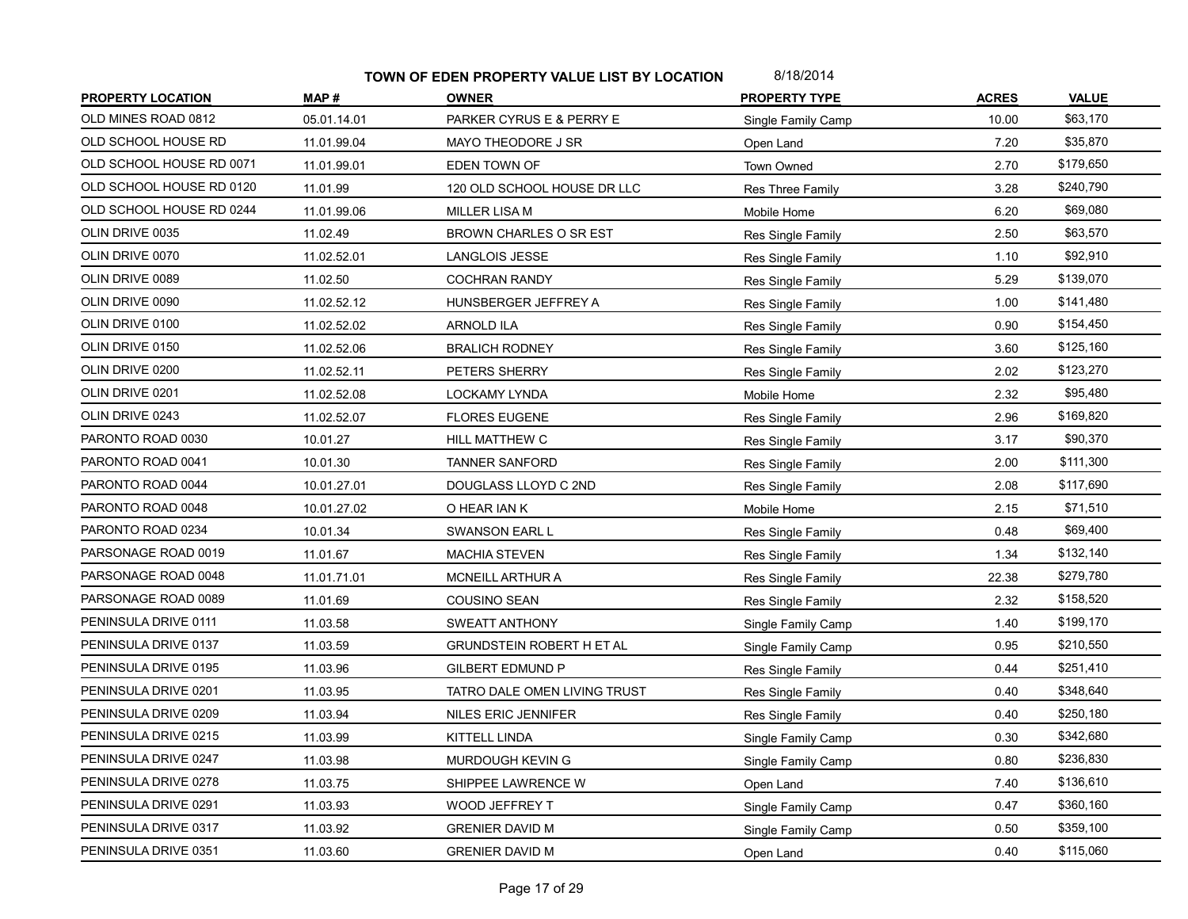**TOWN OF EDEN PROPERTY VALUE LIST BY LOCATION** 8/18/2014

| PROPERTY LOCATION | MAP # | OWNER | PROPERTY TYPE | ACRES | VALUE |
|---|---|---|---|---|---|
| OLD MINES ROAD 0812 | 05.01.14.01 | PARKER CYRUS E & PERRY E | Single Family Camp | 10.00 | $63,170 |
| OLD SCHOOL HOUSE RD | 11.01.99.04 | MAYO THEODORE J SR | Open Land | 7.20 | $35,870 |
| OLD SCHOOL HOUSE RD 0071 | 11.01.99.01 | EDEN TOWN OF | Town Owned | 2.70 | $179,650 |
| OLD SCHOOL HOUSE RD 0120 | 11.01.99 | 120 OLD SCHOOL HOUSE DR LLC | Res Three Family | 3.28 | $240,790 |
| OLD SCHOOL HOUSE RD 0244 | 11.01.99.06 | MILLER LISA M | Mobile Home | 6.20 | $69,080 |
| OLIN DRIVE 0035 | 11.02.49 | BROWN CHARLES O SR EST | Res Single Family | 2.50 | $63,570 |
| OLIN DRIVE 0070 | 11.02.52.01 | LANGLOIS JESSE | Res Single Family | 1.10 | $92,910 |
| OLIN DRIVE 0089 | 11.02.50 | COCHRAN RANDY | Res Single Family | 5.29 | $139,070 |
| OLIN DRIVE 0090 | 11.02.52.12 | HUNSBERGER JEFFREY A | Res Single Family | 1.00 | $141,480 |
| OLIN DRIVE 0100 | 11.02.52.02 | ARNOLD ILA | Res Single Family | 0.90 | $154,450 |
| OLIN DRIVE 0150 | 11.02.52.06 | BRALICH RODNEY | Res Single Family | 3.60 | $125,160 |
| OLIN DRIVE 0200 | 11.02.52.11 | PETERS SHERRY | Res Single Family | 2.02 | $123,270 |
| OLIN DRIVE 0201 | 11.02.52.08 | LOCKAMY LYNDA | Mobile Home | 2.32 | $95,480 |
| OLIN DRIVE 0243 | 11.02.52.07 | FLORES EUGENE | Res Single Family | 2.96 | $169,820 |
| PARONTO ROAD 0030 | 10.01.27 | HILL MATTHEW C | Res Single Family | 3.17 | $90,370 |
| PARONTO ROAD 0041 | 10.01.30 | TANNER SANFORD | Res Single Family | 2.00 | $111,300 |
| PARONTO ROAD 0044 | 10.01.27.01 | DOUGLASS LLOYD C 2ND | Res Single Family | 2.08 | $117,690 |
| PARONTO ROAD 0048 | 10.01.27.02 | O HEAR IAN K | Mobile Home | 2.15 | $71,510 |
| PARONTO ROAD 0234 | 10.01.34 | SWANSON EARL L | Res Single Family | 0.48 | $69,400 |
| PARSONAGE ROAD 0019 | 11.01.67 | MACHIA STEVEN | Res Single Family | 1.34 | $132,140 |
| PARSONAGE ROAD 0048 | 11.01.71.01 | MCNEILL ARTHUR A | Res Single Family | 22.38 | $279,780 |
| PARSONAGE ROAD 0089 | 11.01.69 | COUSINO SEAN | Res Single Family | 2.32 | $158,520 |
| PENINSULA DRIVE 0111 | 11.03.58 | SWEATT ANTHONY | Single Family Camp | 1.40 | $199,170 |
| PENINSULA DRIVE 0137 | 11.03.59 | GRUNDSTEIN ROBERT H ET AL | Single Family Camp | 0.95 | $210,550 |
| PENINSULA DRIVE 0195 | 11.03.96 | GILBERT EDMUND P | Res Single Family | 0.44 | $251,410 |
| PENINSULA DRIVE 0201 | 11.03.95 | TATRO DALE OMEN LIVING TRUST | Res Single Family | 0.40 | $348,640 |
| PENINSULA DRIVE 0209 | 11.03.94 | NILES ERIC JENNIFER | Res Single Family | 0.40 | $250,180 |
| PENINSULA DRIVE 0215 | 11.03.99 | KITTELL LINDA | Single Family Camp | 0.30 | $342,680 |
| PENINSULA DRIVE 0247 | 11.03.98 | MURDOUGH KEVIN G | Single Family Camp | 0.80 | $236,830 |
| PENINSULA DRIVE 0278 | 11.03.75 | SHIPPEE LAWRENCE W | Open Land | 7.40 | $136,610 |
| PENINSULA DRIVE 0291 | 11.03.93 | WOOD JEFFREY T | Single Family Camp | 0.47 | $360,160 |
| PENINSULA DRIVE 0317 | 11.03.92 | GRENIER DAVID M | Single Family Camp | 0.50 | $359,100 |
| PENINSULA DRIVE 0351 | 11.03.60 | GRENIER DAVID M | Open Land | 0.40 | $115,060 |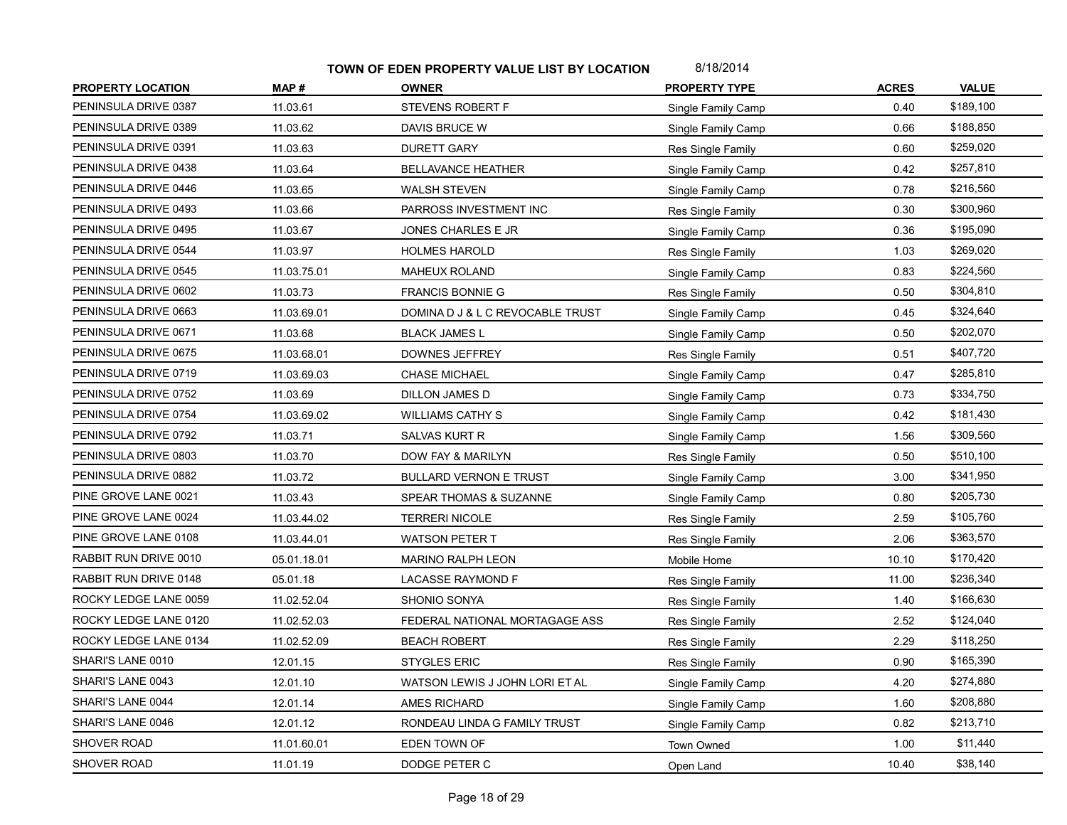**TOWN OF EDEN PROPERTY VALUE LIST BY LOCATION** 8/18/2014

| PROPERTY LOCATION | MAP # | OWNER | PROPERTY TYPE | ACRES | VALUE |
|---|---|---|---|---|---|
| PENINSULA DRIVE 0387 | 11.03.61 | STEVENS ROBERT F | Single Family Camp | 0.40 | $189,100 |
| PENINSULA DRIVE 0389 | 11.03.62 | DAVIS BRUCE W | Single Family Camp | 0.66 | $188,850 |
| PENINSULA DRIVE 0391 | 11.03.63 | DURETT GARY | Res Single Family | 0.60 | $259,020 |
| PENINSULA DRIVE 0438 | 11.03.64 | BELLAVANCE HEATHER | Single Family Camp | 0.42 | $257,810 |
| PENINSULA DRIVE 0446 | 11.03.65 | WALSH STEVEN | Single Family Camp | 0.78 | $216,560 |
| PENINSULA DRIVE 0493 | 11.03.66 | PARROSS INVESTMENT INC | Res Single Family | 0.30 | $300,960 |
| PENINSULA DRIVE 0495 | 11.03.67 | JONES CHARLES E JR | Single Family Camp | 0.36 | $195,090 |
| PENINSULA DRIVE 0544 | 11.03.97 | HOLMES HAROLD | Res Single Family | 1.03 | $269,020 |
| PENINSULA DRIVE 0545 | 11.03.75.01 | MAHEUX ROLAND | Single Family Camp | 0.83 | $224,560 |
| PENINSULA DRIVE 0602 | 11.03.73 | FRANCIS BONNIE G | Res Single Family | 0.50 | $304,810 |
| PENINSULA DRIVE 0663 | 11.03.69.01 | DOMINA D J & L C REVOCABLE TRUST | Single Family Camp | 0.45 | $324,640 |
| PENINSULA DRIVE 0671 | 11.03.68 | BLACK JAMES L | Single Family Camp | 0.50 | $202,070 |
| PENINSULA DRIVE 0675 | 11.03.68.01 | DOWNES JEFFREY | Res Single Family | 0.51 | $407,720 |
| PENINSULA DRIVE 0719 | 11.03.69.03 | CHASE MICHAEL | Single Family Camp | 0.47 | $285,810 |
| PENINSULA DRIVE 0752 | 11.03.69 | DILLON JAMES D | Single Family Camp | 0.73 | $334,750 |
| PENINSULA DRIVE 0754 | 11.03.69.02 | WILLIAMS CATHY S | Single Family Camp | 0.42 | $181,430 |
| PENINSULA DRIVE 0792 | 11.03.71 | SALVAS KURT R | Single Family Camp | 1.56 | $309,560 |
| PENINSULA DRIVE 0803 | 11.03.70 | DOW FAY & MARILYN | Res Single Family | 0.50 | $510,100 |
| PENINSULA DRIVE 0882 | 11.03.72 | BULLARD VERNON E TRUST | Single Family Camp | 3.00 | $341,950 |
| PINE GROVE LANE 0021 | 11.03.43 | SPEAR THOMAS & SUZANNE | Single Family Camp | 0.80 | $205,730 |
| PINE GROVE LANE 0024 | 11.03.44.02 | TERRERI NICOLE | Res Single Family | 2.59 | $105,760 |
| PINE GROVE LANE 0108 | 11.03.44.01 | WATSON PETER T | Res Single Family | 2.06 | $363,570 |
| RABBIT RUN DRIVE 0010 | 05.01.18.01 | MARINO RALPH LEON | Mobile Home | 10.10 | $170,420 |
| RABBIT RUN DRIVE 0148 | 05.01.18 | LACASSE RAYMOND F | Res Single Family | 11.00 | $236,340 |
| ROCKY LEDGE LANE 0059 | 11.02.52.04 | SHONIO SONYA | Res Single Family | 1.40 | $166,630 |
| ROCKY LEDGE LANE 0120 | 11.02.52.03 | FEDERAL NATIONAL MORTAGAGE ASS | Res Single Family | 2.52 | $124,040 |
| ROCKY LEDGE LANE 0134 | 11.02.52.09 | BEACH ROBERT | Res Single Family | 2.29 | $118,250 |
| SHARI'S LANE 0010 | 12.01.15 | STYGLES ERIC | Res Single Family | 0.90 | $165,390 |
| SHARI'S LANE 0043 | 12.01.10 | WATSON LEWIS J JOHN LORI ET AL | Single Family Camp | 4.20 | $274,880 |
| SHARI'S LANE 0044 | 12.01.14 | AMES RICHARD | Single Family Camp | 1.60 | $208,880 |
| SHARI'S LANE 0046 | 12.01.12 | RONDEAU LINDA G FAMILY TRUST | Single Family Camp | 0.82 | $213,710 |
| SHOVER ROAD | 11.01.60.01 | EDEN TOWN OF | Town Owned | 1.00 | $11,440 |
| SHOVER ROAD | 11.01.19 | DODGE PETER C | Open Land | 10.40 | $38,140 |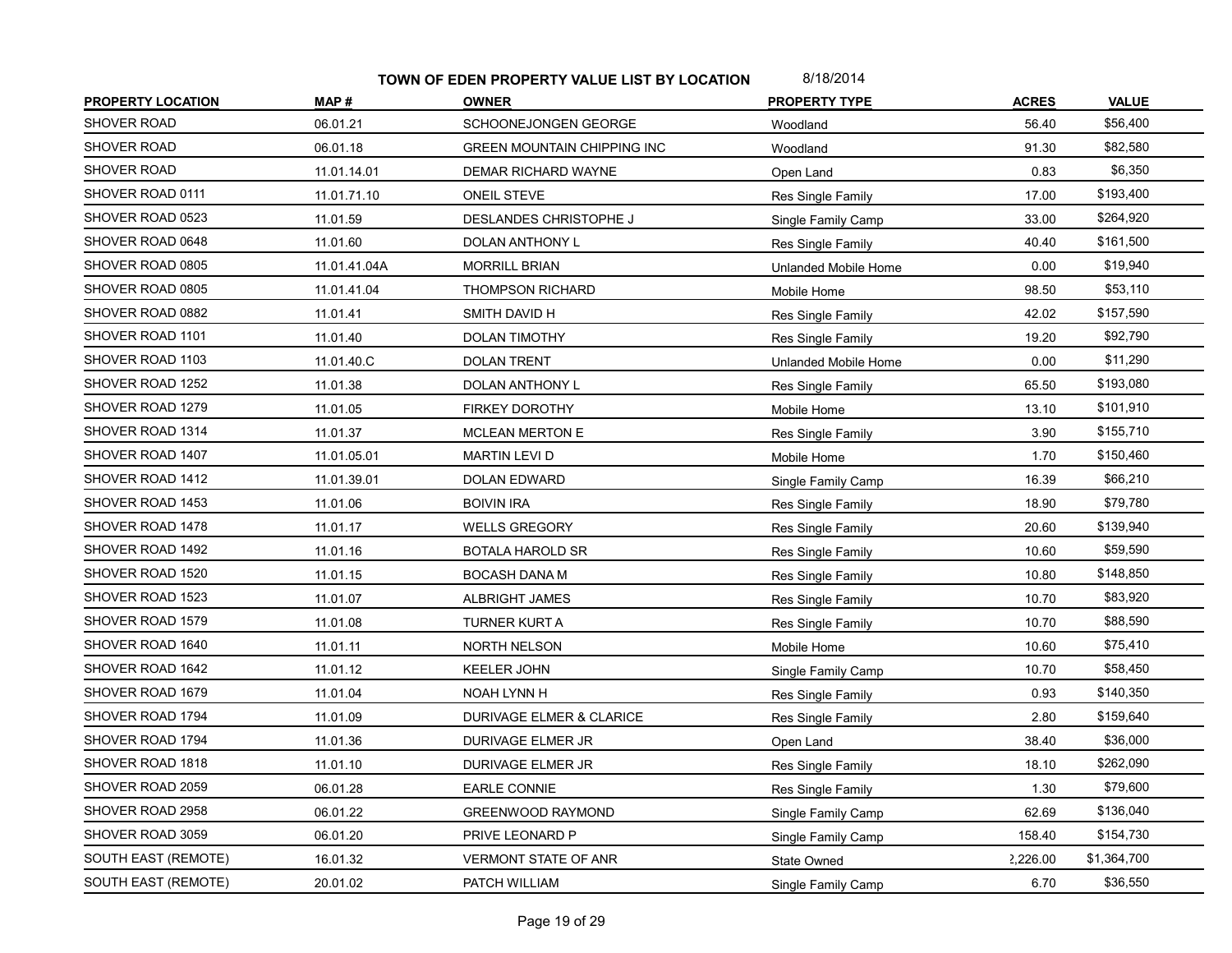**TOWN OF EDEN PROPERTY VALUE LIST BY LOCATION** 8/18/2014

| PROPERTY LOCATION | MAP # | OWNER | PROPERTY TYPE | ACRES | VALUE |
|---|---|---|---|---|---|
| SHOVER ROAD | 06.01.21 | SCHOONEJONGEN GEORGE | Woodland | 56.40 | $56,400 |
| SHOVER ROAD | 06.01.18 | GREEN MOUNTAIN CHIPPING INC | Woodland | 91.30 | $82,580 |
| SHOVER ROAD | 11.01.14.01 | DEMAR RICHARD WAYNE | Open Land | 0.83 | $6,350 |
| SHOVER ROAD 0111 | 11.01.71.10 | ONEIL STEVE | Res Single Family | 17.00 | $193,400 |
| SHOVER ROAD 0523 | 11.01.59 | DESLANDES CHRISTOPHE J | Single Family Camp | 33.00 | $264,920 |
| SHOVER ROAD 0648 | 11.01.60 | DOLAN ANTHONY L | Res Single Family | 40.40 | $161,500 |
| SHOVER ROAD 0805 | 11.01.41.04A | MORRILL BRIAN | Unlanded Mobile Home | 0.00 | $19,940 |
| SHOVER ROAD 0805 | 11.01.41.04 | THOMPSON RICHARD | Mobile Home | 98.50 | $53,110 |
| SHOVER ROAD 0882 | 11.01.41 | SMITH DAVID H | Res Single Family | 42.02 | $157,590 |
| SHOVER ROAD 1101 | 11.01.40 | DOLAN TIMOTHY | Res Single Family | 19.20 | $92,790 |
| SHOVER ROAD 1103 | 11.01.40.C | DOLAN TRENT | Unlanded Mobile Home | 0.00 | $11,290 |
| SHOVER ROAD 1252 | 11.01.38 | DOLAN ANTHONY L | Res Single Family | 65.50 | $193,080 |
| SHOVER ROAD 1279 | 11.01.05 | FIRKEY DOROTHY | Mobile Home | 13.10 | $101,910 |
| SHOVER ROAD 1314 | 11.01.37 | MCLEAN MERTON E | Res Single Family | 3.90 | $155,710 |
| SHOVER ROAD 1407 | 11.01.05.01 | MARTIN LEVI D | Mobile Home | 1.70 | $150,460 |
| SHOVER ROAD 1412 | 11.01.39.01 | DOLAN EDWARD | Single Family Camp | 16.39 | $66,210 |
| SHOVER ROAD 1453 | 11.01.06 | BOIVIN IRA | Res Single Family | 18.90 | $79,780 |
| SHOVER ROAD 1478 | 11.01.17 | WELLS GREGORY | Res Single Family | 20.60 | $139,940 |
| SHOVER ROAD 1492 | 11.01.16 | BOTALA HAROLD SR | Res Single Family | 10.60 | $59,590 |
| SHOVER ROAD 1520 | 11.01.15 | BOCASH DANA M | Res Single Family | 10.80 | $148,850 |
| SHOVER ROAD 1523 | 11.01.07 | ALBRIGHT JAMES | Res Single Family | 10.70 | $83,920 |
| SHOVER ROAD 1579 | 11.01.08 | TURNER KURT A | Res Single Family | 10.70 | $88,590 |
| SHOVER ROAD 1640 | 11.01.11 | NORTH NELSON | Mobile Home | 10.60 | $75,410 |
| SHOVER ROAD 1642 | 11.01.12 | KEELER JOHN | Single Family Camp | 10.70 | $58,450 |
| SHOVER ROAD 1679 | 11.01.04 | NOAH LYNN H | Res Single Family | 0.93 | $140,350 |
| SHOVER ROAD 1794 | 11.01.09 | DURIVAGE ELMER & CLARICE | Res Single Family | 2.80 | $159,640 |
| SHOVER ROAD 1794 | 11.01.36 | DURIVAGE ELMER JR | Open Land | 38.40 | $36,000 |
| SHOVER ROAD 1818 | 11.01.10 | DURIVAGE ELMER JR | Res Single Family | 18.10 | $262,090 |
| SHOVER ROAD 2059 | 06.01.28 | EARLE CONNIE | Res Single Family | 1.30 | $79,600 |
| SHOVER ROAD 2958 | 06.01.22 | GREENWOOD RAYMOND | Single Family Camp | 62.69 | $136,040 |
| SHOVER ROAD 3059 | 06.01.20 | PRIVE LEONARD P | Single Family Camp | 158.40 | $154,730 |
| SOUTH EAST (REMOTE) | 16.01.32 | VERMONT STATE OF ANR | State Owned | 2,226.00 | $1,364,700 |
| SOUTH EAST (REMOTE) | 20.01.02 | PATCH WILLIAM | Single Family Camp | 6.70 | $36,550 |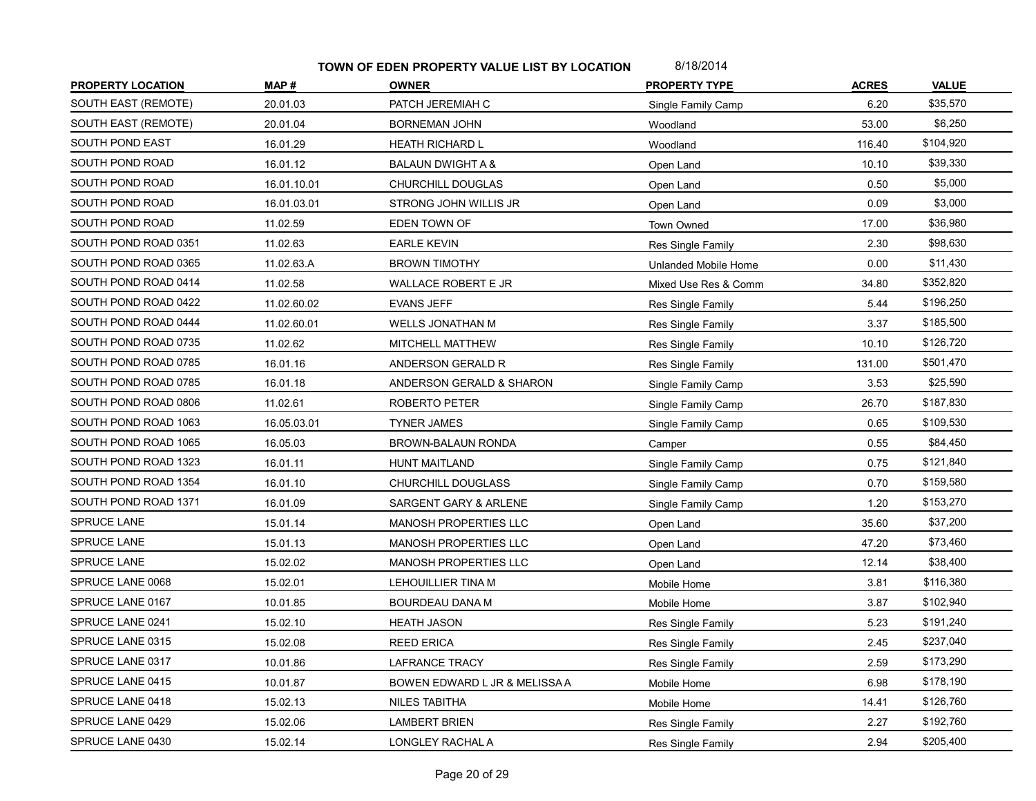**TOWN OF EDEN PROPERTY VALUE LIST BY LOCATION** 8/18/2014

| PROPERTY LOCATION | MAP # | OWNER | PROPERTY TYPE | ACRES | VALUE |
|---|---|---|---|---|---|
| SOUTH EAST (REMOTE) | 20.01.03 | PATCH JEREMIAH C | Single Family Camp | 6.20 | $35,570 |
| SOUTH EAST (REMOTE) | 20.01.04 | BORNEMAN JOHN | Woodland | 53.00 | $6,250 |
| SOUTH POND EAST | 16.01.29 | HEATH RICHARD L | Woodland | 116.40 | $104,920 |
| SOUTH POND ROAD | 16.01.12 | BALAUN DWIGHT A & | Open Land | 10.10 | $39,330 |
| SOUTH POND ROAD | 16.01.10.01 | CHURCHILL DOUGLAS | Open Land | 0.50 | $5,000 |
| SOUTH POND ROAD | 16.01.03.01 | STRONG JOHN WILLIS JR | Open Land | 0.09 | $3,000 |
| SOUTH POND ROAD | 11.02.59 | EDEN TOWN OF | Town Owned | 17.00 | $36,980 |
| SOUTH POND ROAD 0351 | 11.02.63 | EARLE KEVIN | Res Single Family | 2.30 | $98,630 |
| SOUTH POND ROAD 0365 | 11.02.63.A | BROWN TIMOTHY | Unlanded Mobile Home | 0.00 | $11,430 |
| SOUTH POND ROAD 0414 | 11.02.58 | WALLACE ROBERT E JR | Mixed Use Res & Comm | 34.80 | $352,820 |
| SOUTH POND ROAD 0422 | 11.02.60.02 | EVANS JEFF | Res Single Family | 5.44 | $196,250 |
| SOUTH POND ROAD 0444 | 11.02.60.01 | WELLS JONATHAN M | Res Single Family | 3.37 | $185,500 |
| SOUTH POND ROAD 0735 | 11.02.62 | MITCHELL MATTHEW | Res Single Family | 10.10 | $126,720 |
| SOUTH POND ROAD 0785 | 16.01.16 | ANDERSON GERALD R | Res Single Family | 131.00 | $501,470 |
| SOUTH POND ROAD 0785 | 16.01.18 | ANDERSON GERALD & SHARON | Single Family Camp | 3.53 | $25,590 |
| SOUTH POND ROAD 0806 | 11.02.61 | ROBERTO PETER | Single Family Camp | 26.70 | $187,830 |
| SOUTH POND ROAD 1063 | 16.05.03.01 | TYNER JAMES | Single Family Camp | 0.65 | $109,530 |
| SOUTH POND ROAD 1065 | 16.05.03 | BROWN-BALAUN RONDA | Camper | 0.55 | $84,450 |
| SOUTH POND ROAD 1323 | 16.01.11 | HUNT MAITLAND | Single Family Camp | 0.75 | $121,840 |
| SOUTH POND ROAD 1354 | 16.01.10 | CHURCHILL DOUGLASS | Single Family Camp | 0.70 | $159,580 |
| SOUTH POND ROAD 1371 | 16.01.09 | SARGENT GARY & ARLENE | Single Family Camp | 1.20 | $153,270 |
| SPRUCE LANE | 15.01.14 | MANOSH PROPERTIES LLC | Open Land | 35.60 | $37,200 |
| SPRUCE LANE | 15.01.13 | MANOSH PROPERTIES LLC | Open Land | 47.20 | $73,460 |
| SPRUCE LANE | 15.02.02 | MANOSH PROPERTIES LLC | Open Land | 12.14 | $38,400 |
| SPRUCE LANE 0068 | 15.02.01 | LEHOUILLIER TINA M | Mobile Home | 3.81 | $116,380 |
| SPRUCE LANE 0167 | 10.01.85 | BOURDEAU DANA M | Mobile Home | 3.87 | $102,940 |
| SPRUCE LANE 0241 | 15.02.10 | HEATH JASON | Res Single Family | 5.23 | $191,240 |
| SPRUCE LANE 0315 | 15.02.08 | REED ERICA | Res Single Family | 2.45 | $237,040 |
| SPRUCE LANE 0317 | 10.01.86 | LAFRANCE TRACY | Res Single Family | 2.59 | $173,290 |
| SPRUCE LANE 0415 | 10.01.87 | BOWEN EDWARD L JR & MELISSA A | Mobile Home | 6.98 | $178,190 |
| SPRUCE LANE 0418 | 15.02.13 | NILES TABITHA | Mobile Home | 14.41 | $126,760 |
| SPRUCE LANE 0429 | 15.02.06 | LAMBERT BRIEN | Res Single Family | 2.27 | $192,760 |
| SPRUCE LANE 0430 | 15.02.14 | LONGLEY RACHAL A | Res Single Family | 2.94 | $205,400 |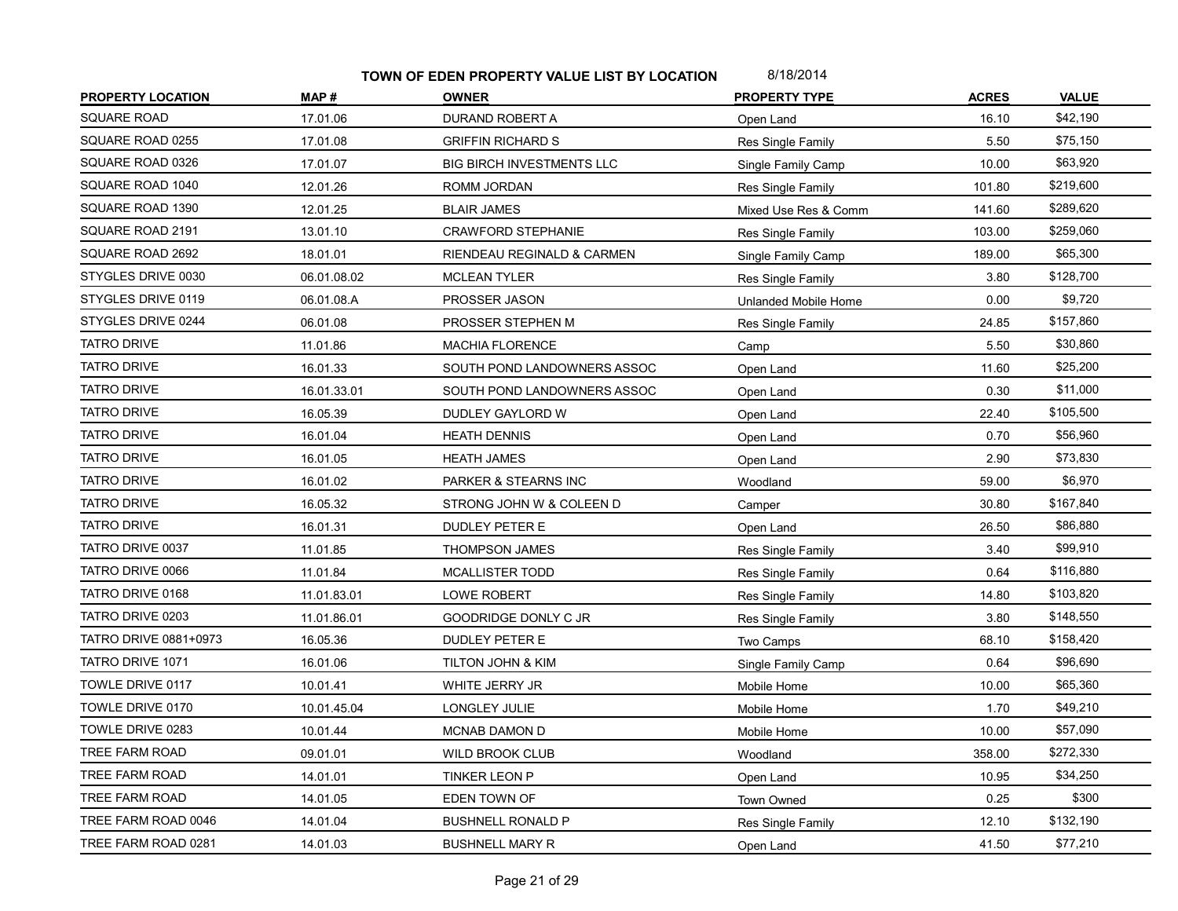**TOWN OF EDEN PROPERTY VALUE LIST BY LOCATION** 8/18/2014

| PROPERTY LOCATION | MAP # | OWNER | PROPERTY TYPE | ACRES | VALUE |
|---|---|---|---|---|---|
| SQUARE ROAD | 17.01.06 | DURAND ROBERT A | Open Land | 16.10 | $42,190 |
| SQUARE ROAD 0255 | 17.01.08 | GRIFFIN RICHARD S | Res Single Family | 5.50 | $75,150 |
| SQUARE ROAD 0326 | 17.01.07 | BIG BIRCH INVESTMENTS LLC | Single Family Camp | 10.00 | $63,920 |
| SQUARE ROAD 1040 | 12.01.26 | ROMM JORDAN | Res Single Family | 101.80 | $219,600 |
| SQUARE ROAD 1390 | 12.01.25 | BLAIR JAMES | Mixed Use Res & Comm | 141.60 | $289,620 |
| SQUARE ROAD 2191 | 13.01.10 | CRAWFORD STEPHANIE | Res Single Family | 103.00 | $259,060 |
| SQUARE ROAD 2692 | 18.01.01 | RIENDEAU REGINALD & CARMEN | Single Family Camp | 189.00 | $65,300 |
| STYGLES DRIVE 0030 | 06.01.08.02 | MCLEAN TYLER | Res Single Family | 3.80 | $128,700 |
| STYGLES DRIVE 0119 | 06.01.08.A | PROSSER JASON | Unlanded Mobile Home | 0.00 | $9,720 |
| STYGLES DRIVE 0244 | 06.01.08 | PROSSER STEPHEN M | Res Single Family | 24.85 | $157,860 |
| TATRO DRIVE | 11.01.86 | MACHIA FLORENCE | Camp | 5.50 | $30,860 |
| TATRO DRIVE | 16.01.33 | SOUTH POND LANDOWNERS ASSOC | Open Land | 11.60 | $25,200 |
| TATRO DRIVE | 16.01.33.01 | SOUTH POND LANDOWNERS ASSOC | Open Land | 0.30 | $11,000 |
| TATRO DRIVE | 16.05.39 | DUDLEY GAYLORD W | Open Land | 22.40 | $105,500 |
| TATRO DRIVE | 16.01.04 | HEATH DENNIS | Open Land | 0.70 | $56,960 |
| TATRO DRIVE | 16.01.05 | HEATH JAMES | Open Land | 2.90 | $73,830 |
| TATRO DRIVE | 16.01.02 | PARKER & STEARNS INC | Woodland | 59.00 | $6,970 |
| TATRO DRIVE | 16.05.32 | STRONG JOHN W & COLEEN D | Camper | 30.80 | $167,840 |
| TATRO DRIVE | 16.01.31 | DUDLEY PETER E | Open Land | 26.50 | $86,880 |
| TATRO DRIVE 0037 | 11.01.85 | THOMPSON JAMES | Res Single Family | 3.40 | $99,910 |
| TATRO DRIVE 0066 | 11.01.84 | MCALLISTER TODD | Res Single Family | 0.64 | $116,880 |
| TATRO DRIVE 0168 | 11.01.83.01 | LOWE ROBERT | Res Single Family | 14.80 | $103,820 |
| TATRO DRIVE 0203 | 11.01.86.01 | GOODRIDGE DONLY C JR | Res Single Family | 3.80 | $148,550 |
| TATRO DRIVE 0881+0973 | 16.05.36 | DUDLEY PETER E | Two Camps | 68.10 | $158,420 |
| TATRO DRIVE 1071 | 16.01.06 | TILTON JOHN & KIM | Single Family Camp | 0.64 | $96,690 |
| TOWLE DRIVE 0117 | 10.01.41 | WHITE JERRY JR | Mobile Home | 10.00 | $65,360 |
| TOWLE DRIVE 0170 | 10.01.45.04 | LONGLEY JULIE | Mobile Home | 1.70 | $49,210 |
| TOWLE DRIVE 0283 | 10.01.44 | MCNAB DAMON D | Mobile Home | 10.00 | $57,090 |
| TREE FARM ROAD | 09.01.01 | WILD BROOK CLUB | Woodland | 358.00 | $272,330 |
| TREE FARM ROAD | 14.01.01 | TINKER LEON P | Open Land | 10.95 | $34,250 |
| TREE FARM ROAD | 14.01.05 | EDEN TOWN OF | Town Owned | 0.25 | $300 |
| TREE FARM ROAD 0046 | 14.01.04 | BUSHNELL RONALD P | Res Single Family | 12.10 | $132,190 |
| TREE FARM ROAD 0281 | 14.01.03 | BUSHNELL MARY R | Open Land | 41.50 | $77,210 |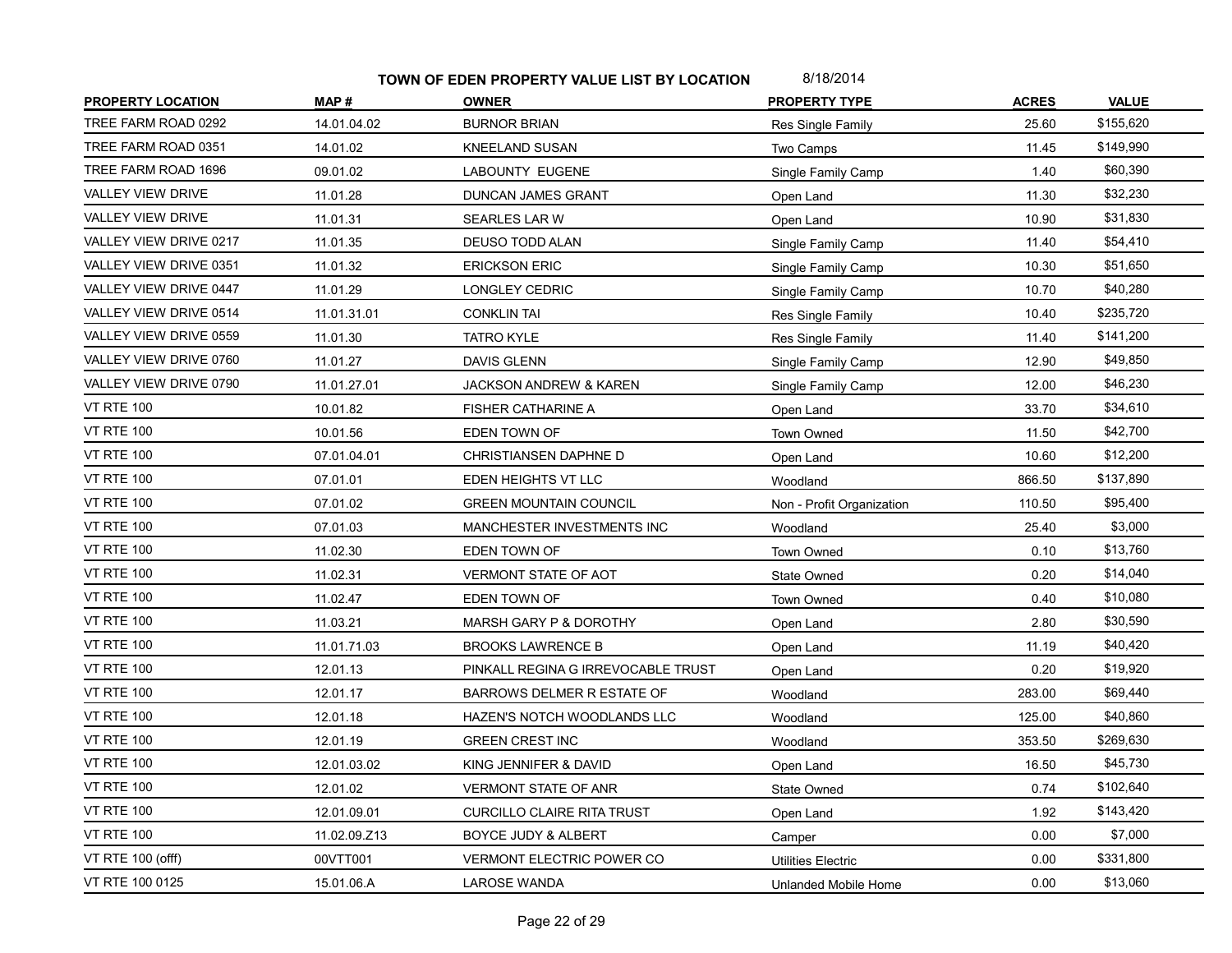**TOWN OF EDEN PROPERTY VALUE LIST BY LOCATION** 8/18/2014

| PROPERTY LOCATION | MAP # | OWNER | PROPERTY TYPE | ACRES | VALUE |
|---|---|---|---|---|---|
| TREE FARM ROAD 0292 | 14.01.04.02 | BURNOR BRIAN | Res Single Family | 25.60 | $155,620 |
| TREE FARM ROAD 0351 | 14.01.02 | KNEELAND SUSAN | Two Camps | 11.45 | $149,990 |
| TREE FARM ROAD 1696 | 09.01.02 | LABOUNTY EUGENE | Single Family Camp | 1.40 | $60,390 |
| VALLEY VIEW DRIVE | 11.01.28 | DUNCAN JAMES GRANT | Open Land | 11.30 | $32,230 |
| VALLEY VIEW DRIVE | 11.01.31 | SEARLES LAR W | Open Land | 10.90 | $31,830 |
| VALLEY VIEW DRIVE 0217 | 11.01.35 | DEUSO TODD ALAN | Single Family Camp | 11.40 | $54,410 |
| VALLEY VIEW DRIVE 0351 | 11.01.32 | ERICKSON ERIC | Single Family Camp | 10.30 | $51,650 |
| VALLEY VIEW DRIVE 0447 | 11.01.29 | LONGLEY CEDRIC | Single Family Camp | 10.70 | $40,280 |
| VALLEY VIEW DRIVE 0514 | 11.01.31.01 | CONKLIN TAI | Res Single Family | 10.40 | $235,720 |
| VALLEY VIEW DRIVE 0559 | 11.01.30 | TATRO KYLE | Res Single Family | 11.40 | $141,200 |
| VALLEY VIEW DRIVE 0760 | 11.01.27 | DAVIS GLENN | Single Family Camp | 12.90 | $49,850 |
| VALLEY VIEW DRIVE 0790 | 11.01.27.01 | JACKSON ANDREW & KAREN | Single Family Camp | 12.00 | $46,230 |
| VT RTE 100 | 10.01.82 | FISHER CATHARINE A | Open Land | 33.70 | $34,610 |
| VT RTE 100 | 10.01.56 | EDEN TOWN OF | Town Owned | 11.50 | $42,700 |
| VT RTE 100 | 07.01.04.01 | CHRISTIANSEN DAPHNE D | Open Land | 10.60 | $12,200 |
| VT RTE 100 | 07.01.01 | EDEN HEIGHTS VT LLC | Woodland | 866.50 | $137,890 |
| VT RTE 100 | 07.01.02 | GREEN MOUNTAIN COUNCIL | Non - Profit Organization | 110.50 | $95,400 |
| VT RTE 100 | 07.01.03 | MANCHESTER INVESTMENTS INC | Woodland | 25.40 | $3,000 |
| VT RTE 100 | 11.02.30 | EDEN TOWN OF | Town Owned | 0.10 | $13,760 |
| VT RTE 100 | 11.02.31 | VERMONT STATE OF AOT | State Owned | 0.20 | $14,040 |
| VT RTE 100 | 11.02.47 | EDEN TOWN OF | Town Owned | 0.40 | $10,080 |
| VT RTE 100 | 11.03.21 | MARSH GARY P & DOROTHY | Open Land | 2.80 | $30,590 |
| VT RTE 100 | 11.01.71.03 | BROOKS LAWRENCE B | Open Land | 11.19 | $40,420 |
| VT RTE 100 | 12.01.13 | PINKALL REGINA G IRREVOCABLE TRUST | Open Land | 0.20 | $19,920 |
| VT RTE 100 | 12.01.17 | BARROWS DELMER R ESTATE OF | Woodland | 283.00 | $69,440 |
| VT RTE 100 | 12.01.18 | HAZEN'S NOTCH WOODLANDS LLC | Woodland | 125.00 | $40,860 |
| VT RTE 100 | 12.01.19 | GREEN CREST INC | Woodland | 353.50 | $269,630 |
| VT RTE 100 | 12.01.03.02 | KING JENNIFER & DAVID | Open Land | 16.50 | $45,730 |
| VT RTE 100 | 12.01.02 | VERMONT STATE OF ANR | State Owned | 0.74 | $102,640 |
| VT RTE 100 | 12.01.09.01 | CURCILLO CLAIRE RITA TRUST | Open Land | 1.92 | $143,420 |
| VT RTE 100 | 11.02.09.Z13 | BOYCE JUDY & ALBERT | Camper | 0.00 | $7,000 |
| VT RTE 100 (offf) | 00VTT001 | VERMONT ELECTRIC POWER CO | Utilities Electric | 0.00 | $331,800 |
| VT RTE 100 0125 | 15.01.06.A | LAROSE WANDA | Unlanded Mobile Home | 0.00 | $13,060 |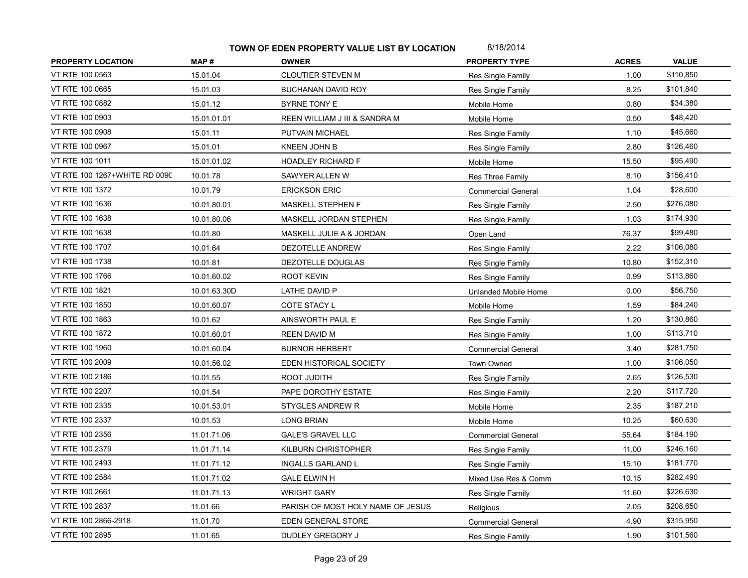# TOWN OF EDEN PROPERTY VALUE LIST BY LOCATION

8/18/2014

| PROPERTY LOCATION | MAP # | OWNER | PROPERTY TYPE | ACRES | VALUE |
|---|---|---|---|---|---|
| VT RTE 100 0563 | 15.01.04 | CLOUTIER STEVEN M | Res Single Family | 1.00 | $110,850 |
| VT RTE 100 0665 | 15.01.03 | BUCHANAN DAVID ROY | Res Single Family | 8.25 | $101,840 |
| VT RTE 100 0882 | 15.01.12 | BYRNE TONY E | Mobile Home | 0.80 | $34,380 |
| VT RTE 100 0903 | 15.01.01.01 | REEN WILLIAM J III & SANDRA M | Mobile Home | 0.50 | $48,420 |
| VT RTE 100 0908 | 15.01.11 | PUTVAIN MICHAEL | Res Single Family | 1.10 | $45,660 |
| VT RTE 100 0967 | 15.01.01 | KNEEN JOHN B | Res Single Family | 2.80 | $126,460 |
| VT RTE 100 1011 | 15.01.01.02 | HOADLEY RICHARD F | Mobile Home | 15.50 | $95,490 |
| VT RTE 100 1267+WHITE RD 009( | 10.01.78 | SAWYER ALLEN W | Res Three Family | 8.10 | $156,410 |
| VT RTE 100 1372 | 10.01.79 | ERICKSON ERIC | Commercial General | 1.04 | $28,600 |
| VT RTE 100 1636 | 10.01.80.01 | MASKELL STEPHEN F | Res Single Family | 2.50 | $276,080 |
| VT RTE 100 1638 | 10.01.80.06 | MASKELL JORDAN STEPHEN | Res Single Family | 1.03 | $174,930 |
| VT RTE 100 1638 | 10.01.80 | MASKELL JULIE A & JORDAN | Open Land | 76.37 | $99,480 |
| VT RTE 100 1707 | 10.01.64 | DEZOTELLE ANDREW | Res Single Family | 2.22 | $106,080 |
| VT RTE 100 1738 | 10.01.81 | DEZOTELLE DOUGLAS | Res Single Family | 10.80 | $152,310 |
| VT RTE 100 1766 | 10.01.60.02 | ROOT KEVIN | Res Single Family | 0.99 | $113,860 |
| VT RTE 100 1821 | 10.01.63.30D | LATHE DAVID P | Unlanded Mobile Home | 0.00 | $56,750 |
| VT RTE 100 1850 | 10.01.60.07 | COTE STACY L | Mobile Home | 1.59 | $84,240 |
| VT RTE 100 1863 | 10.01.62 | AINSWORTH PAUL E | Res Single Family | 1.20 | $130,860 |
| VT RTE 100 1872 | 10.01.60.01 | REEN DAVID M | Res Single Family | 1.00 | $113,710 |
| VT RTE 100 1960 | 10.01.60.04 | BURNOR HERBERT | Commercial General | 3.40 | $281,750 |
| VT RTE 100 2009 | 10.01.56.02 | EDEN HISTORICAL SOCIETY | Town Owned | 1.00 | $106,050 |
| VT RTE 100 2186 | 10.01.55 | ROOT JUDITH | Res Single Family | 2.65 | $126,530 |
| VT RTE 100 2207 | 10.01.54 | PAPE DOROTHY ESTATE | Res Single Family | 2.20 | $117,720 |
| VT RTE 100 2335 | 10.01.53.01 | STYGLES ANDREW R | Mobile Home | 2.35 | $187,210 |
| VT RTE 100 2337 | 10.01.53 | LONG BRIAN | Mobile Home | 10.25 | $60,630 |
| VT RTE 100 2356 | 11.01.71.06 | GALE'S GRAVEL LLC | Commercial General | 55.64 | $184,190 |
| VT RTE 100 2379 | 11.01.71.14 | KILBURN CHRISTOPHER | Res Single Family | 11.00 | $246,160 |
| VT RTE 100 2493 | 11.01.71.12 | INGALLS GARLAND L | Res Single Family | 15.10 | $181,770 |
| VT RTE 100 2584 | 11.01.71.02 | GALE ELWIN H | Mixed Use Res & Comm | 10.15 | $282,490 |
| VT RTE 100 2661 | 11.01.71.13 | WRIGHT GARY | Res Single Family | 11.60 | $226,630 |
| VT RTE 100 2837 | 11.01.66 | PARISH OF MOST HOLY NAME OF JESUS | Religious | 2.05 | $208,650 |
| VT RTE 100 2866-2918 | 11.01.70 | EDEN GENERAL STORE | Commercial General | 4.90 | $315,950 |
| VT RTE 100 2895 | 11.01.65 | DUDLEY GREGORY J | Res Single Family | 1.90 | $101,560 |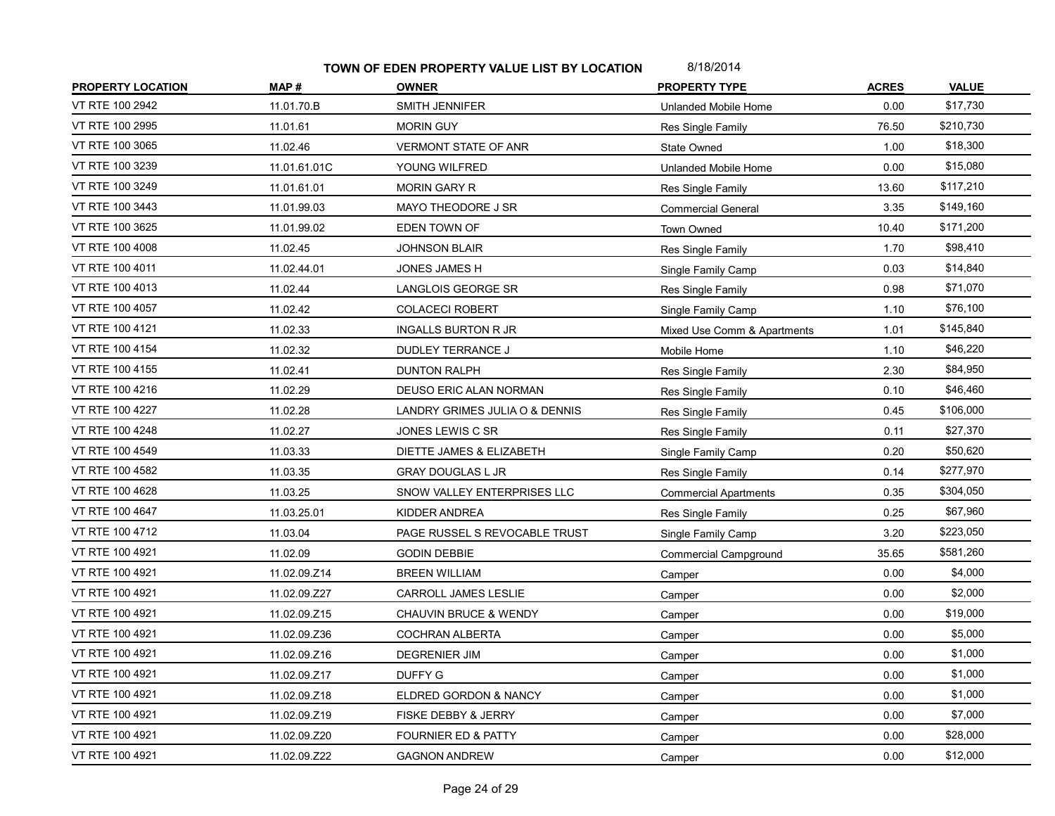**TOWN OF EDEN PROPERTY VALUE LIST BY LOCATION** 8/18/2014

| PROPERTY LOCATION | MAP # | OWNER | PROPERTY TYPE | ACRES | VALUE |
|---|---|---|---|---|---|
| VT RTE 100 2942 | 11.01.70.B | SMITH JENNIFER | Unlanded Mobile Home | 0.00 | $17,730 |
| VT RTE 100 2995 | 11.01.61 | MORIN GUY | Res Single Family | 76.50 | $210,730 |
| VT RTE 100 3065 | 11.02.46 | VERMONT STATE OF ANR | State Owned | 1.00 | $18,300 |
| VT RTE 100 3239 | 11.01.61.01C | YOUNG WILFRED | Unlanded Mobile Home | 0.00 | $15,080 |
| VT RTE 100 3249 | 11.01.61.01 | MORIN GARY R | Res Single Family | 13.60 | $117,210 |
| VT RTE 100 3443 | 11.01.99.03 | MAYO THEODORE J SR | Commercial General | 3.35 | $149,160 |
| VT RTE 100 3625 | 11.01.99.02 | EDEN TOWN OF | Town Owned | 10.40 | $171,200 |
| VT RTE 100 4008 | 11.02.45 | JOHNSON BLAIR | Res Single Family | 1.70 | $98,410 |
| VT RTE 100 4011 | 11.02.44.01 | JONES JAMES H | Single Family Camp | 0.03 | $14,840 |
| VT RTE 100 4013 | 11.02.44 | LANGLOIS GEORGE SR | Res Single Family | 0.98 | $71,070 |
| VT RTE 100 4057 | 11.02.42 | COLACECI ROBERT | Single Family Camp | 1.10 | $76,100 |
| VT RTE 100 4121 | 11.02.33 | INGALLS BURTON R JR | Mixed Use Comm & Apartments | 1.01 | $145,840 |
| VT RTE 100 4154 | 11.02.32 | DUDLEY TERRANCE J | Mobile Home | 1.10 | $46,220 |
| VT RTE 100 4155 | 11.02.41 | DUNTON RALPH | Res Single Family | 2.30 | $84,950 |
| VT RTE 100 4216 | 11.02.29 | DEUSO ERIC ALAN NORMAN | Res Single Family | 0.10 | $46,460 |
| VT RTE 100 4227 | 11.02.28 | LANDRY GRIMES JULIA O & DENNIS | Res Single Family | 0.45 | $106,000 |
| VT RTE 100 4248 | 11.02.27 | JONES LEWIS C SR | Res Single Family | 0.11 | $27,370 |
| VT RTE 100 4549 | 11.03.33 | DIETTE JAMES & ELIZABETH | Single Family Camp | 0.20 | $50,620 |
| VT RTE 100 4582 | 11.03.35 | GRAY DOUGLAS L JR | Res Single Family | 0.14 | $277,970 |
| VT RTE 100 4628 | 11.03.25 | SNOW VALLEY ENTERPRISES LLC | Commercial Apartments | 0.35 | $304,050 |
| VT RTE 100 4647 | 11.03.25.01 | KIDDER ANDREA | Res Single Family | 0.25 | $67,960 |
| VT RTE 100 4712 | 11.03.04 | PAGE RUSSEL S REVOCABLE TRUST | Single Family Camp | 3.20 | $223,050 |
| VT RTE 100 4921 | 11.02.09 | GODIN DEBBIE | Commercial Campground | 35.65 | $581,260 |
| VT RTE 100 4921 | 11.02.09.Z14 | BREEN WILLIAM | Camper | 0.00 | $4,000 |
| VT RTE 100 4921 | 11.02.09.Z27 | CARROLL JAMES LESLIE | Camper | 0.00 | $2,000 |
| VT RTE 100 4921 | 11.02.09.Z15 | CHAUVIN BRUCE & WENDY | Camper | 0.00 | $19,000 |
| VT RTE 100 4921 | 11.02.09.Z36 | COCHRAN ALBERTA | Camper | 0.00 | $5,000 |
| VT RTE 100 4921 | 11.02.09.Z16 | DEGRENIER JIM | Camper | 0.00 | $1,000 |
| VT RTE 100 4921 | 11.02.09.Z17 | DUFFY G | Camper | 0.00 | $1,000 |
| VT RTE 100 4921 | 11.02.09.Z18 | ELDRED GORDON & NANCY | Camper | 0.00 | $1,000 |
| VT RTE 100 4921 | 11.02.09.Z19 | FISKE DEBBY & JERRY | Camper | 0.00 | $7,000 |
| VT RTE 100 4921 | 11.02.09.Z20 | FOURNIER ED & PATTY | Camper | 0.00 | $28,000 |
| VT RTE 100 4921 | 11.02.09.Z22 | GAGNON ANDREW | Camper | 0.00 | $12,000 |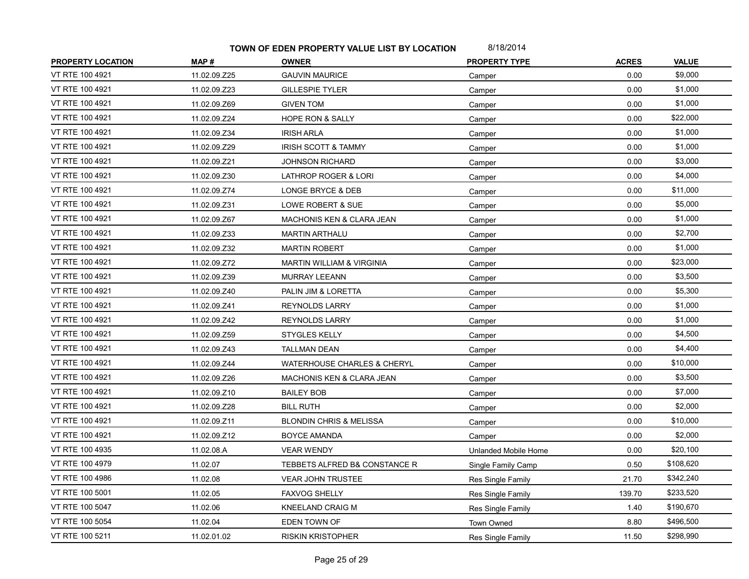**TOWN OF EDEN PROPERTY VALUE LIST BY LOCATION** 8/18/2014

| PROPERTY LOCATION | MAP # | OWNER | PROPERTY TYPE | ACRES | VALUE |
|---|---|---|---|---|---|
| VT RTE 100 4921 | 11.02.09.Z25 | GAUVIN MAURICE | Camper | 0.00 | $9,000 |
| VT RTE 100 4921 | 11.02.09.Z23 | GILLESPIE TYLER | Camper | 0.00 | $1,000 |
| VT RTE 100 4921 | 11.02.09.Z69 | GIVEN TOM | Camper | 0.00 | $1,000 |
| VT RTE 100 4921 | 11.02.09.Z24 | HOPE RON & SALLY | Camper | 0.00 | $22,000 |
| VT RTE 100 4921 | 11.02.09.Z34 | IRISH ARLA | Camper | 0.00 | $1,000 |
| VT RTE 100 4921 | 11.02.09.Z29 | IRISH SCOTT & TAMMY | Camper | 0.00 | $1,000 |
| VT RTE 100 4921 | 11.02.09.Z21 | JOHNSON RICHARD | Camper | 0.00 | $3,000 |
| VT RTE 100 4921 | 11.02.09.Z30 | LATHROP ROGER & LORI | Camper | 0.00 | $4,000 |
| VT RTE 100 4921 | 11.02.09.Z74 | LONGE BRYCE & DEB | Camper | 0.00 | $11,000 |
| VT RTE 100 4921 | 11.02.09.Z31 | LOWE ROBERT & SUE | Camper | 0.00 | $5,000 |
| VT RTE 100 4921 | 11.02.09.Z67 | MACHONIS KEN & CLARA JEAN | Camper | 0.00 | $1,000 |
| VT RTE 100 4921 | 11.02.09.Z33 | MARTIN ARTHALU | Camper | 0.00 | $2,700 |
| VT RTE 100 4921 | 11.02.09.Z32 | MARTIN ROBERT | Camper | 0.00 | $1,000 |
| VT RTE 100 4921 | 11.02.09.Z72 | MARTIN WILLIAM & VIRGINIA | Camper | 0.00 | $23,000 |
| VT RTE 100 4921 | 11.02.09.Z39 | MURRAY LEEANN | Camper | 0.00 | $3,500 |
| VT RTE 100 4921 | 11.02.09.Z40 | PALIN JIM & LORETTA | Camper | 0.00 | $5,300 |
| VT RTE 100 4921 | 11.02.09.Z41 | REYNOLDS LARRY | Camper | 0.00 | $1,000 |
| VT RTE 100 4921 | 11.02.09.Z42 | REYNOLDS LARRY | Camper | 0.00 | $1,000 |
| VT RTE 100 4921 | 11.02.09.Z59 | STYGLES KELLY | Camper | 0.00 | $4,500 |
| VT RTE 100 4921 | 11.02.09.Z43 | TALLMAN DEAN | Camper | 0.00 | $4,400 |
| VT RTE 100 4921 | 11.02.09.Z44 | WATERHOUSE CHARLES & CHERYL | Camper | 0.00 | $10,000 |
| VT RTE 100 4921 | 11.02.09.Z26 | MACHONIS KEN & CLARA JEAN | Camper | 0.00 | $3,500 |
| VT RTE 100 4921 | 11.02.09.Z10 | BAILEY BOB | Camper | 0.00 | $7,000 |
| VT RTE 100 4921 | 11.02.09.Z28 | BILL RUTH | Camper | 0.00 | $2,000 |
| VT RTE 100 4921 | 11.02.09.Z11 | BLONDIN CHRIS & MELISSA | Camper | 0.00 | $10,000 |
| VT RTE 100 4921 | 11.02.09.Z12 | BOYCE AMANDA | Camper | 0.00 | $2,000 |
| VT RTE 100 4935 | 11.02.08.A | VEAR WENDY | Unlanded Mobile Home | 0.00 | $20,100 |
| VT RTE 100 4979 | 11.02.07 | TEBBETS ALFRED B& CONSTANCE R | Single Family Camp | 0.50 | $108,620 |
| VT RTE 100 4986 | 11.02.08 | VEAR JOHN TRUSTEE | Res Single Family | 21.70 | $342,240 |
| VT RTE 100 5001 | 11.02.05 | FAXVOG SHELLY | Res Single Family | 139.70 | $233,520 |
| VT RTE 100 5047 | 11.02.06 | KNEELAND CRAIG M | Res Single Family | 1.40 | $190,670 |
| VT RTE 100 5054 | 11.02.04 | EDEN TOWN OF | Town Owned | 8.80 | $496,500 |
| VT RTE 100 5211 | 11.02.01.02 | RISKIN KRISTOPHER | Res Single Family | 11.50 | $298,990 |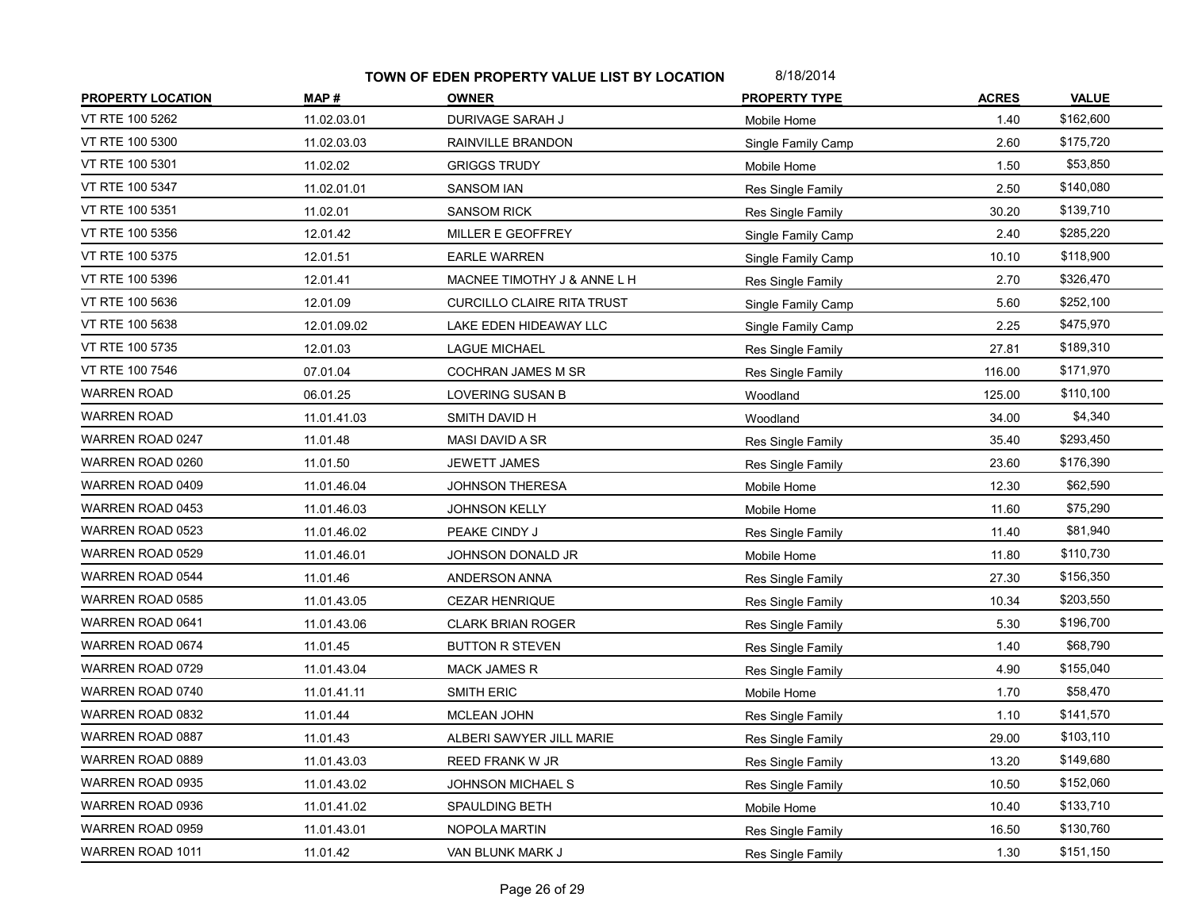**TOWN OF EDEN PROPERTY VALUE LIST BY LOCATION** 8/18/2014

| PROPERTY LOCATION | MAP # | OWNER | PROPERTY TYPE | ACRES | VALUE |
|---|---|---|---|---|---|
| VT RTE 100 5262 | 11.02.03.01 | DURIVAGE SARAH J | Mobile Home | 1.40 | $162,600 |
| VT RTE 100 5300 | 11.02.03.03 | RAINVILLE BRANDON | Single Family Camp | 2.60 | $175,720 |
| VT RTE 100 5301 | 11.02.02 | GRIGGS TRUDY | Mobile Home | 1.50 | $53,850 |
| VT RTE 100 5347 | 11.02.01.01 | SANSOM IAN | Res Single Family | 2.50 | $140,080 |
| VT RTE 100 5351 | 11.02.01 | SANSOM RICK | Res Single Family | 30.20 | $139,710 |
| VT RTE 100 5356 | 12.01.42 | MILLER E GEOFFREY | Single Family Camp | 2.40 | $285,220 |
| VT RTE 100 5375 | 12.01.51 | EARLE WARREN | Single Family Camp | 10.10 | $118,900 |
| VT RTE 100 5396 | 12.01.41 | MACNEE TIMOTHY J & ANNE L H | Res Single Family | 2.70 | $326,470 |
| VT RTE 100 5636 | 12.01.09 | CURCILLO CLAIRE RITA TRUST | Single Family Camp | 5.60 | $252,100 |
| VT RTE 100 5638 | 12.01.09.02 | LAKE EDEN HIDEAWAY LLC | Single Family Camp | 2.25 | $475,970 |
| VT RTE 100 5735 | 12.01.03 | LAGUE MICHAEL | Res Single Family | 27.81 | $189,310 |
| VT RTE 100 7546 | 07.01.04 | COCHRAN JAMES M SR | Res Single Family | 116.00 | $171,970 |
| WARREN ROAD | 06.01.25 | LOVERING SUSAN B | Woodland | 125.00 | $110,100 |
| WARREN ROAD | 11.01.41.03 | SMITH DAVID H | Woodland | 34.00 | $4,340 |
| WARREN ROAD 0247 | 11.01.48 | MASI DAVID A SR | Res Single Family | 35.40 | $293,450 |
| WARREN ROAD 0260 | 11.01.50 | JEWETT JAMES | Res Single Family | 23.60 | $176,390 |
| WARREN ROAD 0409 | 11.01.46.04 | JOHNSON THERESA | Mobile Home | 12.30 | $62,590 |
| WARREN ROAD 0453 | 11.01.46.03 | JOHNSON KELLY | Mobile Home | 11.60 | $75,290 |
| WARREN ROAD 0523 | 11.01.46.02 | PEAKE CINDY J | Res Single Family | 11.40 | $81,940 |
| WARREN ROAD 0529 | 11.01.46.01 | JOHNSON DONALD JR | Mobile Home | 11.80 | $110,730 |
| WARREN ROAD 0544 | 11.01.46 | ANDERSON ANNA | Res Single Family | 27.30 | $156,350 |
| WARREN ROAD 0585 | 11.01.43.05 | CEZAR HENRIQUE | Res Single Family | 10.34 | $203,550 |
| WARREN ROAD 0641 | 11.01.43.06 | CLARK BRIAN ROGER | Res Single Family | 5.30 | $196,700 |
| WARREN ROAD 0674 | 11.01.45 | BUTTON R STEVEN | Res Single Family | 1.40 | $68,790 |
| WARREN ROAD 0729 | 11.01.43.04 | MACK JAMES R | Res Single Family | 4.90 | $155,040 |
| WARREN ROAD 0740 | 11.01.41.11 | SMITH ERIC | Mobile Home | 1.70 | $58,470 |
| WARREN ROAD 0832 | 11.01.44 | MCLEAN JOHN | Res Single Family | 1.10 | $141,570 |
| WARREN ROAD 0887 | 11.01.43 | ALBERI SAWYER JILL MARIE | Res Single Family | 29.00 | $103,110 |
| WARREN ROAD 0889 | 11.01.43.03 | REED FRANK W JR | Res Single Family | 13.20 | $149,680 |
| WARREN ROAD 0935 | 11.01.43.02 | JOHNSON MICHAEL S | Res Single Family | 10.50 | $152,060 |
| WARREN ROAD 0936 | 11.01.41.02 | SPAULDING BETH | Mobile Home | 10.40 | $133,710 |
| WARREN ROAD 0959 | 11.01.43.01 | NOPOLA MARTIN | Res Single Family | 16.50 | $130,760 |
| WARREN ROAD 1011 | 11.01.42 | VAN BLUNK MARK J | Res Single Family | 1.30 | $151,150 |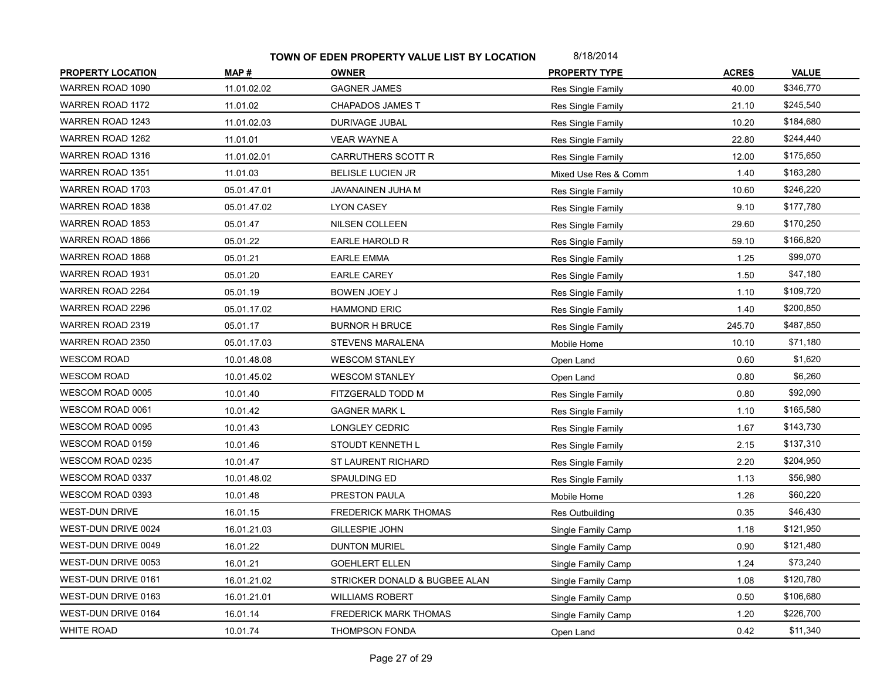**TOWN OF EDEN PROPERTY VALUE LIST BY LOCATION** 8/18/2014

| PROPERTY LOCATION | MAP # | OWNER | PROPERTY TYPE | ACRES | VALUE |
|---|---|---|---|---|---|
| WARREN ROAD 1090 | 11.01.02.02 | GAGNER JAMES | Res Single Family | 40.00 | $346,770 |
| WARREN ROAD 1172 | 11.01.02 | CHAPADOS JAMES T | Res Single Family | 21.10 | $245,540 |
| WARREN ROAD 1243 | 11.01.02.03 | DURIVAGE JUBAL | Res Single Family | 10.20 | $184,680 |
| WARREN ROAD 1262 | 11.01.01 | VEAR WAYNE A | Res Single Family | 22.80 | $244,440 |
| WARREN ROAD 1316 | 11.01.02.01 | CARRUTHERS SCOTT R | Res Single Family | 12.00 | $175,650 |
| WARREN ROAD 1351 | 11.01.03 | BELISLE LUCIEN JR | Mixed Use Res & Comm | 1.40 | $163,280 |
| WARREN ROAD 1703 | 05.01.47.01 | JAVANAINEN JUHA M | Res Single Family | 10.60 | $246,220 |
| WARREN ROAD 1838 | 05.01.47.02 | LYON CASEY | Res Single Family | 9.10 | $177,780 |
| WARREN ROAD 1853 | 05.01.47 | NILSEN COLLEEN | Res Single Family | 29.60 | $170,250 |
| WARREN ROAD 1866 | 05.01.22 | EARLE HAROLD R | Res Single Family | 59.10 | $166,820 |
| WARREN ROAD 1868 | 05.01.21 | EARLE EMMA | Res Single Family | 1.25 | $99,070 |
| WARREN ROAD 1931 | 05.01.20 | EARLE CAREY | Res Single Family | 1.50 | $47,180 |
| WARREN ROAD 2264 | 05.01.19 | BOWEN JOEY J | Res Single Family | 1.10 | $109,720 |
| WARREN ROAD 2296 | 05.01.17.02 | HAMMOND ERIC | Res Single Family | 1.40 | $200,850 |
| WARREN ROAD 2319 | 05.01.17 | BURNOR H BRUCE | Res Single Family | 245.70 | $487,850 |
| WARREN ROAD 2350 | 05.01.17.03 | STEVENS MARALENA | Mobile Home | 10.10 | $71,180 |
| WESCOM ROAD | 10.01.48.08 | WESCOM STANLEY | Open Land | 0.60 | $1,620 |
| WESCOM ROAD | 10.01.45.02 | WESCOM STANLEY | Open Land | 0.80 | $6,260 |
| WESCOM ROAD 0005 | 10.01.40 | FITZGERALD TODD M | Res Single Family | 0.80 | $92,090 |
| WESCOM ROAD 0061 | 10.01.42 | GAGNER MARK L | Res Single Family | 1.10 | $165,580 |
| WESCOM ROAD 0095 | 10.01.43 | LONGLEY CEDRIC | Res Single Family | 1.67 | $143,730 |
| WESCOM ROAD 0159 | 10.01.46 | STOUDT KENNETH L | Res Single Family | 2.15 | $137,310 |
| WESCOM ROAD 0235 | 10.01.47 | ST LAURENT RICHARD | Res Single Family | 2.20 | $204,950 |
| WESCOM ROAD 0337 | 10.01.48.02 | SPAULDING ED | Res Single Family | 1.13 | $56,980 |
| WESCOM ROAD 0393 | 10.01.48 | PRESTON PAULA | Mobile Home | 1.26 | $60,220 |
| WEST-DUN DRIVE | 16.01.15 | FREDERICK MARK THOMAS | Res Outbuilding | 0.35 | $46,430 |
| WEST-DUN DRIVE 0024 | 16.01.21.03 | GILLESPIE JOHN | Single Family Camp | 1.18 | $121,950 |
| WEST-DUN DRIVE 0049 | 16.01.22 | DUNTON MURIEL | Single Family Camp | 0.90 | $121,480 |
| WEST-DUN DRIVE 0053 | 16.01.21 | GOEHLERT ELLEN | Single Family Camp | 1.24 | $73,240 |
| WEST-DUN DRIVE 0161 | 16.01.21.02 | STRICKER DONALD & BUGBEE ALAN | Single Family Camp | 1.08 | $120,780 |
| WEST-DUN DRIVE 0163 | 16.01.21.01 | WILLIAMS ROBERT | Single Family Camp | 0.50 | $106,680 |
| WEST-DUN DRIVE 0164 | 16.01.14 | FREDERICK MARK THOMAS | Single Family Camp | 1.20 | $226,700 |
| WHITE ROAD | 10.01.74 | THOMPSON FONDA | Open Land | 0.42 | $11,340 |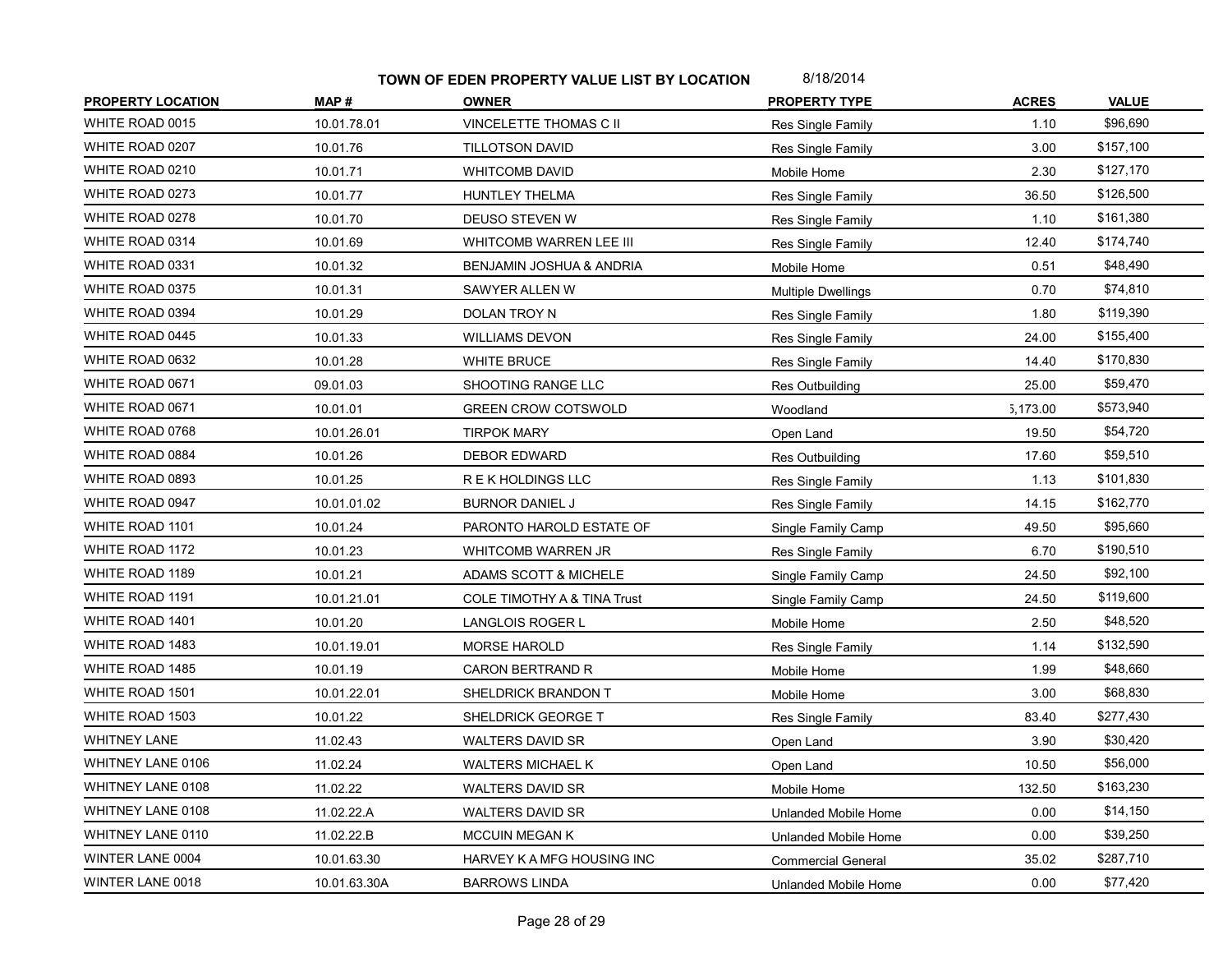**TOWN OF EDEN PROPERTY VALUE LIST BY LOCATION** 8/18/2014

| PROPERTY LOCATION | MAP # | OWNER | PROPERTY TYPE | ACRES | VALUE |
|---|---|---|---|---|---|
| WHITE ROAD 0015 | 10.01.78.01 | VINCELETTE THOMAS C II | Res Single Family | 1.10 | $96,690 |
| WHITE ROAD 0207 | 10.01.76 | TILLOTSON DAVID | Res Single Family | 3.00 | $157,100 |
| WHITE ROAD 0210 | 10.01.71 | WHITCOMB DAVID | Mobile Home | 2.30 | $127,170 |
| WHITE ROAD 0273 | 10.01.77 | HUNTLEY THELMA | Res Single Family | 36.50 | $126,500 |
| WHITE ROAD 0278 | 10.01.70 | DEUSO STEVEN W | Res Single Family | 1.10 | $161,380 |
| WHITE ROAD 0314 | 10.01.69 | WHITCOMB WARREN LEE III | Res Single Family | 12.40 | $174,740 |
| WHITE ROAD 0331 | 10.01.32 | BENJAMIN JOSHUA & ANDRIA | Mobile Home | 0.51 | $48,490 |
| WHITE ROAD 0375 | 10.01.31 | SAWYER ALLEN W | Multiple Dwellings | 0.70 | $74,810 |
| WHITE ROAD 0394 | 10.01.29 | DOLAN TROY N | Res Single Family | 1.80 | $119,390 |
| WHITE ROAD 0445 | 10.01.33 | WILLIAMS DEVON | Res Single Family | 24.00 | $155,400 |
| WHITE ROAD 0632 | 10.01.28 | WHITE BRUCE | Res Single Family | 14.40 | $170,830 |
| WHITE ROAD 0671 | 09.01.03 | SHOOTING RANGE LLC | Res Outbuilding | 25.00 | $59,470 |
| WHITE ROAD 0671 | 10.01.01 | GREEN CROW COTSWOLD | Woodland | ,173.00 | $573,940 |
| WHITE ROAD 0768 | 10.01.26.01 | TIRPOK MARY | Open Land | 19.50 | $54,720 |
| WHITE ROAD 0884 | 10.01.26 | DEBOR EDWARD | Res Outbuilding | 17.60 | $59,510 |
| WHITE ROAD 0893 | 10.01.25 | R E K HOLDINGS LLC | Res Single Family | 1.13 | $101,830 |
| WHITE ROAD 0947 | 10.01.01.02 | BURNOR DANIEL J | Res Single Family | 14.15 | $162,770 |
| WHITE ROAD 1101 | 10.01.24 | PARONTO HAROLD ESTATE OF | Single Family Camp | 49.50 | $95,660 |
| WHITE ROAD 1172 | 10.01.23 | WHITCOMB WARREN JR | Res Single Family | 6.70 | $190,510 |
| WHITE ROAD 1189 | 10.01.21 | ADAMS SCOTT & MICHELE | Single Family Camp | 24.50 | $92,100 |
| WHITE ROAD 1191 | 10.01.21.01 | COLE TIMOTHY A & TINA Trust | Single Family Camp | 24.50 | $119,600 |
| WHITE ROAD 1401 | 10.01.20 | LANGLOIS ROGER L | Mobile Home | 2.50 | $48,520 |
| WHITE ROAD 1483 | 10.01.19.01 | MORSE HAROLD | Res Single Family | 1.14 | $132,590 |
| WHITE ROAD 1485 | 10.01.19 | CARON BERTRAND R | Mobile Home | 1.99 | $48,660 |
| WHITE ROAD 1501 | 10.01.22.01 | SHELDRICK BRANDON T | Mobile Home | 3.00 | $68,830 |
| WHITE ROAD 1503 | 10.01.22 | SHELDRICK GEORGE T | Res Single Family | 83.40 | $277,430 |
| WHITNEY LANE | 11.02.43 | WALTERS DAVID SR | Open Land | 3.90 | $30,420 |
| WHITNEY LANE 0106 | 11.02.24 | WALTERS MICHAEL K | Open Land | 10.50 | $56,000 |
| WHITNEY LANE 0108 | 11.02.22 | WALTERS DAVID SR | Mobile Home | 132.50 | $163,230 |
| WHITNEY LANE 0108 | 11.02.22.A | WALTERS DAVID SR | Unlanded Mobile Home | 0.00 | $14,150 |
| WHITNEY LANE 0110 | 11.02.22.B | MCCUIN MEGAN K | Unlanded Mobile Home | 0.00 | $39,250 |
| WINTER LANE 0004 | 10.01.63.30 | HARVEY K A MFG HOUSING INC | Commercial General | 35.02 | $287,710 |
| WINTER LANE 0018 | 10.01.63.30A | BARROWS LINDA | Unlanded Mobile Home | 0.00 | $77,420 |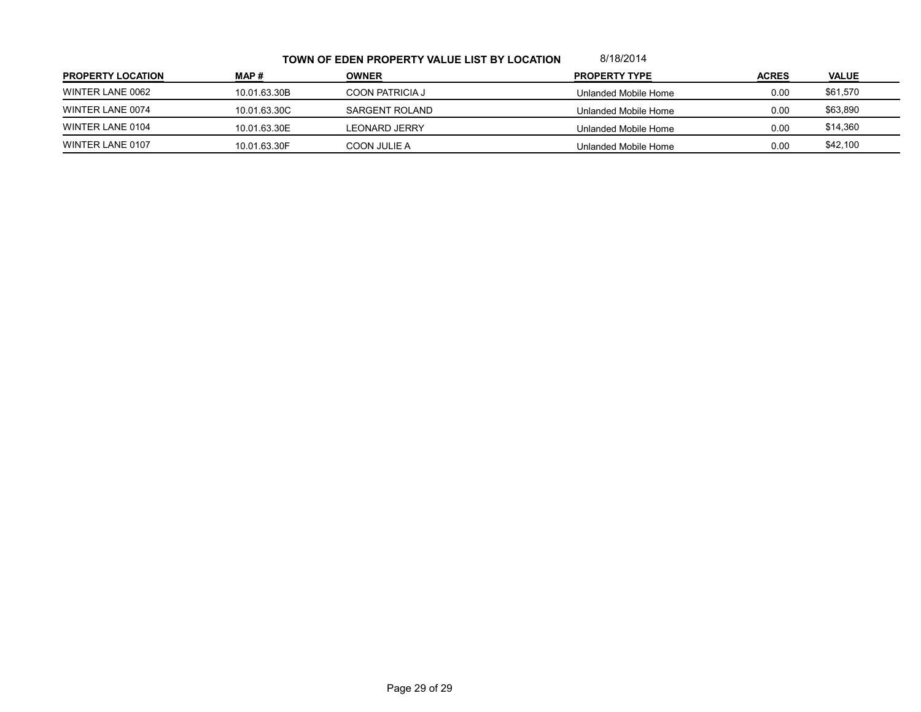**TOWN OF EDEN PROPERTY VALUE LIST BY LOCATION** 8/18/2014

| PROPERTY LOCATION | MAP # | OWNER | PROPERTY TYPE | ACRES | VALUE |
|---|---|---|---|---|---|
| WINTER LANE 0062 | 10.01.63.30B | COON PATRICIA J | Unlanded Mobile Home | 0.00 | $61,570 |
| WINTER LANE 0074 | 10.01.63.30C | SARGENT ROLAND | Unlanded Mobile Home | 0.00 | $63,890 |
| WINTER LANE 0104 | 10.01.63.30E | LEONARD JERRY | Unlanded Mobile Home | 0.00 | $14,360 |
| WINTER LANE 0107 | 10.01.63.30F | COON JULIE A | Unlanded Mobile Home | 0.00 | $42,100 |